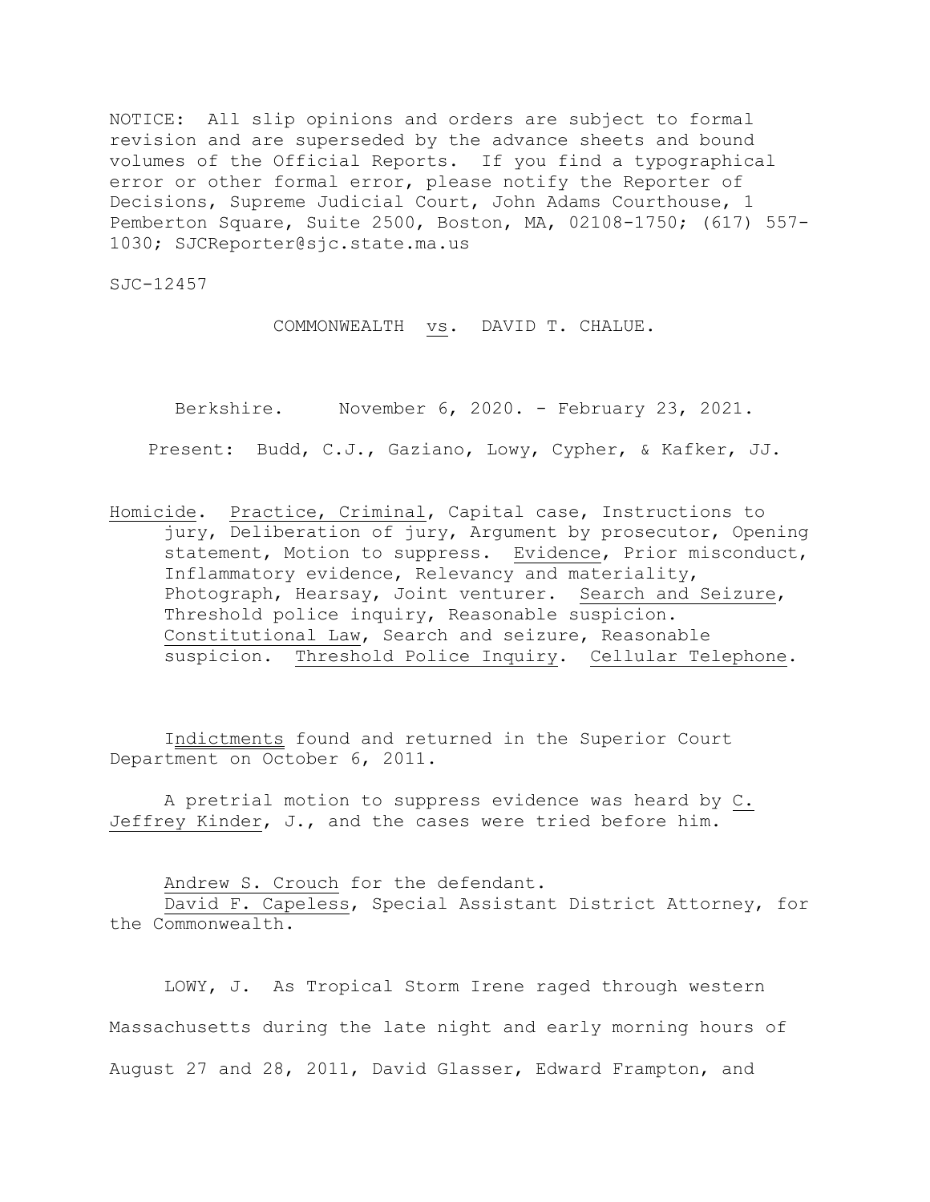NOTICE: All slip opinions and orders are subject to formal revision and are superseded by the advance sheets and bound volumes of the Official Reports. If you find a typographical error or other formal error, please notify the Reporter of Decisions, Supreme Judicial Court, John Adams Courthouse, 1 Pemberton Square, Suite 2500, Boston, MA, 02108-1750; (617) 557-1030; SJCReporter@sjc.state.ma.us

SJC-12457

COMMONWEALTH vs. DAVID T. CHALUE.

Berkshire. November 6, 2020. - February 23, 2021.

Present: Budd, C.J., Gaziano, Lowy, Cypher, & Kafker, JJ.

Homicide. Practice, Criminal, Capital case, Instructions to jury, Deliberation of jury, Argument by prosecutor, Opening statement, Motion to suppress. Evidence, Prior misconduct, Inflammatory evidence, Relevancy and materiality, Photograph, Hearsay, Joint venturer. Search and Seizure, Threshold police inquiry, Reasonable suspicion. Constitutional Law, Search and seizure, Reasonable suspicion. Threshold Police Inquiry. Cellular Telephone.

Indictments found and returned in the Superior Court Department on October 6, 2011.

A pretrial motion to suppress evidence was heard by C. Jeffrey Kinder, J., and the cases were tried before him.

Andrew S. Crouch for the defendant.
David F. Capeless, Special Assistant District Attorney, for the Commonwealth.

LOWY, J. As Tropical Storm Irene raged through western Massachusetts during the late night and early morning hours of August 27 and 28, 2011, David Glasser, Edward Frampton, and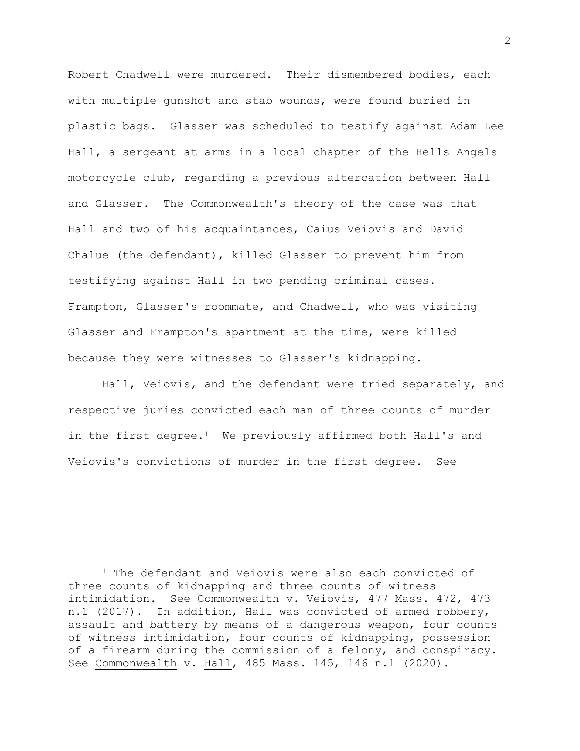Robert Chadwell were murdered. Their dismembered bodies, each with multiple gunshot and stab wounds, were found buried in plastic bags. Glasser was scheduled to testify against Adam Lee Hall, a sergeant at arms in a local chapter of the Hells Angels motorcycle club, regarding a previous altercation between Hall and Glasser. The Commonwealth's theory of the case was that Hall and two of his acquaintances, Caius Veiovis and David Chalue (the defendant), killed Glasser to prevent him from testifying against Hall in two pending criminal cases. Frampton, Glasser's roommate, and Chadwell, who was visiting Glasser and Frampton's apartment at the time, were killed because they were witnesses to Glasser's kidnapping.

Hall, Veiovis, and the defendant were tried separately, and respective juries convicted each man of three counts of murder in the first degree.[1] We previously affirmed both Hall's and Veiovis's convictions of murder in the first degree. See

---

[1] The defendant and Veiovis were also each convicted of three counts of kidnapping and three counts of witness intimidation. See Commonwealth v. Veiovis, 477 Mass. 472, 473 n.1 (2017). In addition, Hall was convicted of armed robbery, assault and battery by means of a dangerous weapon, four counts of witness intimidation, four counts of kidnapping, possession of a firearm during the commission of a felony, and conspiracy. See Commonwealth v. Hall, 485 Mass. 145, 146 n.1 (2020).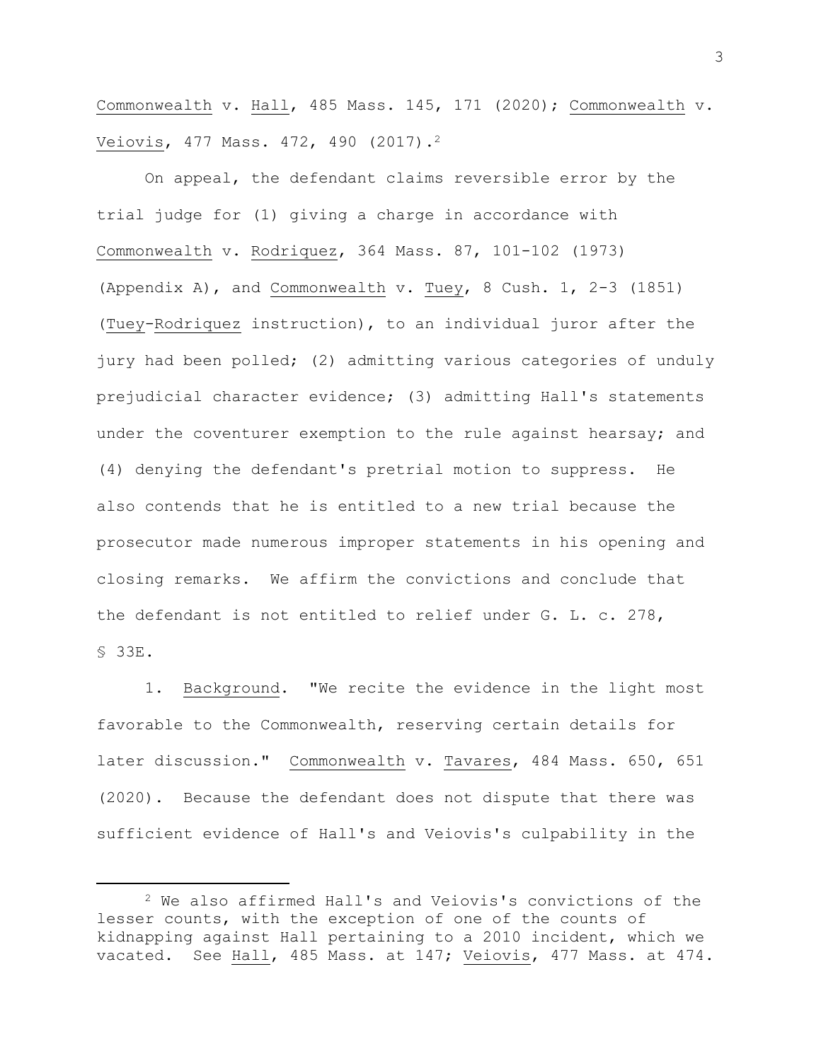Commonwealth v. Hall, 485 Mass. 145, 171 (2020); Commonwealth v. Veiovis, 477 Mass. 472, 490 (2017).[2]

On appeal, the defendant claims reversible error by the trial judge for (1) giving a charge in accordance with Commonwealth v. Rodriquez, 364 Mass. 87, 101-102 (1973) (Appendix A), and Commonwealth v. Tuey, 8 Cush. 1, 2-3 (1851) (Tuey-Rodriquez instruction), to an individual juror after the jury had been polled; (2) admitting various categories of unduly prejudicial character evidence; (3) admitting Hall's statements under the coventurer exemption to the rule against hearsay; and (4) denying the defendant's pretrial motion to suppress. He also contends that he is entitled to a new trial because the prosecutor made numerous improper statements in his opening and closing remarks. We affirm the convictions and conclude that the defendant is not entitled to relief under G. L. c. 278, § 33E.

1. Background. "We recite the evidence in the light most favorable to the Commonwealth, reserving certain details for later discussion." Commonwealth v. Tavares, 484 Mass. 650, 651 (2020). Because the defendant does not dispute that there was sufficient evidence of Hall's and Veiovis's culpability in the

---

[2] We also affirmed Hall's and Veiovis's convictions of the lesser counts, with the exception of one of the counts of kidnapping against Hall pertaining to a 2010 incident, which we vacated. See Hall, 485 Mass. at 147; Veiovis, 477 Mass. at 474.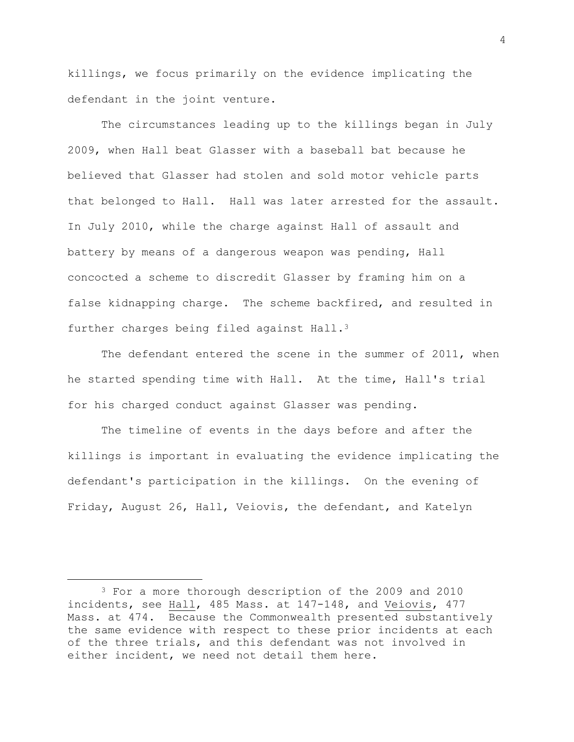killings, we focus primarily on the evidence implicating the defendant in the joint venture.

The circumstances leading up to the killings began in July 2009, when Hall beat Glasser with a baseball bat because he believed that Glasser had stolen and sold motor vehicle parts that belonged to Hall. Hall was later arrested for the assault. In July 2010, while the charge against Hall of assault and battery by means of a dangerous weapon was pending, Hall concocted a scheme to discredit Glasser by framing him on a false kidnapping charge. The scheme backfired, and resulted in further charges being filed against Hall.[3]

The defendant entered the scene in the summer of 2011, when he started spending time with Hall. At the time, Hall's trial for his charged conduct against Glasser was pending.

The timeline of events in the days before and after the killings is important in evaluating the evidence implicating the defendant's participation in the killings. On the evening of Friday, August 26, Hall, Veiovis, the defendant, and Katelyn

---

[3] For a more thorough description of the 2009 and 2010 incidents, see Hall, 485 Mass. at 147-148, and Veiovis, 477 Mass. at 474. Because the Commonwealth presented substantively the same evidence with respect to these prior incidents at each of the three trials, and this defendant was not involved in either incident, we need not detail them here.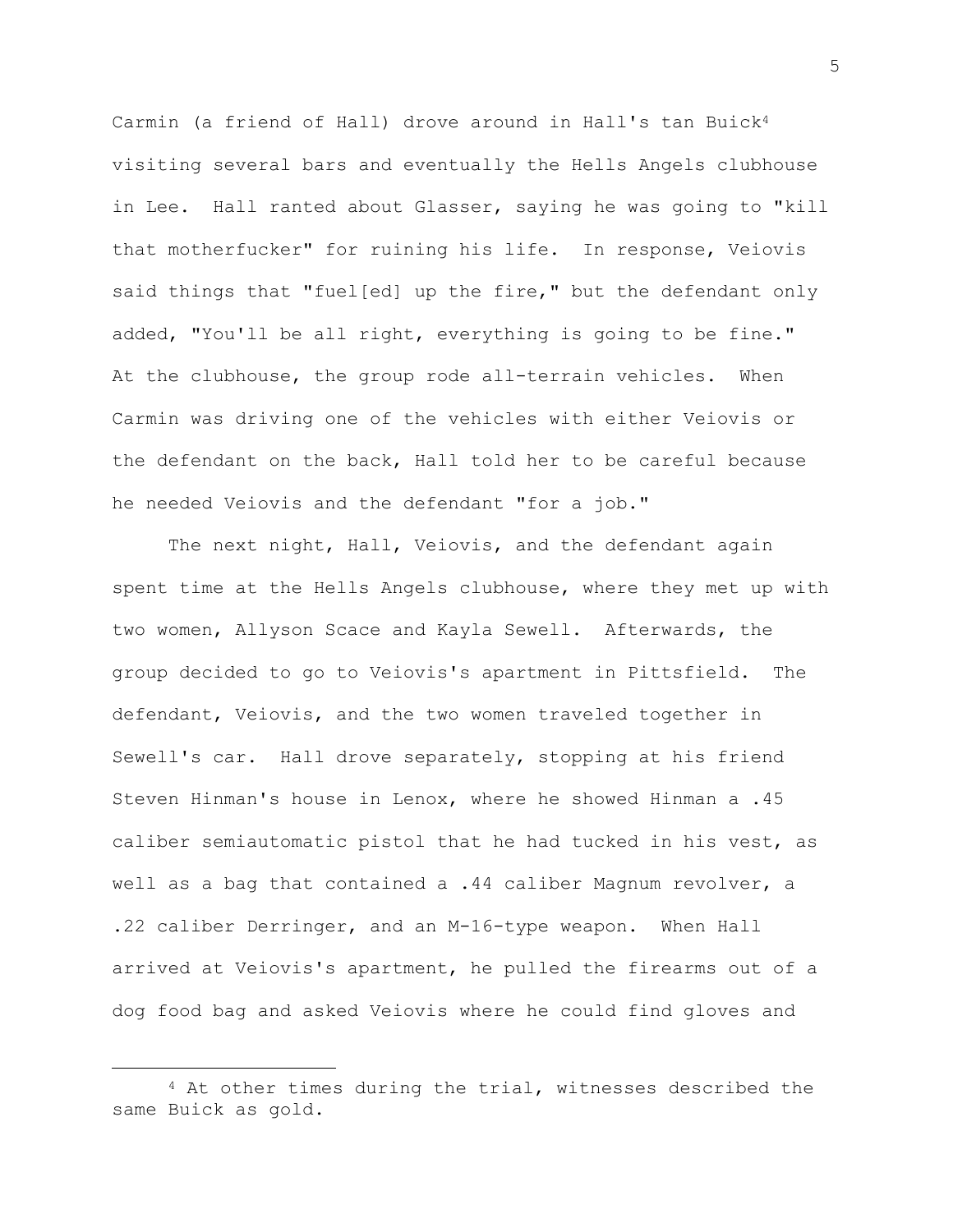Carmin (a friend of Hall) drove around in Hall's tan Buick[4] visiting several bars and eventually the Hells Angels clubhouse in Lee. Hall ranted about Glasser, saying he was going to "kill that motherfucker" for ruining his life. In response, Veiovis said things that "fuel[ed] up the fire," but the defendant only added, "You'll be all right, everything is going to be fine." At the clubhouse, the group rode all-terrain vehicles. When Carmin was driving one of the vehicles with either Veiovis or the defendant on the back, Hall told her to be careful because he needed Veiovis and the defendant "for a job."

The next night, Hall, Veiovis, and the defendant again spent time at the Hells Angels clubhouse, where they met up with two women, Allyson Scace and Kayla Sewell. Afterwards, the group decided to go to Veiovis's apartment in Pittsfield. The defendant, Veiovis, and the two women traveled together in Sewell's car. Hall drove separately, stopping at his friend Steven Hinman's house in Lenox, where he showed Hinman a .45 caliber semiautomatic pistol that he had tucked in his vest, as well as a bag that contained a .44 caliber Magnum revolver, a .22 caliber Derringer, and an M-16-type weapon. When Hall arrived at Veiovis's apartment, he pulled the firearms out of a dog food bag and asked Veiovis where he could find gloves and

[4] At other times during the trial, witnesses described the same Buick as gold.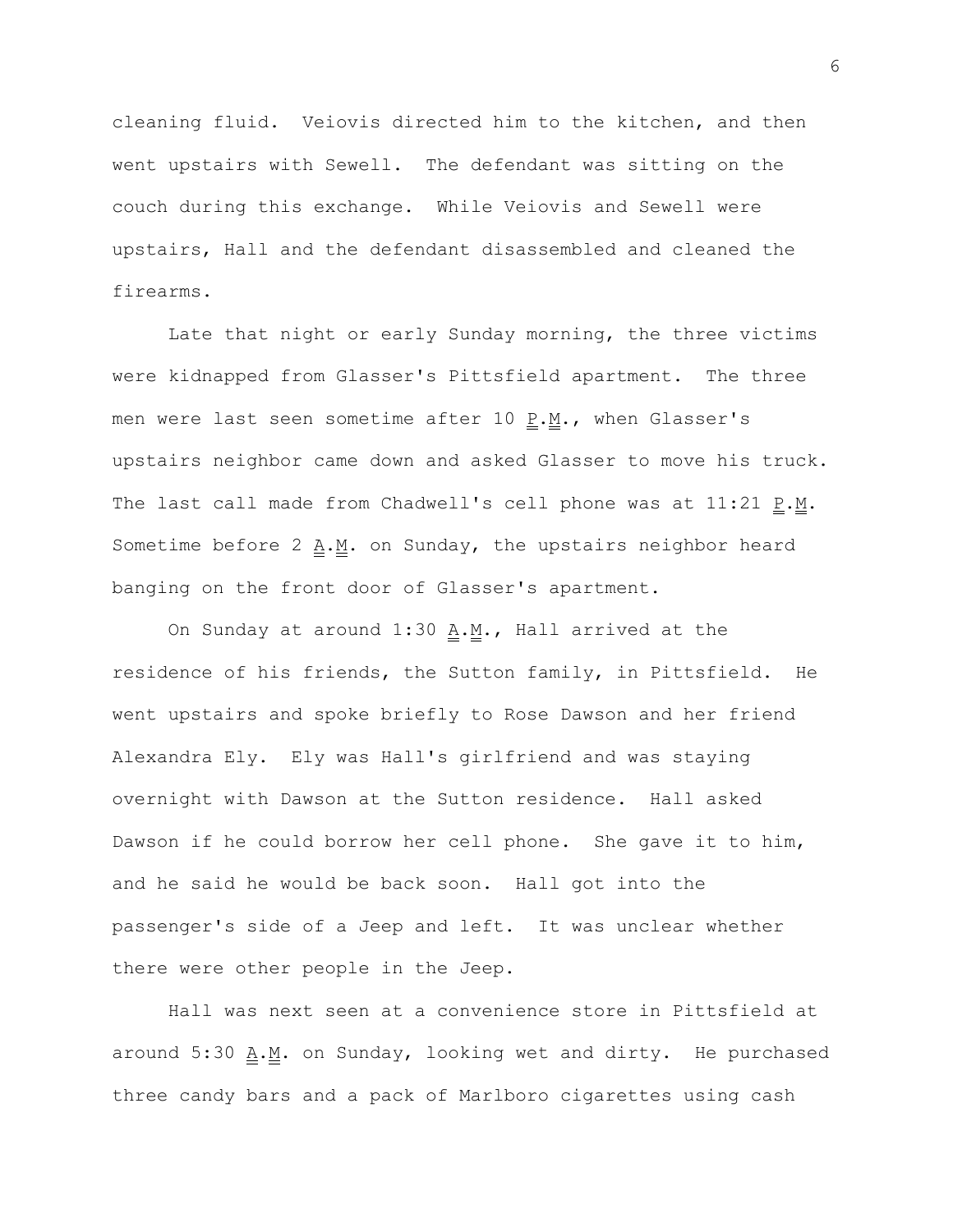cleaning fluid. Veiovis directed him to the kitchen, and then went upstairs with Sewell. The defendant was sitting on the couch during this exchange. While Veiovis and Sewell were upstairs, Hall and the defendant disassembled and cleaned the firearms.

Late that night or early Sunday morning, the three victims were kidnapped from Glasser's Pittsfield apartment. The three men were last seen sometime after 10 P.M., when Glasser's upstairs neighbor came down and asked Glasser to move his truck. The last call made from Chadwell's cell phone was at 11:21 P.M. Sometime before 2 A.M. on Sunday, the upstairs neighbor heard banging on the front door of Glasser's apartment.

On Sunday at around 1:30 A.M., Hall arrived at the residence of his friends, the Sutton family, in Pittsfield. He went upstairs and spoke briefly to Rose Dawson and her friend Alexandra Ely. Ely was Hall's girlfriend and was staying overnight with Dawson at the Sutton residence. Hall asked Dawson if he could borrow her cell phone. She gave it to him, and he said he would be back soon. Hall got into the passenger's side of a Jeep and left. It was unclear whether there were other people in the Jeep.

Hall was next seen at a convenience store in Pittsfield at around 5:30 A.M. on Sunday, looking wet and dirty. He purchased three candy bars and a pack of Marlboro cigarettes using cash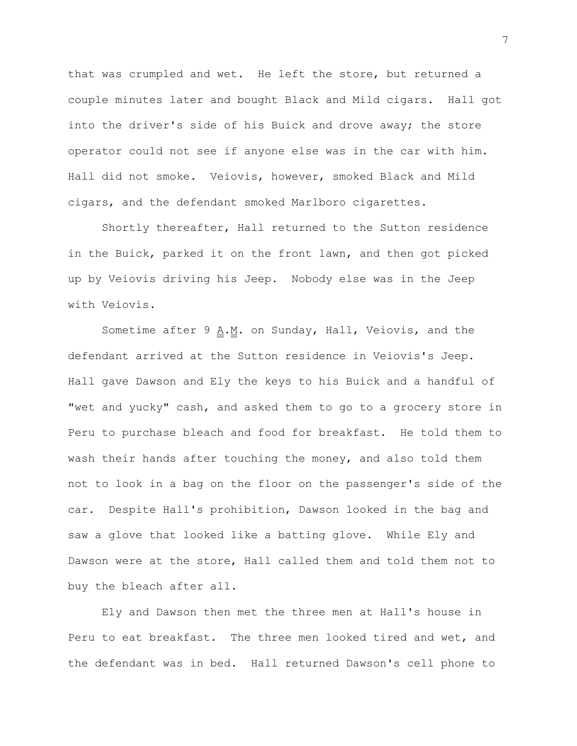that was crumpled and wet. He left the store, but returned a couple minutes later and bought Black and Mild cigars. Hall got into the driver's side of his Buick and drove away; the store operator could not see if anyone else was in the car with him. Hall did not smoke. Veiovis, however, smoked Black and Mild cigars, and the defendant smoked Marlboro cigarettes.

Shortly thereafter, Hall returned to the Sutton residence in the Buick, parked it on the front lawn, and then got picked up by Veiovis driving his Jeep. Nobody else was in the Jeep with Veiovis.

Sometime after 9 A.M. on Sunday, Hall, Veiovis, and the defendant arrived at the Sutton residence in Veiovis's Jeep. Hall gave Dawson and Ely the keys to his Buick and a handful of "wet and yucky" cash, and asked them to go to a grocery store in Peru to purchase bleach and food for breakfast. He told them to wash their hands after touching the money, and also told them not to look in a bag on the floor on the passenger's side of the car. Despite Hall's prohibition, Dawson looked in the bag and saw a glove that looked like a batting glove. While Ely and Dawson were at the store, Hall called them and told them not to buy the bleach after all.

Ely and Dawson then met the three men at Hall's house in Peru to eat breakfast. The three men looked tired and wet, and the defendant was in bed. Hall returned Dawson's cell phone to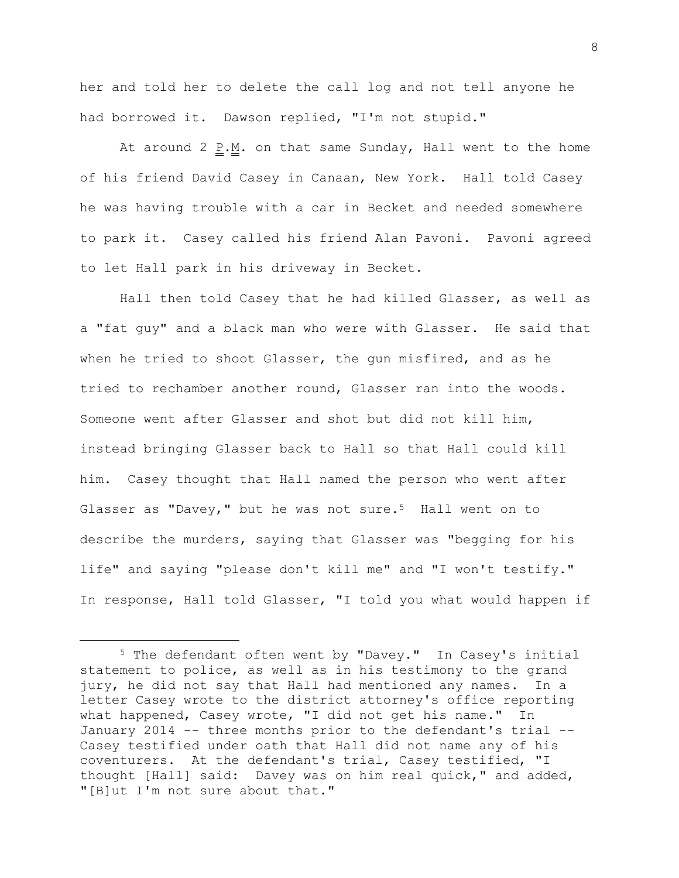her and told her to delete the call log and not tell anyone he had borrowed it. Dawson replied, "I'm not stupid."

At around 2 P.M. on that same Sunday, Hall went to the home of his friend David Casey in Canaan, New York. Hall told Casey he was having trouble with a car in Becket and needed somewhere to park it. Casey called his friend Alan Pavoni. Pavoni agreed to let Hall park in his driveway in Becket.

Hall then told Casey that he had killed Glasser, as well as a "fat guy" and a black man who were with Glasser. He said that when he tried to shoot Glasser, the gun misfired, and as he tried to rechamber another round, Glasser ran into the woods. Someone went after Glasser and shot but did not kill him, instead bringing Glasser back to Hall so that Hall could kill him. Casey thought that Hall named the person who went after Glasser as "Davey," but he was not sure.[5] Hall went on to describe the murders, saying that Glasser was "begging for his life" and saying "please don't kill me" and "I won't testify." In response, Hall told Glasser, "I told you what would happen if

---

[5] The defendant often went by "Davey." In Casey's initial statement to police, as well as in his testimony to the grand jury, he did not say that Hall had mentioned any names. In a letter Casey wrote to the district attorney's office reporting what happened, Casey wrote, "I did not get his name." In January 2014 -- three months prior to the defendant's trial -- Casey testified under oath that Hall did not name any of his coventurers. At the defendant's trial, Casey testified, "I thought [Hall] said: Davey was on him real quick," and added, "[B]ut I'm not sure about that."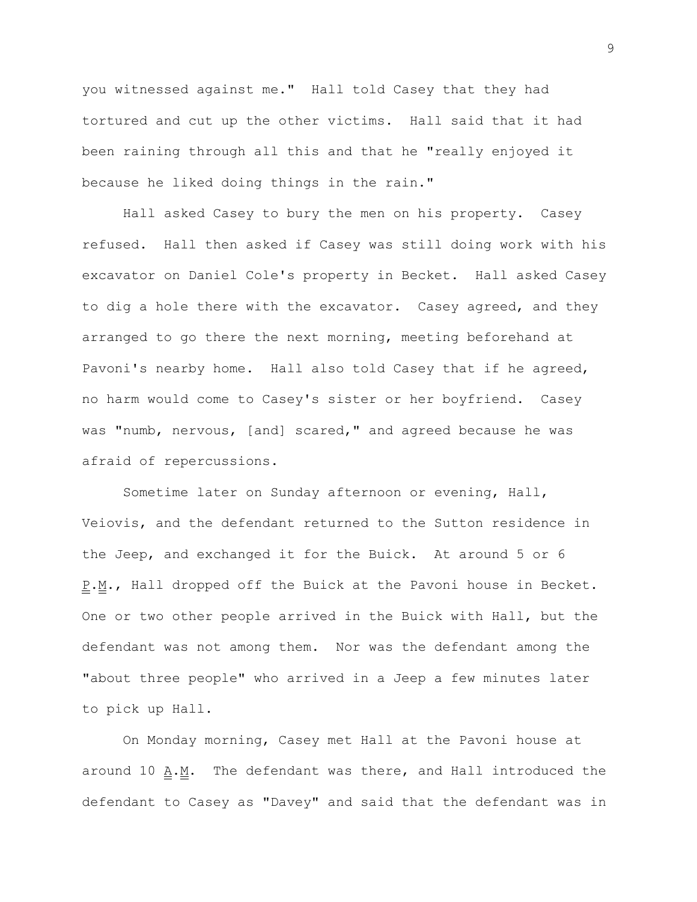you witnessed against me." Hall told Casey that they had tortured and cut up the other victims. Hall said that it had been raining through all this and that he "really enjoyed it because he liked doing things in the rain."

Hall asked Casey to bury the men on his property. Casey refused. Hall then asked if Casey was still doing work with his excavator on Daniel Cole's property in Becket. Hall asked Casey to dig a hole there with the excavator. Casey agreed, and they arranged to go there the next morning, meeting beforehand at Pavoni's nearby home. Hall also told Casey that if he agreed, no harm would come to Casey's sister or her boyfriend. Casey was "numb, nervous, [and] scared," and agreed because he was afraid of repercussions.

Sometime later on Sunday afternoon or evening, Hall, Veiovis, and the defendant returned to the Sutton residence in the Jeep, and exchanged it for the Buick. At around 5 or 6 P.M., Hall dropped off the Buick at the Pavoni house in Becket. One or two other people arrived in the Buick with Hall, but the defendant was not among them. Nor was the defendant among the "about three people" who arrived in a Jeep a few minutes later to pick up Hall.

On Monday morning, Casey met Hall at the Pavoni house at around 10 A.M. The defendant was there, and Hall introduced the defendant to Casey as "Davey" and said that the defendant was in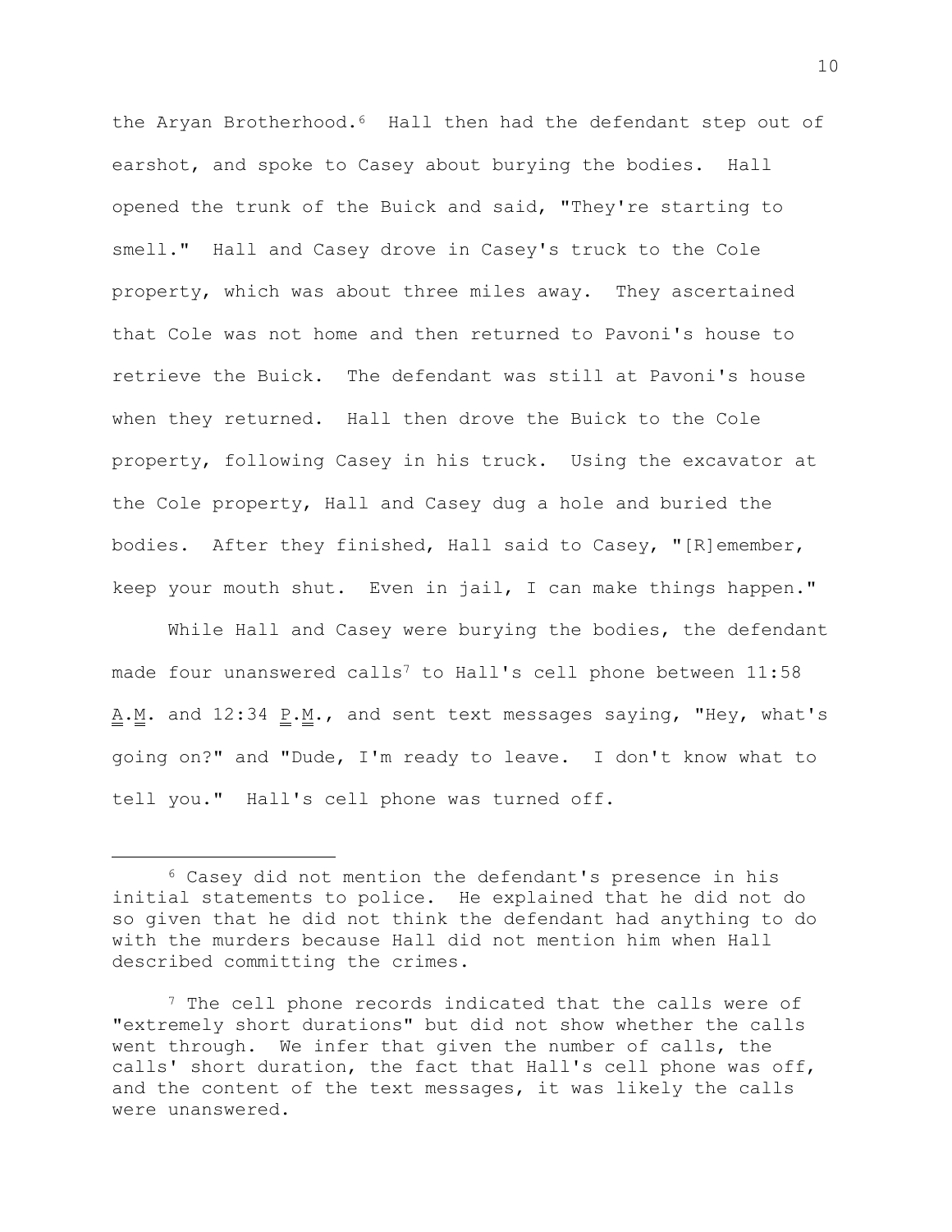the Aryan Brotherhood.[6] Hall then had the defendant step out of earshot, and spoke to Casey about burying the bodies. Hall opened the trunk of the Buick and said, "They're starting to smell." Hall and Casey drove in Casey's truck to the Cole property, which was about three miles away. They ascertained that Cole was not home and then returned to Pavoni's house to retrieve the Buick. The defendant was still at Pavoni's house when they returned. Hall then drove the Buick to the Cole property, following Casey in his truck. Using the excavator at the Cole property, Hall and Casey dug a hole and buried the bodies. After they finished, Hall said to Casey, "[R]emember, keep your mouth shut. Even in jail, I can make things happen."

While Hall and Casey were burying the bodies, the defendant made four unanswered calls[7] to Hall's cell phone between 11:58 A.M. and 12:34 P.M., and sent text messages saying, "Hey, what's going on?" and "Dude, I'm ready to leave. I don't know what to tell you." Hall's cell phone was turned off.

---

[6] Casey did not mention the defendant's presence in his initial statements to police. He explained that he did not do so given that he did not think the defendant had anything to do with the murders because Hall did not mention him when Hall described committing the crimes.

[7] The cell phone records indicated that the calls were of "extremely short durations" but did not show whether the calls went through. We infer that given the number of calls, the calls' short duration, the fact that Hall's cell phone was off, and the content of the text messages, it was likely the calls were unanswered.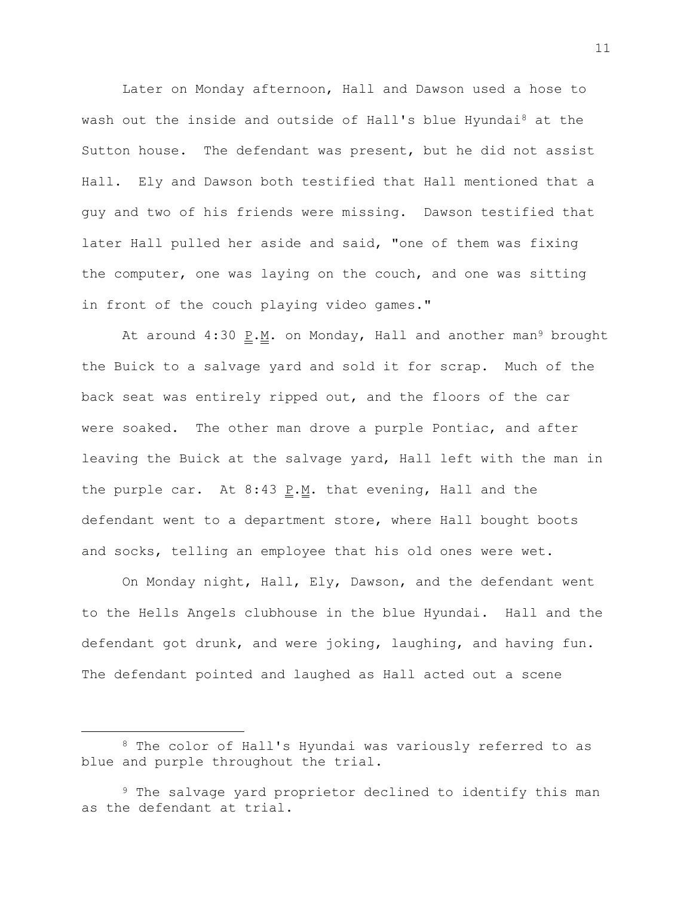Later on Monday afternoon, Hall and Dawson used a hose to wash out the inside and outside of Hall's blue Hyundai[8] at the Sutton house. The defendant was present, but he did not assist Hall. Ely and Dawson both testified that Hall mentioned that a guy and two of his friends were missing. Dawson testified that later Hall pulled her aside and said, "one of them was fixing the computer, one was laying on the couch, and one was sitting in front of the couch playing video games."

At around 4:30 P.M. on Monday, Hall and another man[9] brought the Buick to a salvage yard and sold it for scrap. Much of the back seat was entirely ripped out, and the floors of the car were soaked. The other man drove a purple Pontiac, and after leaving the Buick at the salvage yard, Hall left with the man in the purple car. At 8:43 P.M. that evening, Hall and the defendant went to a department store, where Hall bought boots and socks, telling an employee that his old ones were wet.

On Monday night, Hall, Ely, Dawson, and the defendant went to the Hells Angels clubhouse in the blue Hyundai. Hall and the defendant got drunk, and were joking, laughing, and having fun. The defendant pointed and laughed as Hall acted out a scene

---

[8] The color of Hall's Hyundai was variously referred to as blue and purple throughout the trial.

[9] The salvage yard proprietor declined to identify this man as the defendant at trial.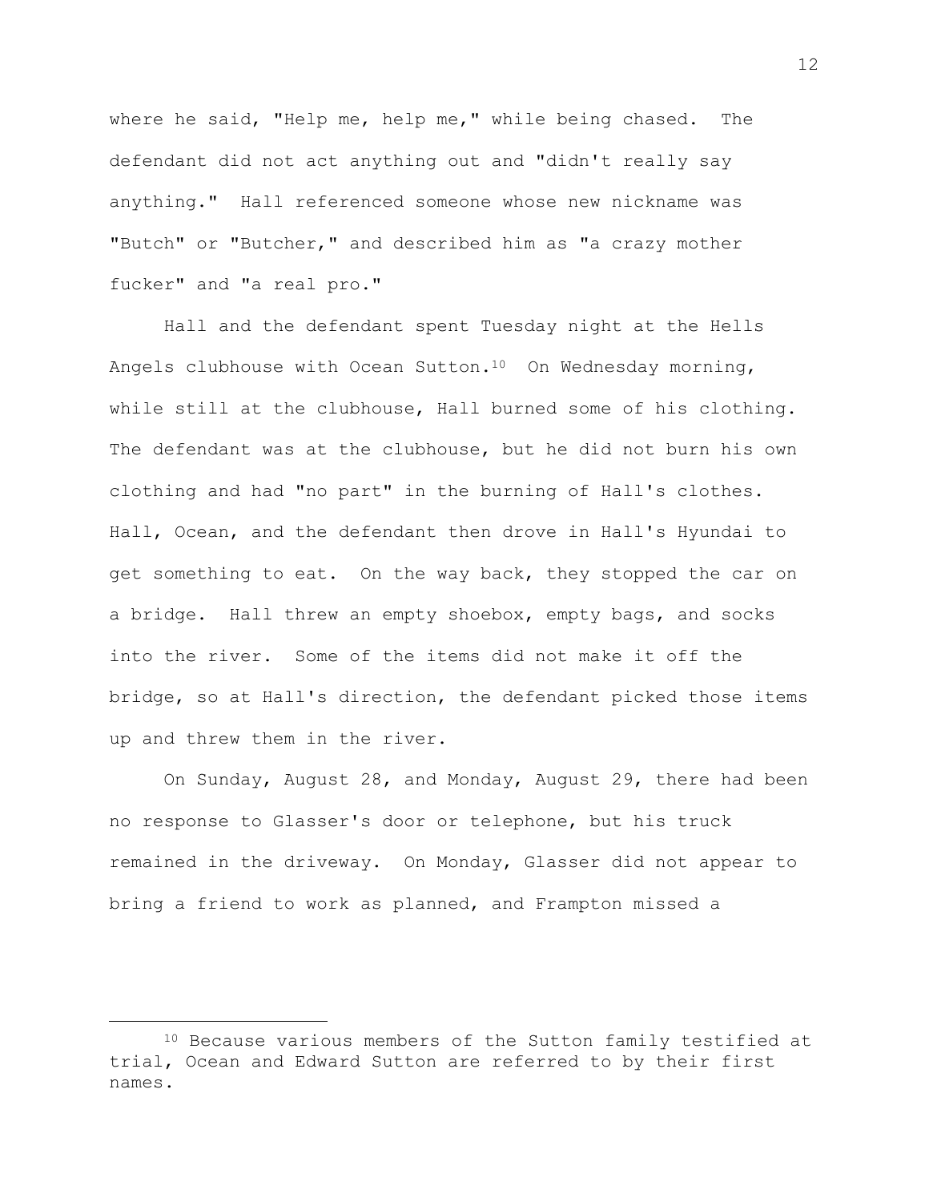where he said, "Help me, help me," while being chased. The defendant did not act anything out and "didn't really say anything." Hall referenced someone whose new nickname was "Butch" or "Butcher," and described him as "a crazy mother fucker" and "a real pro."

Hall and the defendant spent Tuesday night at the Hells Angels clubhouse with Ocean Sutton.[10] On Wednesday morning, while still at the clubhouse, Hall burned some of his clothing. The defendant was at the clubhouse, but he did not burn his own clothing and had "no part" in the burning of Hall's clothes. Hall, Ocean, and the defendant then drove in Hall's Hyundai to get something to eat. On the way back, they stopped the car on a bridge. Hall threw an empty shoebox, empty bags, and socks into the river. Some of the items did not make it off the bridge, so at Hall's direction, the defendant picked those items up and threw them in the river.

On Sunday, August 28, and Monday, August 29, there had been no response to Glasser's door or telephone, but his truck remained in the driveway. On Monday, Glasser did not appear to bring a friend to work as planned, and Frampton missed a

---

[10] Because various members of the Sutton family testified at trial, Ocean and Edward Sutton are referred to by their first names.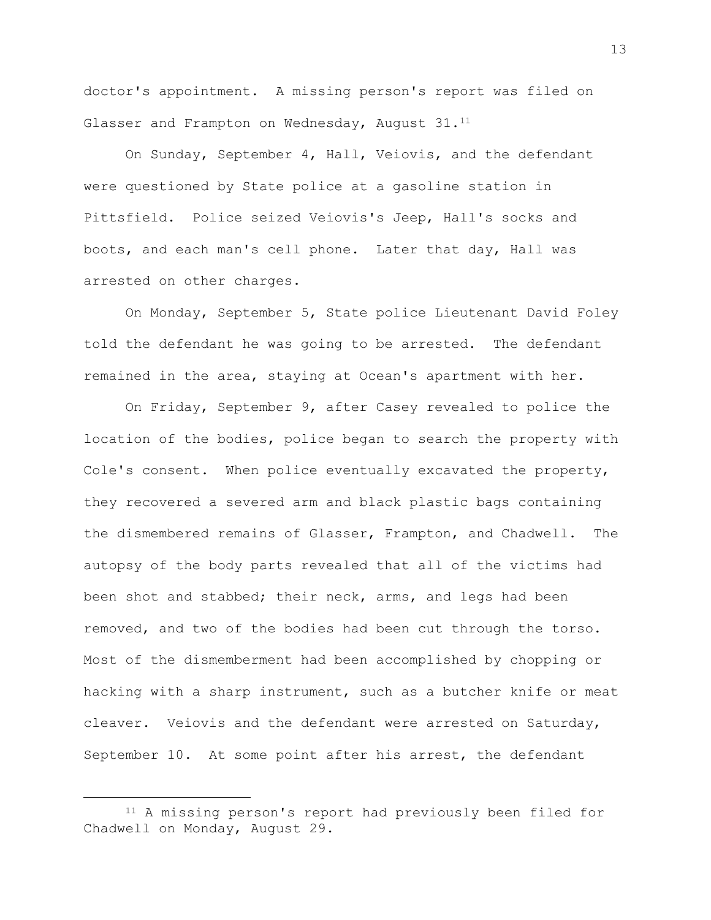doctor's appointment. A missing person's report was filed on Glasser and Frampton on Wednesday, August 31.[11]

On Sunday, September 4, Hall, Veiovis, and the defendant were questioned by State police at a gasoline station in Pittsfield. Police seized Veiovis's Jeep, Hall's socks and boots, and each man's cell phone. Later that day, Hall was arrested on other charges.

On Monday, September 5, State police Lieutenant David Foley told the defendant he was going to be arrested. The defendant remained in the area, staying at Ocean's apartment with her.

On Friday, September 9, after Casey revealed to police the location of the bodies, police began to search the property with Cole's consent. When police eventually excavated the property, they recovered a severed arm and black plastic bags containing the dismembered remains of Glasser, Frampton, and Chadwell. The autopsy of the body parts revealed that all of the victims had been shot and stabbed; their neck, arms, and legs had been removed, and two of the bodies had been cut through the torso. Most of the dismemberment had been accomplished by chopping or hacking with a sharp instrument, such as a butcher knife or meat cleaver. Veiovis and the defendant were arrested on Saturday, September 10. At some point after his arrest, the defendant

---

[11] A missing person's report had previously been filed for Chadwell on Monday, August 29.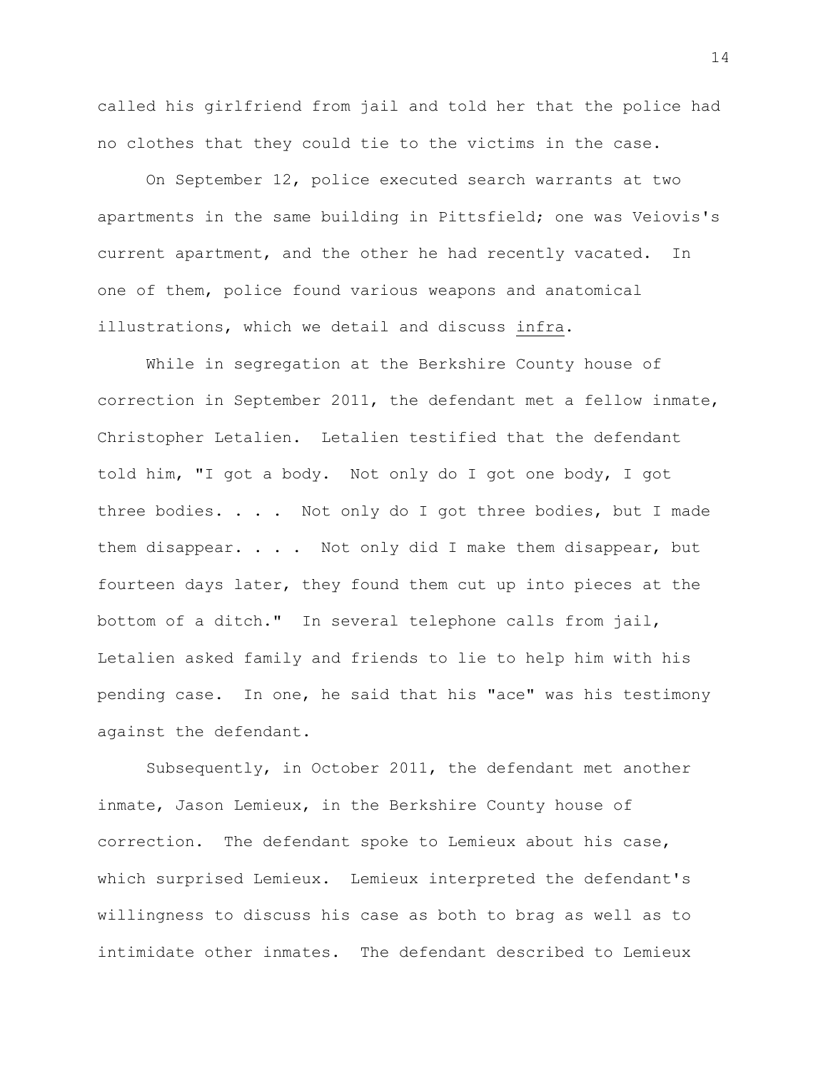called his girlfriend from jail and told her that the police had no clothes that they could tie to the victims in the case.

On September 12, police executed search warrants at two apartments in the same building in Pittsfield; one was Veiovis's current apartment, and the other he had recently vacated. In one of them, police found various weapons and anatomical illustrations, which we detail and discuss infra.

While in segregation at the Berkshire County house of correction in September 2011, the defendant met a fellow inmate, Christopher Letalien. Letalien testified that the defendant told him, "I got a body. Not only do I got one body, I got three bodies. . . . Not only do I got three bodies, but I made them disappear. . . . Not only did I make them disappear, but fourteen days later, they found them cut up into pieces at the bottom of a ditch." In several telephone calls from jail, Letalien asked family and friends to lie to help him with his pending case. In one, he said that his "ace" was his testimony against the defendant.

Subsequently, in October 2011, the defendant met another inmate, Jason Lemieux, in the Berkshire County house of correction. The defendant spoke to Lemieux about his case, which surprised Lemieux. Lemieux interpreted the defendant's willingness to discuss his case as both to brag as well as to intimidate other inmates. The defendant described to Lemieux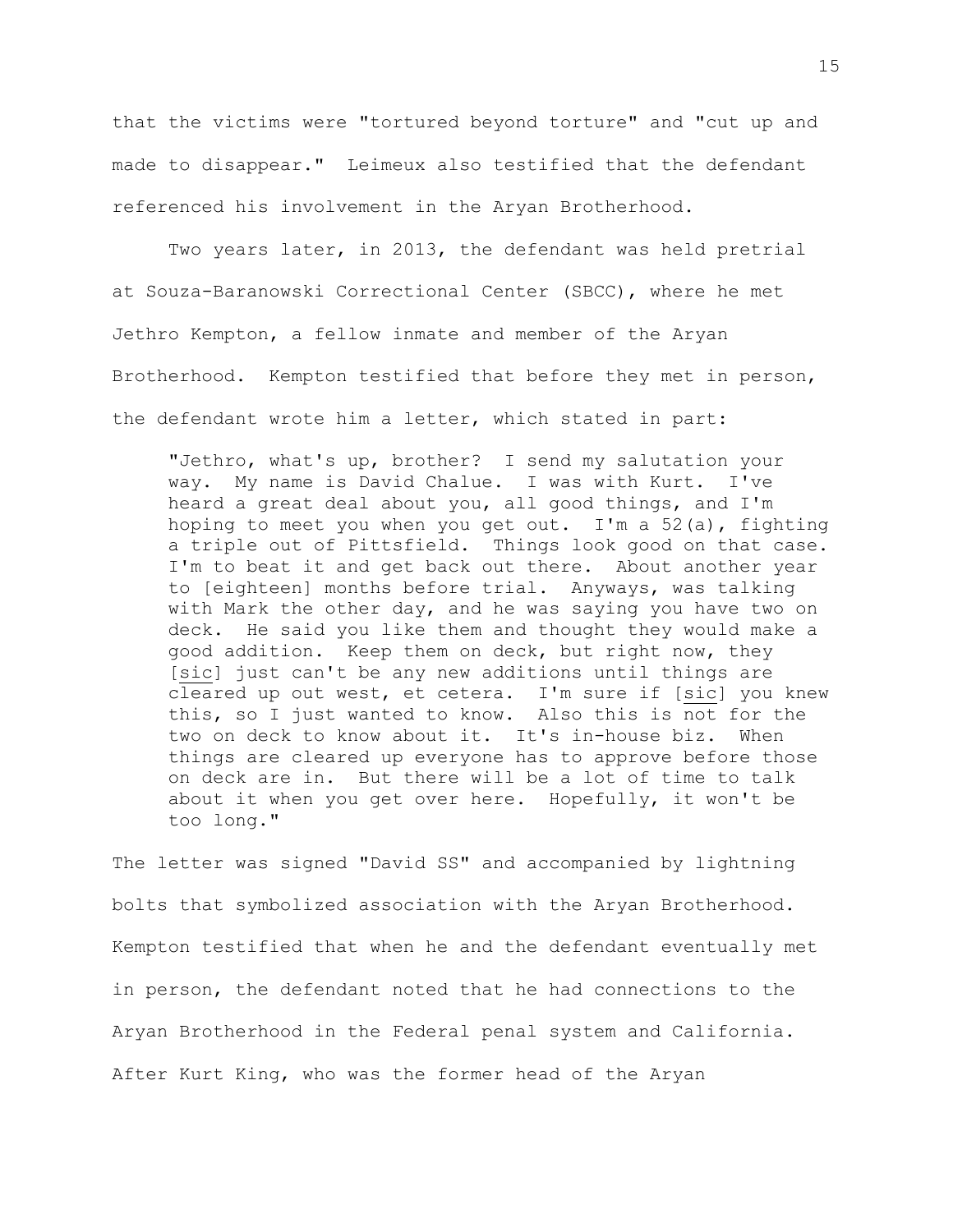that the victims were "tortured beyond torture" and "cut up and made to disappear." Leimeux also testified that the defendant referenced his involvement in the Aryan Brotherhood.

Two years later, in 2013, the defendant was held pretrial at Souza-Baranowski Correctional Center (SBCC), where he met Jethro Kempton, a fellow inmate and member of the Aryan Brotherhood. Kempton testified that before they met in person, the defendant wrote him a letter, which stated in part:

> "Jethro, what's up, brother? I send my salutation your way. My name is David Chalue. I was with Kurt. I've heard a great deal about you, all good things, and I'm hoping to meet you when you get out. I'm a 52(a), fighting a triple out of Pittsfield. Things look good on that case. I'm to beat it and get back out there. About another year to [eighteen] months before trial. Anyways, was talking with Mark the other day, and he was saying you have two on deck. He said you like them and thought they would make a good addition. Keep them on deck, but right now, they [sic] just can't be any new additions until things are cleared up out west, et cetera. I'm sure if [sic] you knew this, so I just wanted to know. Also this is not for the two on deck to know about it. It's in-house biz. When things are cleared up everyone has to approve before those on deck are in. But there will be a lot of time to talk about it when you get over here. Hopefully, it won't be too long."

The letter was signed "David SS" and accompanied by lightning bolts that symbolized association with the Aryan Brotherhood. Kempton testified that when he and the defendant eventually met in person, the defendant noted that he had connections to the Aryan Brotherhood in the Federal penal system and California. After Kurt King, who was the former head of the Aryan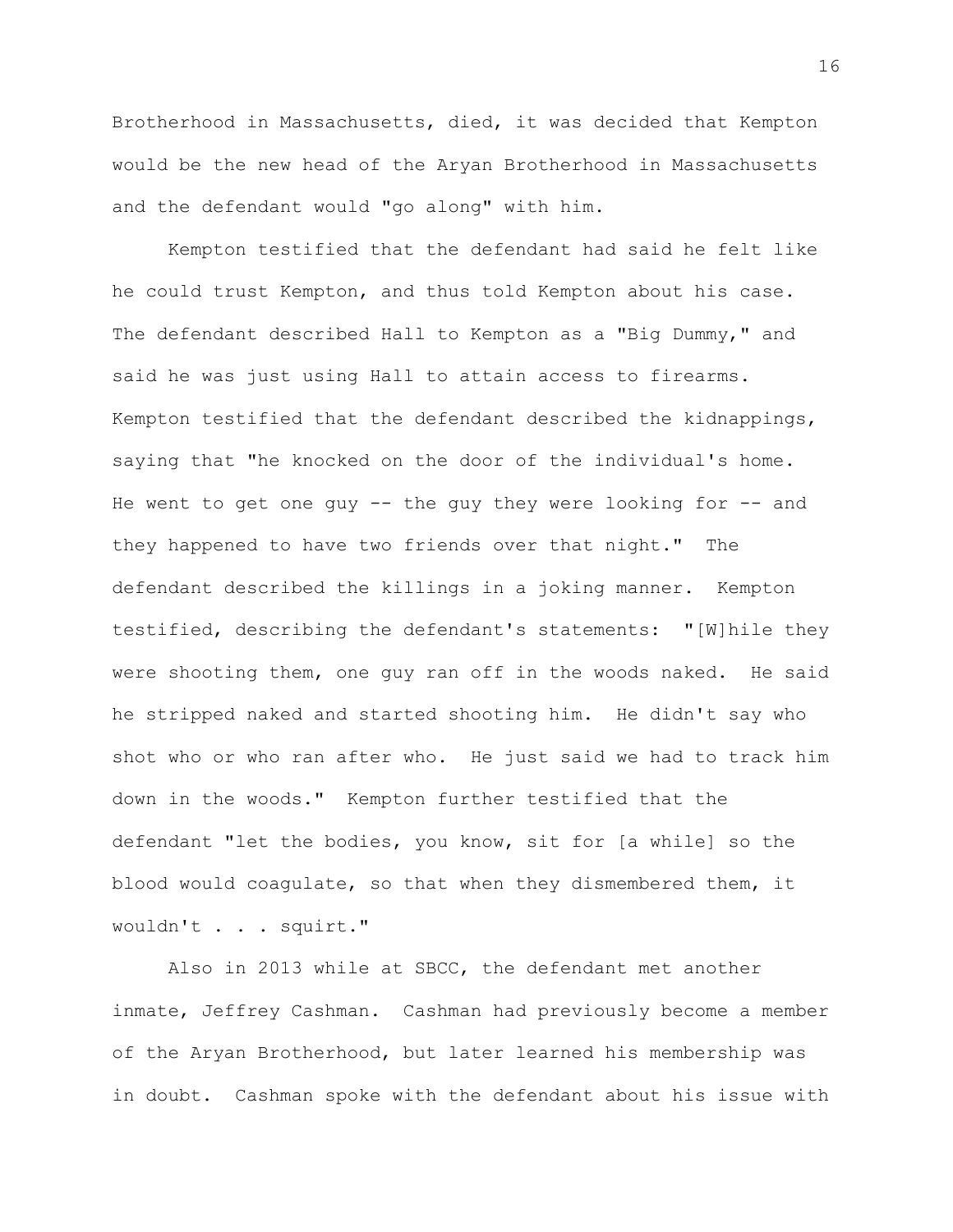Brotherhood in Massachusetts, died, it was decided that Kempton would be the new head of the Aryan Brotherhood in Massachusetts and the defendant would "go along" with him.

Kempton testified that the defendant had said he felt like he could trust Kempton, and thus told Kempton about his case. The defendant described Hall to Kempton as a "Big Dummy," and said he was just using Hall to attain access to firearms. Kempton testified that the defendant described the kidnappings, saying that "he knocked on the door of the individual's home. He went to get one guy -- the guy they were looking for -- and they happened to have two friends over that night." The defendant described the killings in a joking manner. Kempton testified, describing the defendant's statements: "[W]hile they were shooting them, one guy ran off in the woods naked. He said he stripped naked and started shooting him. He didn't say who shot who or who ran after who. He just said we had to track him down in the woods." Kempton further testified that the defendant "let the bodies, you know, sit for [a while] so the blood would coagulate, so that when they dismembered them, it wouldn't . . . squirt."

Also in 2013 while at SBCC, the defendant met another inmate, Jeffrey Cashman. Cashman had previously become a member of the Aryan Brotherhood, but later learned his membership was in doubt. Cashman spoke with the defendant about his issue with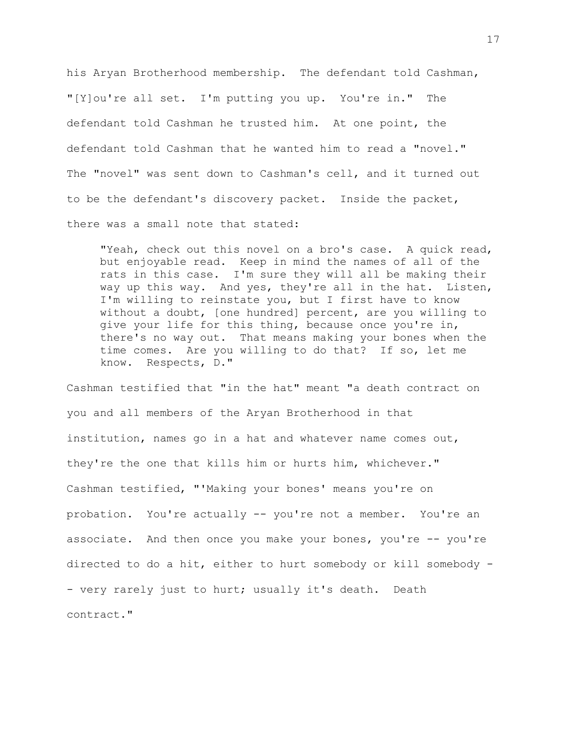his Aryan Brotherhood membership. The defendant told Cashman, "[Y]ou're all set. I'm putting you up. You're in." The defendant told Cashman he trusted him. At one point, the defendant told Cashman that he wanted him to read a "novel." The "novel" was sent down to Cashman's cell, and it turned out to be the defendant's discovery packet. Inside the packet, there was a small note that stated:

> "Yeah, check out this novel on a bro's case. A quick read, but enjoyable read. Keep in mind the names of all of the rats in this case. I'm sure they will all be making their way up this way. And yes, they're all in the hat. Listen, I'm willing to reinstate you, but I first have to know without a doubt, [one hundred] percent, are you willing to give your life for this thing, because once you're in, there's no way out. That means making your bones when the time comes. Are you willing to do that? If so, let me know. Respects, D."

Cashman testified that "in the hat" meant "a death contract on you and all members of the Aryan Brotherhood in that institution, names go in a hat and whatever name comes out, they're the one that kills him or hurts him, whichever." Cashman testified, "'Making your bones' means you're on probation. You're actually -- you're not a member. You're an associate. And then once you make your bones, you're -- you're directed to do a hit, either to hurt somebody or kill somebody -- very rarely just to hurt; usually it's death. Death contract."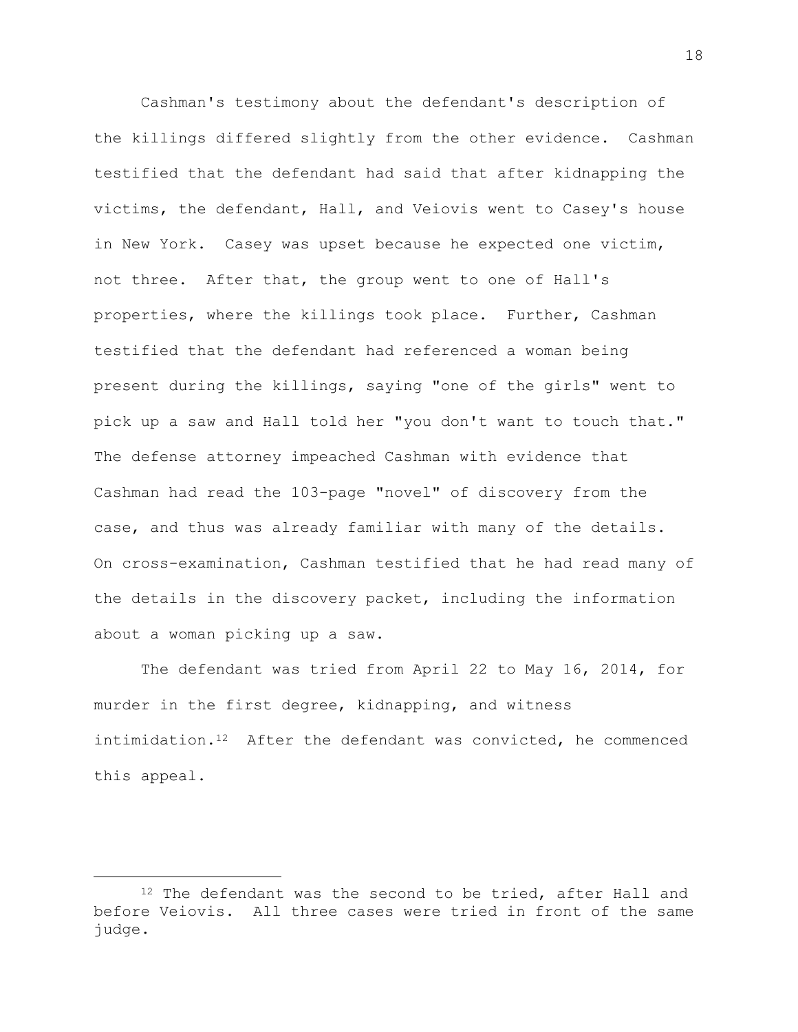Cashman's testimony about the defendant's description of the killings differed slightly from the other evidence. Cashman testified that the defendant had said that after kidnapping the victims, the defendant, Hall, and Veiovis went to Casey's house in New York. Casey was upset because he expected one victim, not three. After that, the group went to one of Hall's properties, where the killings took place. Further, Cashman testified that the defendant had referenced a woman being present during the killings, saying "one of the girls" went to pick up a saw and Hall told her "you don't want to touch that." The defense attorney impeached Cashman with evidence that Cashman had read the 103-page "novel" of discovery from the case, and thus was already familiar with many of the details. On cross-examination, Cashman testified that he had read many of the details in the discovery packet, including the information about a woman picking up a saw.

The defendant was tried from April 22 to May 16, 2014, for murder in the first degree, kidnapping, and witness intimidation.[12] After the defendant was convicted, he commenced this appeal.

---

[12] The defendant was the second to be tried, after Hall and before Veiovis. All three cases were tried in front of the same judge.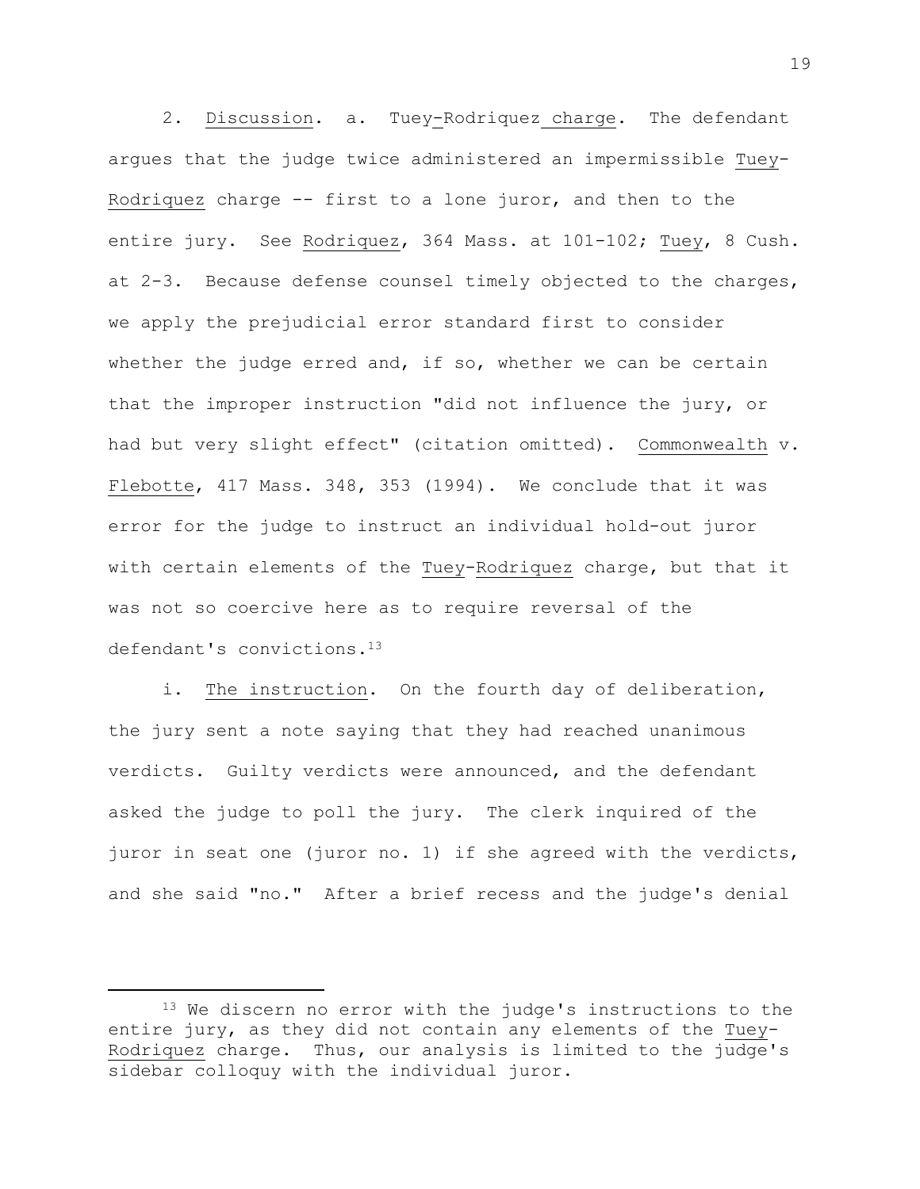2. Discussion. a. Tuey-Rodriquez charge. The defendant argues that the judge twice administered an impermissible Tuey-Rodriquez charge -- first to a lone juror, and then to the entire jury. See Rodriquez, 364 Mass. at 101-102; Tuey, 8 Cush. at 2-3. Because defense counsel timely objected to the charges, we apply the prejudicial error standard first to consider whether the judge erred and, if so, whether we can be certain that the improper instruction "did not influence the jury, or had but very slight effect" (citation omitted). Commonwealth v. Flebotte, 417 Mass. 348, 353 (1994). We conclude that it was error for the judge to instruct an individual hold-out juror with certain elements of the Tuey-Rodriquez charge, but that it was not so coercive here as to require reversal of the defendant's convictions.[13]

i. The instruction. On the fourth day of deliberation, the jury sent a note saying that they had reached unanimous verdicts. Guilty verdicts were announced, and the defendant asked the judge to poll the jury. The clerk inquired of the juror in seat one (juror no. 1) if she agreed with the verdicts, and she said "no." After a brief recess and the judge's denial

---

[13] We discern no error with the judge's instructions to the entire jury, as they did not contain any elements of the Tuey-Rodriquez charge. Thus, our analysis is limited to the judge's sidebar colloquy with the individual juror.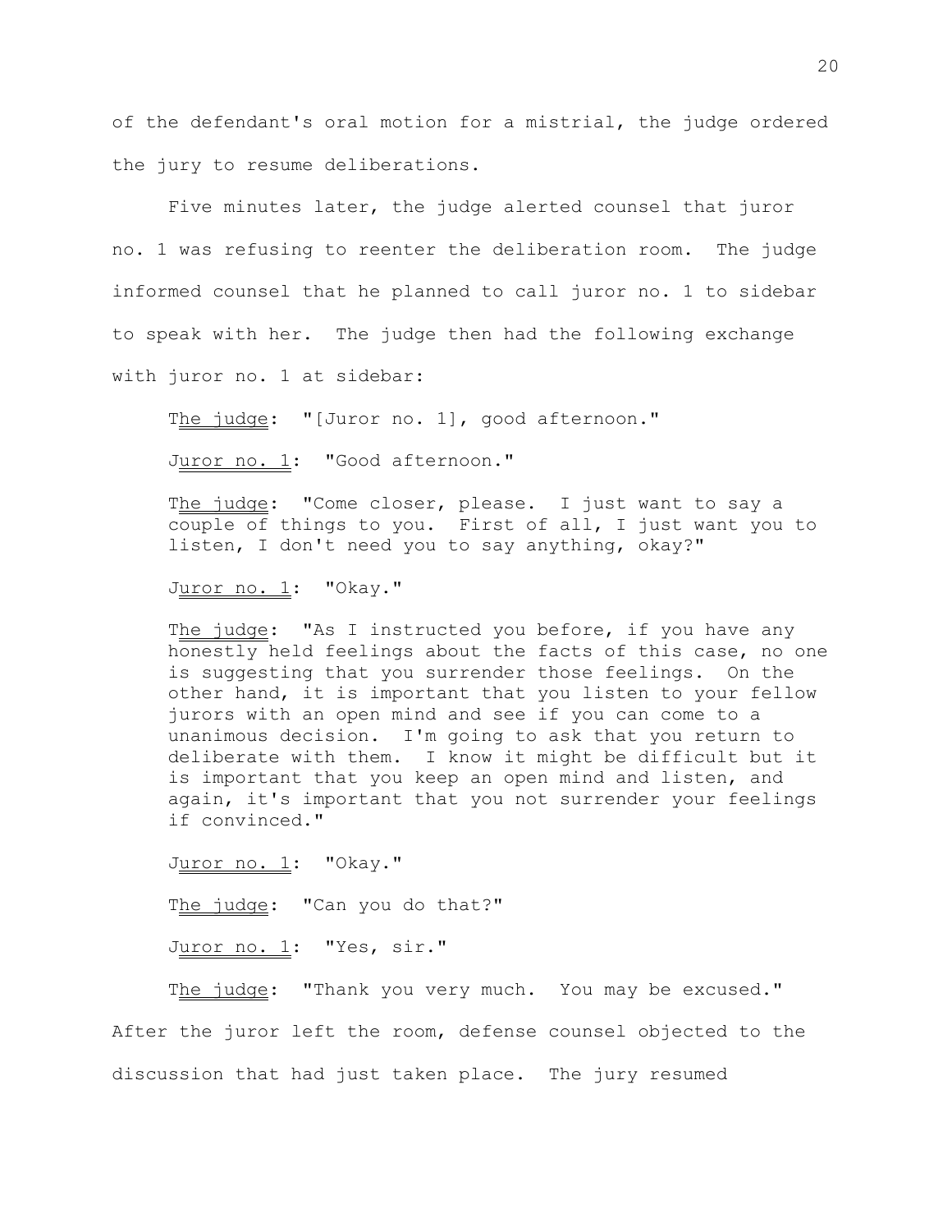of the defendant's oral motion for a mistrial, the judge ordered the jury to resume deliberations.

Five minutes later, the judge alerted counsel that juror no. 1 was refusing to reenter the deliberation room. The judge informed counsel that he planned to call juror no. 1 to sidebar to speak with her. The judge then had the following exchange with juror no. 1 at sidebar:

> The judge: "[Juror no. 1], good afternoon."
>
> Juror no. 1: "Good afternoon."
>
> The judge: "Come closer, please. I just want to say a couple of things to you. First of all, I just want you to listen, I don't need you to say anything, okay?"
>
> Juror no. 1: "Okay."
>
> The judge: "As I instructed you before, if you have any honestly held feelings about the facts of this case, no one is suggesting that you surrender those feelings. On the other hand, it is important that you listen to your fellow jurors with an open mind and see if you can come to a unanimous decision. I'm going to ask that you return to deliberate with them. I know it might be difficult but it is important that you keep an open mind and listen, and again, it's important that you not surrender your feelings if convinced."
>
> Juror no. 1: "Okay."
>
> The judge: "Can you do that?"
>
> Juror no. 1: "Yes, sir."
>
> The judge: "Thank you very much. You may be excused."

After the juror left the room, defense counsel objected to the discussion that had just taken place. The jury resumed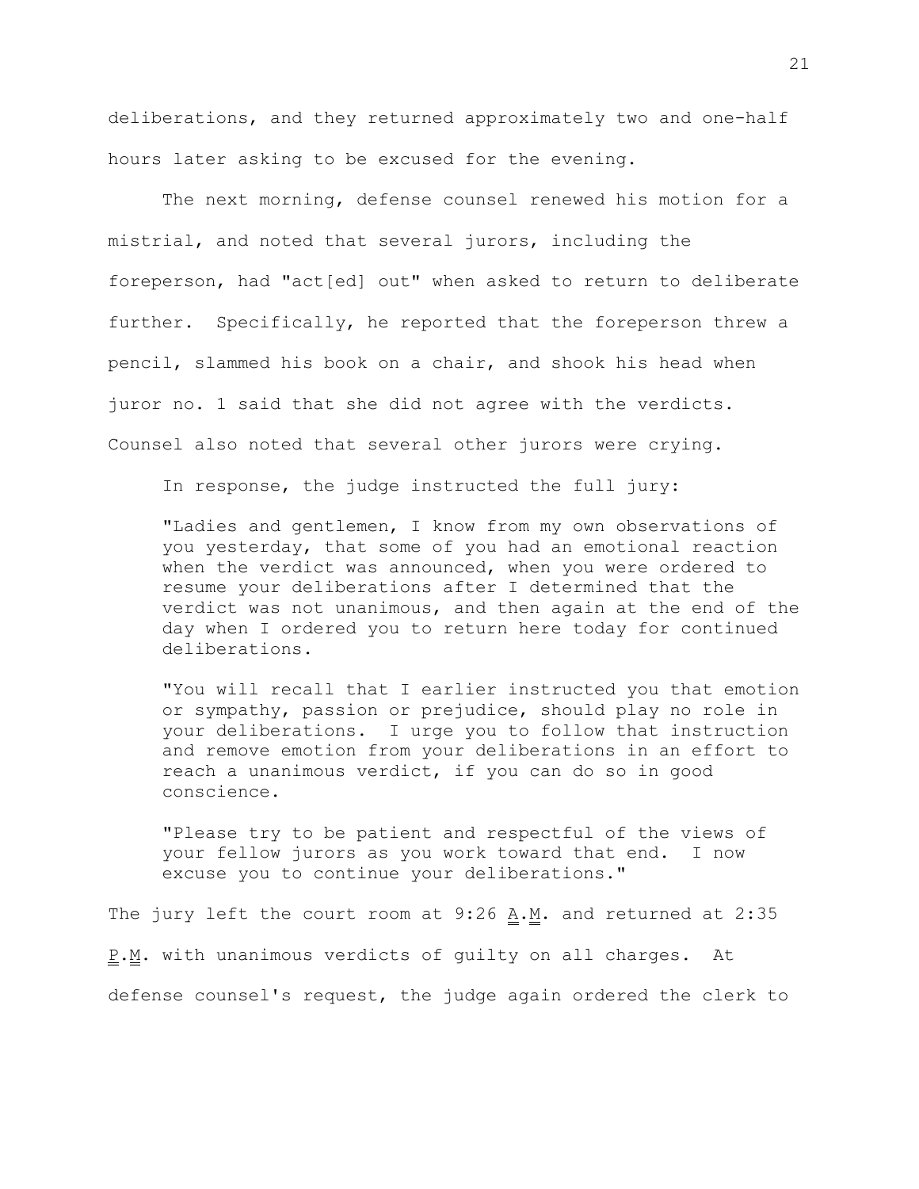deliberations, and they returned approximately two and one-half hours later asking to be excused for the evening.

The next morning, defense counsel renewed his motion for a mistrial, and noted that several jurors, including the foreperson, had "act[ed] out" when asked to return to deliberate further. Specifically, he reported that the foreperson threw a pencil, slammed his book on a chair, and shook his head when juror no. 1 said that she did not agree with the verdicts. Counsel also noted that several other jurors were crying.

In response, the judge instructed the full jury:

> "Ladies and gentlemen, I know from my own observations of you yesterday, that some of you had an emotional reaction when the verdict was announced, when you were ordered to resume your deliberations after I determined that the verdict was not unanimous, and then again at the end of the day when I ordered you to return here today for continued deliberations.
>
> "You will recall that I earlier instructed you that emotion or sympathy, passion or prejudice, should play no role in your deliberations. I urge you to follow that instruction and remove emotion from your deliberations in an effort to reach a unanimous verdict, if you can do so in good conscience.
>
> "Please try to be patient and respectful of the views of your fellow jurors as you work toward that end. I now excuse you to continue your deliberations."

The jury left the court room at 9:26 A.M. and returned at 2:35 P.M. with unanimous verdicts of guilty on all charges. At defense counsel's request, the judge again ordered the clerk to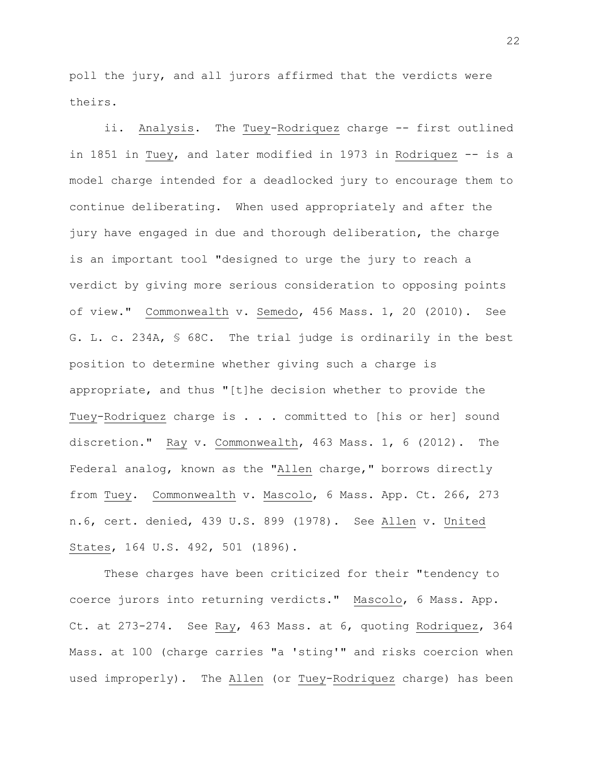poll the jury, and all jurors affirmed that the verdicts were theirs.

ii. Analysis. The Tuey-Rodriquez charge -- first outlined in 1851 in Tuey, and later modified in 1973 in Rodriquez -- is a model charge intended for a deadlocked jury to encourage them to continue deliberating. When used appropriately and after the jury have engaged in due and thorough deliberation, the charge is an important tool "designed to urge the jury to reach a verdict by giving more serious consideration to opposing points of view." Commonwealth v. Semedo, 456 Mass. 1, 20 (2010). See G. L. c. 234A, § 68C. The trial judge is ordinarily in the best position to determine whether giving such a charge is appropriate, and thus "[t]he decision whether to provide the Tuey-Rodriquez charge is . . . committed to [his or her] sound discretion." Ray v. Commonwealth, 463 Mass. 1, 6 (2012). The Federal analog, known as the "Allen charge," borrows directly from Tuey. Commonwealth v. Mascolo, 6 Mass. App. Ct. 266, 273 n.6, cert. denied, 439 U.S. 899 (1978). See Allen v. United States, 164 U.S. 492, 501 (1896).

These charges have been criticized for their "tendency to coerce jurors into returning verdicts." Mascolo, 6 Mass. App. Ct. at 273-274. See Ray, 463 Mass. at 6, quoting Rodriquez, 364 Mass. at 100 (charge carries "a 'sting'" and risks coercion when used improperly). The Allen (or Tuey-Rodriquez charge) has been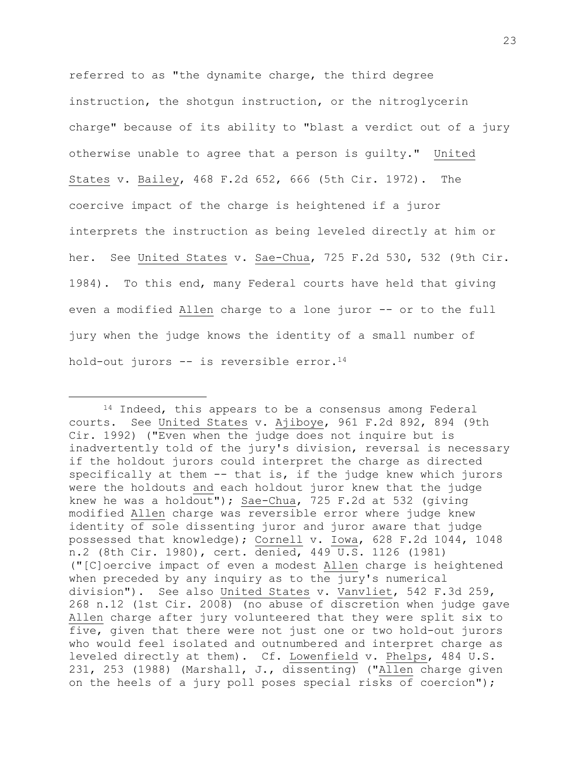referred to as "the dynamite charge, the third degree instruction, the shotgun instruction, or the nitroglycerin charge" because of its ability to "blast a verdict out of a jury otherwise unable to agree that a person is guilty." United States v. Bailey, 468 F.2d 652, 666 (5th Cir. 1972). The coercive impact of the charge is heightened if a juror interprets the instruction as being leveled directly at him or her. See United States v. Sae-Chua, 725 F.2d 530, 532 (9th Cir. 1984). To this end, many Federal courts have held that giving even a modified Allen charge to a lone juror -- or to the full jury when the judge knows the identity of a small number of hold-out jurors -- is reversible error.[14]

---

[14] Indeed, this appears to be a consensus among Federal courts. See United States v. Ajiboye, 961 F.2d 892, 894 (9th Cir. 1992) ("Even when the judge does not inquire but is inadvertently told of the jury's division, reversal is necessary if the holdout jurors could interpret the charge as directed specifically at them -- that is, if the judge knew which jurors were the holdouts and each holdout juror knew that the judge knew he was a holdout"); Sae-Chua, 725 F.2d at 532 (giving modified Allen charge was reversible error where judge knew identity of sole dissenting juror and juror aware that judge possessed that knowledge); Cornell v. Iowa, 628 F.2d 1044, 1048 n.2 (8th Cir. 1980), cert. denied, 449 U.S. 1126 (1981) ("[C]oercive impact of even a modest Allen charge is heightened when preceded by any inquiry as to the jury's numerical division"). See also United States v. Vanvliet, 542 F.3d 259, 268 n.12 (1st Cir. 2008) (no abuse of discretion when judge gave Allen charge after jury volunteered that they were split six to five, given that there were not just one or two hold-out jurors who would feel isolated and outnumbered and interpret charge as leveled directly at them). Cf. Lowenfield v. Phelps, 484 U.S. 231, 253 (1988) (Marshall, J., dissenting) ("Allen charge given on the heels of a jury poll poses special risks of coercion");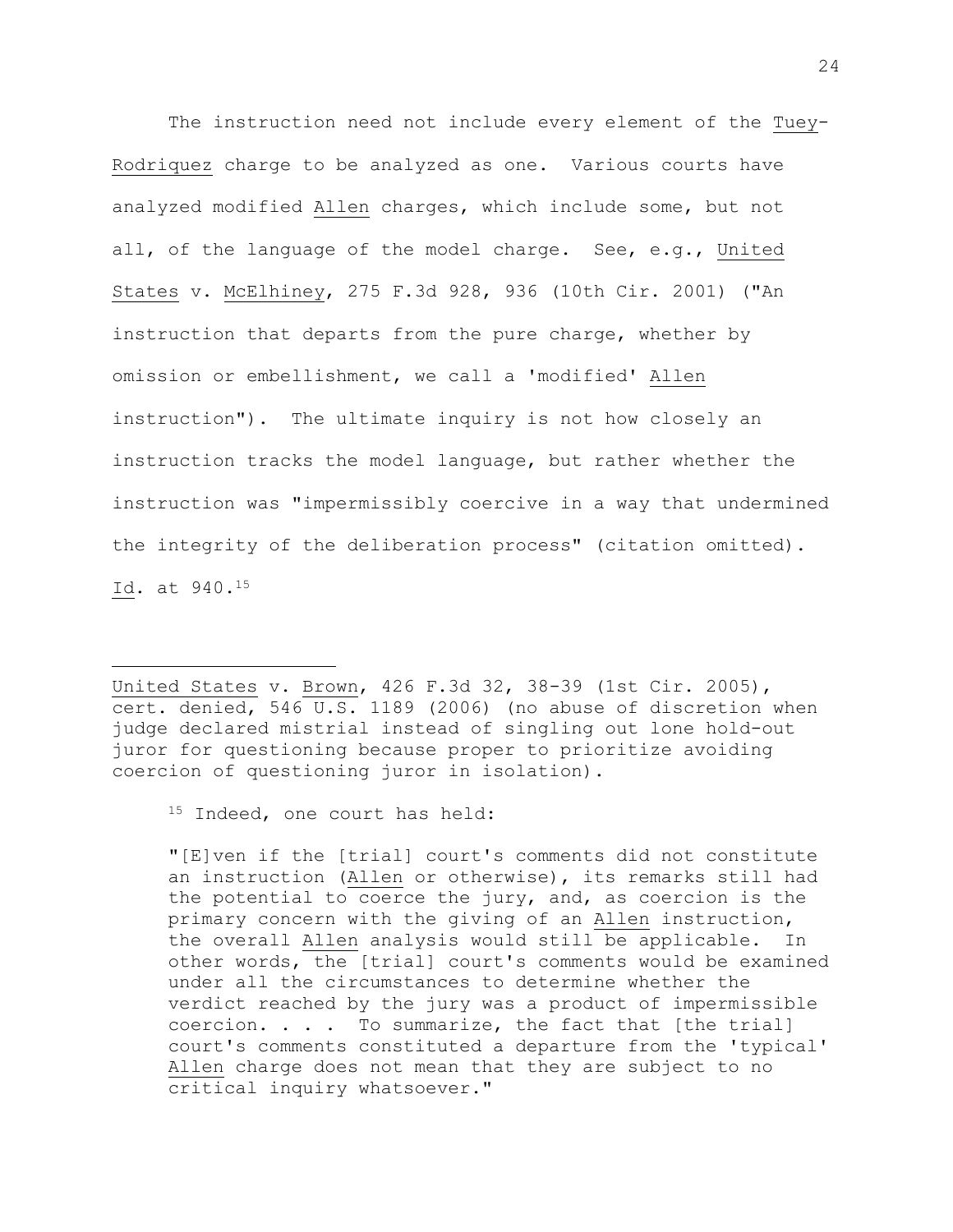The instruction need not include every element of the Tuey-Rodriquez charge to be analyzed as one. Various courts have analyzed modified Allen charges, which include some, but not all, of the language of the model charge. See, e.g., United States v. McElhiney, 275 F.3d 928, 936 (10th Cir. 2001) ("An instruction that departs from the pure charge, whether by omission or embellishment, we call a 'modified' Allen instruction"). The ultimate inquiry is not how closely an instruction tracks the model language, but rather whether the instruction was "impermissibly coercive in a way that undermined the integrity of the deliberation process" (citation omitted). Id. at 940.[15]

---

United States v. Brown, 426 F.3d 32, 38-39 (1st Cir. 2005), cert. denied, 546 U.S. 1189 (2006) (no abuse of discretion when judge declared mistrial instead of singling out lone hold-out juror for questioning because proper to prioritize avoiding coercion of questioning juror in isolation).

[15] Indeed, one court has held:

> "[E]ven if the [trial] court's comments did not constitute an instruction (Allen or otherwise), its remarks still had the potential to coerce the jury, and, as coercion is the primary concern with the giving of an Allen instruction, the overall Allen analysis would still be applicable. In other words, the [trial] court's comments would be examined under all the circumstances to determine whether the verdict reached by the jury was a product of impermissible coercion. . . . To summarize, the fact that [the trial] court's comments constituted a departure from the 'typical' Allen charge does not mean that they are subject to no critical inquiry whatsoever."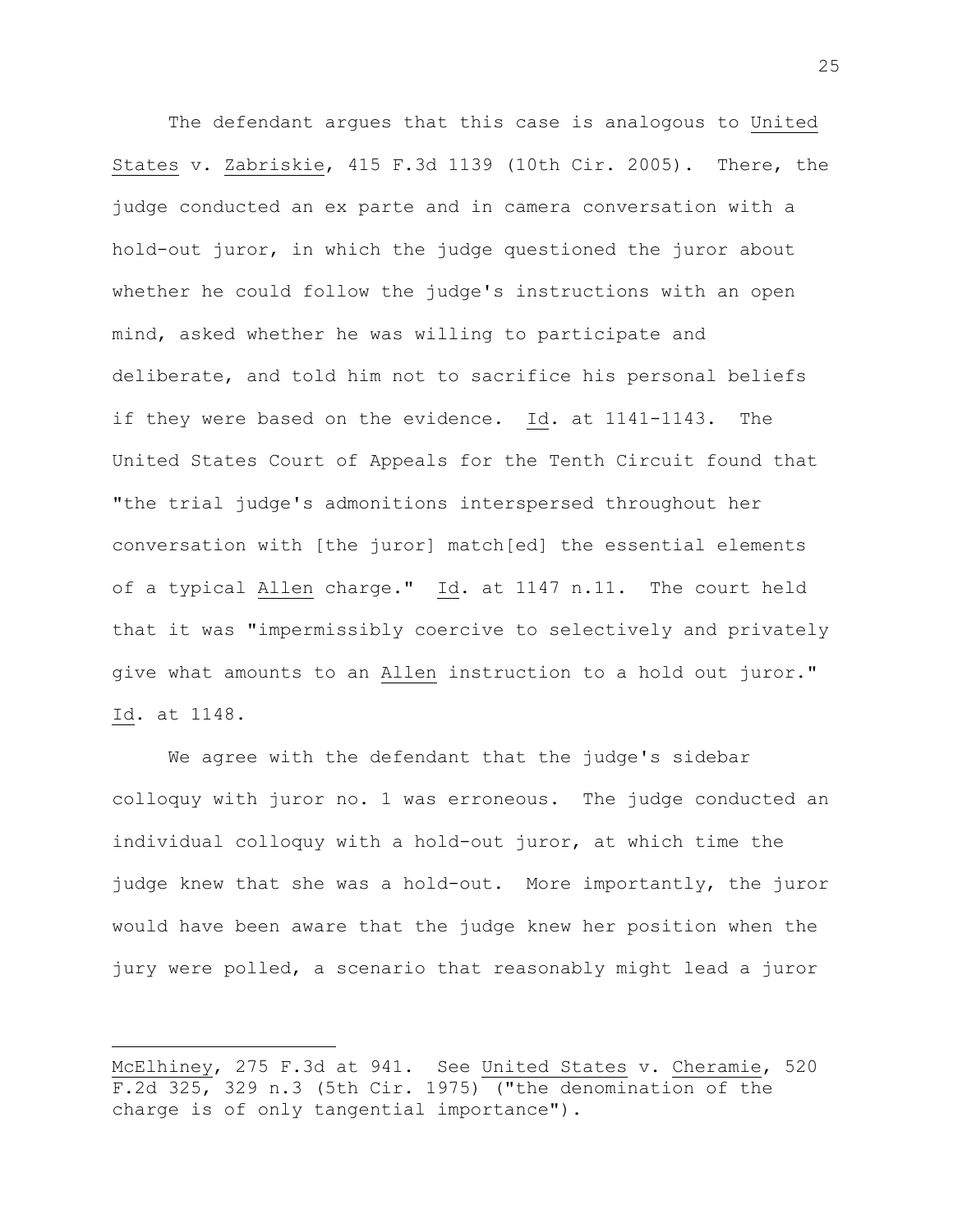The defendant argues that this case is analogous to United States v. Zabriskie, 415 F.3d 1139 (10th Cir. 2005). There, the judge conducted an ex parte and in camera conversation with a hold-out juror, in which the judge questioned the juror about whether he could follow the judge's instructions with an open mind, asked whether he was willing to participate and deliberate, and told him not to sacrifice his personal beliefs if they were based on the evidence. Id. at 1141-1143. The United States Court of Appeals for the Tenth Circuit found that "the trial judge's admonitions interspersed throughout her conversation with [the juror] match[ed] the essential elements of a typical Allen charge." Id. at 1147 n.11. The court held that it was "impermissibly coercive to selectively and privately give what amounts to an Allen instruction to a hold out juror." Id. at 1148.

We agree with the defendant that the judge's sidebar colloquy with juror no. 1 was erroneous. The judge conducted an individual colloquy with a hold-out juror, at which time the judge knew that she was a hold-out. More importantly, the juror would have been aware that the judge knew her position when the jury were polled, a scenario that reasonably might lead a juror

---

McElhiney, 275 F.3d at 941. See United States v. Cheramie, 520 F.2d 325, 329 n.3 (5th Cir. 1975) ("the denomination of the charge is of only tangential importance").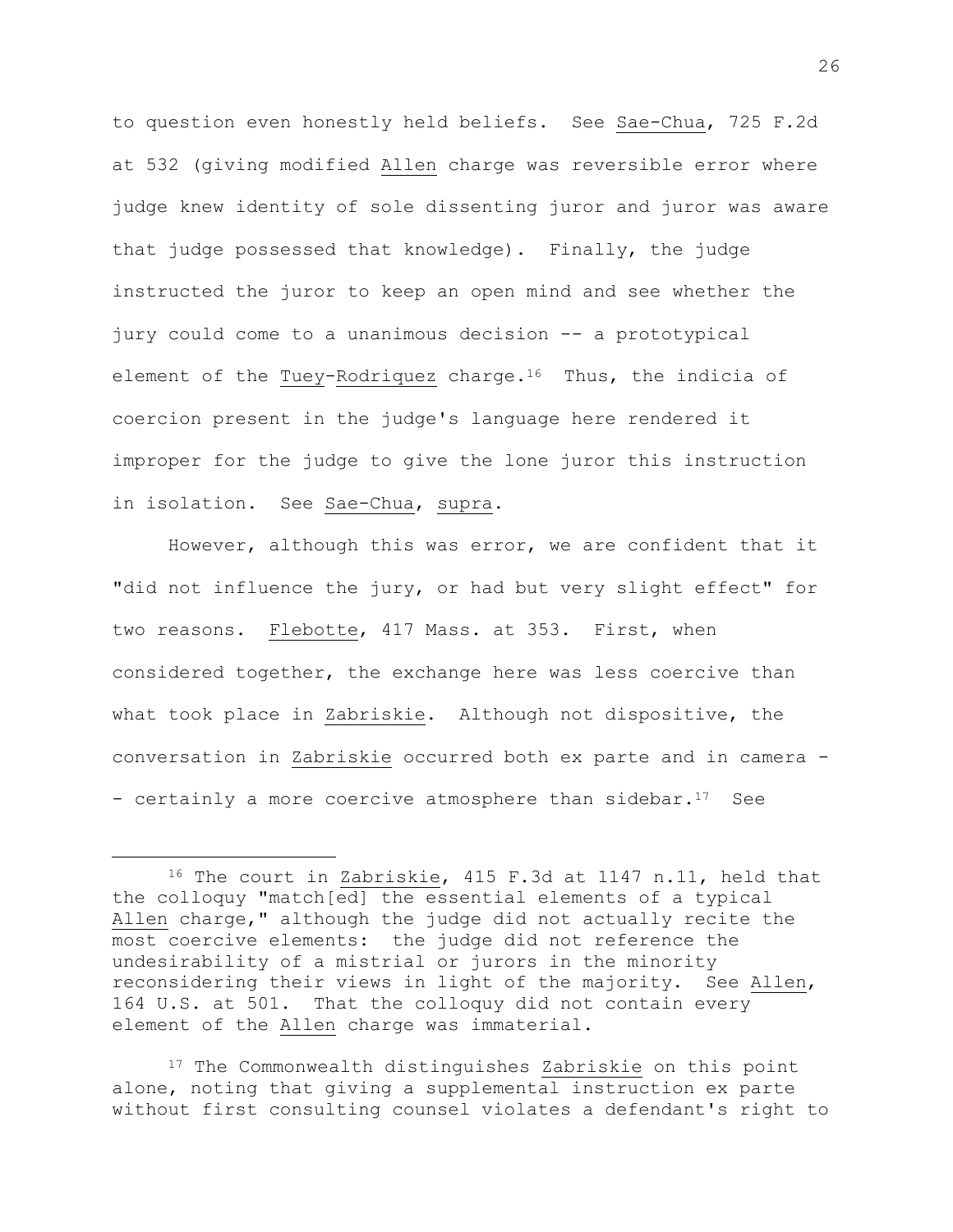to question even honestly held beliefs. See _Sae-Chua_, 725 F.2d at 532 (giving modified _Allen_ charge was reversible error where judge knew identity of sole dissenting juror and juror was aware that judge possessed that knowledge). Finally, the judge instructed the juror to keep an open mind and see whether the jury could come to a unanimous decision -- a prototypical element of the _Tuey_-_Rodriquez_ charge.[16] Thus, the indicia of coercion present in the judge's language here rendered it improper for the judge to give the lone juror this instruction in isolation. See _Sae-Chua_, _supra_.

However, although this was error, we are confident that it "did not influence the jury, or had but very slight effect" for two reasons. _Flebotte_, 417 Mass. at 353. First, when considered together, the exchange here was less coercive than what took place in _Zabriskie_. Although not dispositive, the conversation in _Zabriskie_ occurred both ex parte and in camera -- certainly a more coercive atmosphere than sidebar.[17] See

---

[16] The court in _Zabriskie_, 415 F.3d at 1147 n.11, held that the colloquy "match[ed] the essential elements of a typical _Allen_ charge," although the judge did not actually recite the most coercive elements: the judge did not reference the undesirability of a mistrial or jurors in the minority reconsidering their views in light of the majority. See _Allen_, 164 U.S. at 501. That the colloquy did not contain every element of the _Allen_ charge was immaterial.

[17] The Commonwealth distinguishes _Zabriskie_ on this point alone, noting that giving a supplemental instruction ex parte without first consulting counsel violates a defendant's right to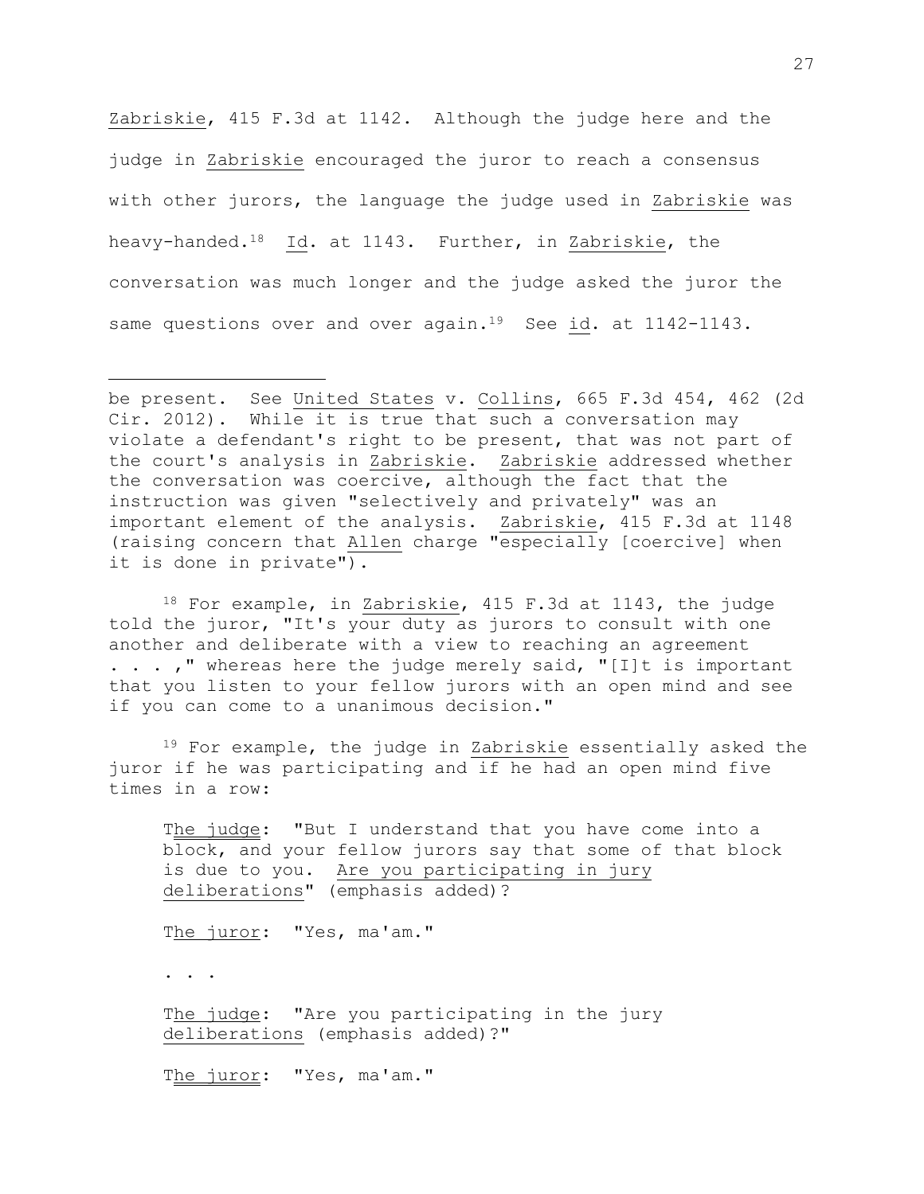Zabriskie, 415 F.3d at 1142. Although the judge here and the judge in Zabriskie encouraged the juror to reach a consensus with other jurors, the language the judge used in Zabriskie was heavy-handed.[18] Id. at 1143. Further, in Zabriskie, the conversation was much longer and the judge asked the juror the same questions over and over again.[19] See id. at 1142-1143.

---

be present. See United States v. Collins, 665 F.3d 454, 462 (2d Cir. 2012). While it is true that such a conversation may violate a defendant's right to be present, that was not part of the court's analysis in Zabriskie. Zabriskie addressed whether the conversation was coercive, although the fact that the instruction was given "selectively and privately" was an important element of the analysis. Zabriskie, 415 F.3d at 1148 (raising concern that Allen charge "especially [coercive] when it is done in private").

[18] For example, in Zabriskie, 415 F.3d at 1143, the judge told the juror, "It's your duty as jurors to consult with one another and deliberate with a view to reaching an agreement . . . ," whereas here the judge merely said, "[I]t is important that you listen to your fellow jurors with an open mind and see if you can come to a unanimous decision."

[19] For example, the judge in Zabriskie essentially asked the juror if he was participating and if he had an open mind five times in a row:

> The judge: "But I understand that you have come into a block, and your fellow jurors say that some of that block is due to you. Are you participating in jury deliberations" (emphasis added)?
>
> The juror: "Yes, ma'am."
>
> . . .
>
> The judge: "Are you participating in the jury deliberations (emphasis added)?"
>
> The juror: "Yes, ma'am."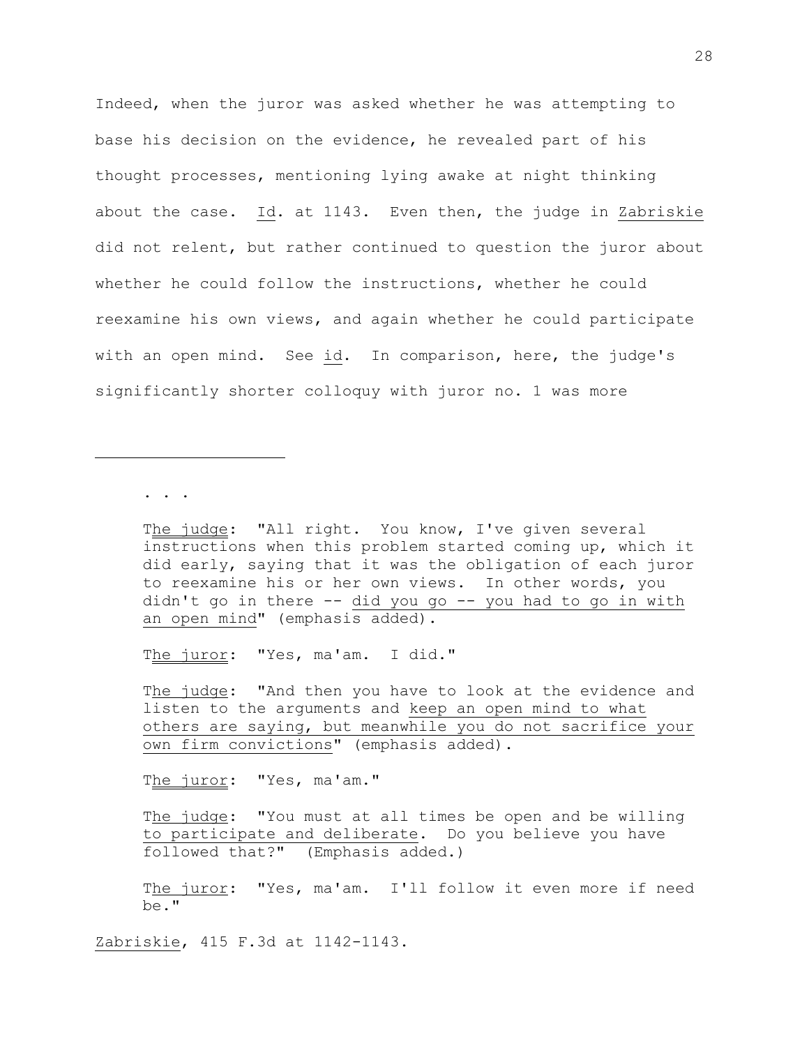Indeed, when the juror was asked whether he was attempting to base his decision on the evidence, he revealed part of his thought processes, mentioning lying awake at night thinking about the case. Id. at 1143. Even then, the judge in Zabriskie did not relent, but rather continued to question the juror about whether he could follow the instructions, whether he could reexamine his own views, and again whether he could participate with an open mind. See id. In comparison, here, the judge's significantly shorter colloquy with juror no. 1 was more

---

. . .

The judge: "All right. You know, I've given several instructions when this problem started coming up, which it did early, saying that it was the obligation of each juror to reexamine his or her own views. In other words, you didn't go in there -- did you go -- you had to go in with an open mind" (emphasis added).

The juror: "Yes, ma'am. I did."

The judge: "And then you have to look at the evidence and listen to the arguments and keep an open mind to what others are saying, but meanwhile you do not sacrifice your own firm convictions" (emphasis added).

The juror: "Yes, ma'am."

The judge: "You must at all times be open and be willing to participate and deliberate. Do you believe you have followed that?" (Emphasis added.)

The juror: "Yes, ma'am. I'll follow it even more if need be."

Zabriskie, 415 F.3d at 1142-1143.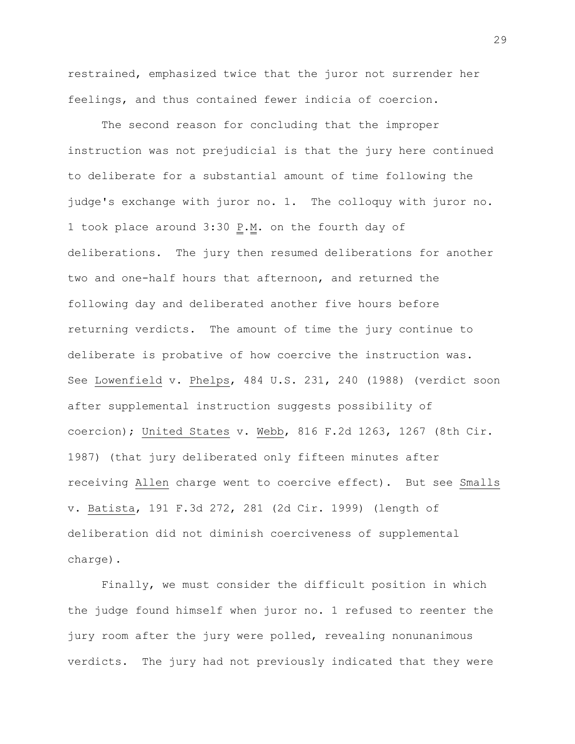restrained, emphasized twice that the juror not surrender her feelings, and thus contained fewer indicia of coercion.

The second reason for concluding that the improper instruction was not prejudicial is that the jury here continued to deliberate for a substantial amount of time following the judge's exchange with juror no. 1. The colloquy with juror no. 1 took place around 3:30 P.M. on the fourth day of deliberations. The jury then resumed deliberations for another two and one-half hours that afternoon, and returned the following day and deliberated another five hours before returning verdicts. The amount of time the jury continue to deliberate is probative of how coercive the instruction was. See Lowenfield v. Phelps, 484 U.S. 231, 240 (1988) (verdict soon after supplemental instruction suggests possibility of coercion); United States v. Webb, 816 F.2d 1263, 1267 (8th Cir. 1987) (that jury deliberated only fifteen minutes after receiving Allen charge went to coercive effect). But see Smalls v. Batista, 191 F.3d 272, 281 (2d Cir. 1999) (length of deliberation did not diminish coerciveness of supplemental charge).

Finally, we must consider the difficult position in which the judge found himself when juror no. 1 refused to reenter the jury room after the jury were polled, revealing nonunanimous verdicts. The jury had not previously indicated that they were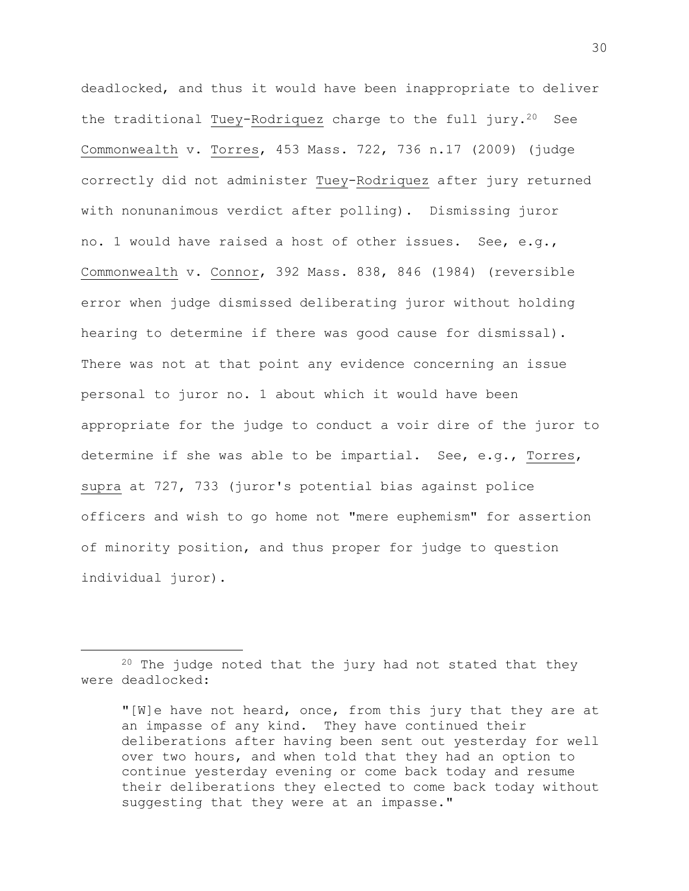deadlocked, and thus it would have been inappropriate to deliver the traditional Tuey-Rodriquez charge to the full jury.[20] See Commonwealth v. Torres, 453 Mass. 722, 736 n.17 (2009) (judge correctly did not administer Tuey-Rodriquez after jury returned with nonunanimous verdict after polling). Dismissing juror no. 1 would have raised a host of other issues. See, e.g., Commonwealth v. Connor, 392 Mass. 838, 846 (1984) (reversible error when judge dismissed deliberating juror without holding hearing to determine if there was good cause for dismissal). There was not at that point any evidence concerning an issue personal to juror no. 1 about which it would have been appropriate for the judge to conduct a voir dire of the juror to determine if she was able to be impartial. See, e.g., Torres, supra at 727, 733 (juror's potential bias against police officers and wish to go home not "mere euphemism" for assertion of minority position, and thus proper for judge to question individual juror).

---

[20] The judge noted that the jury had not stated that they were deadlocked:

> "[W]e have not heard, once, from this jury that they are at an impasse of any kind. They have continued their deliberations after having been sent out yesterday for well over two hours, and when told that they had an option to continue yesterday evening or come back today and resume their deliberations they elected to come back today without suggesting that they were at an impasse."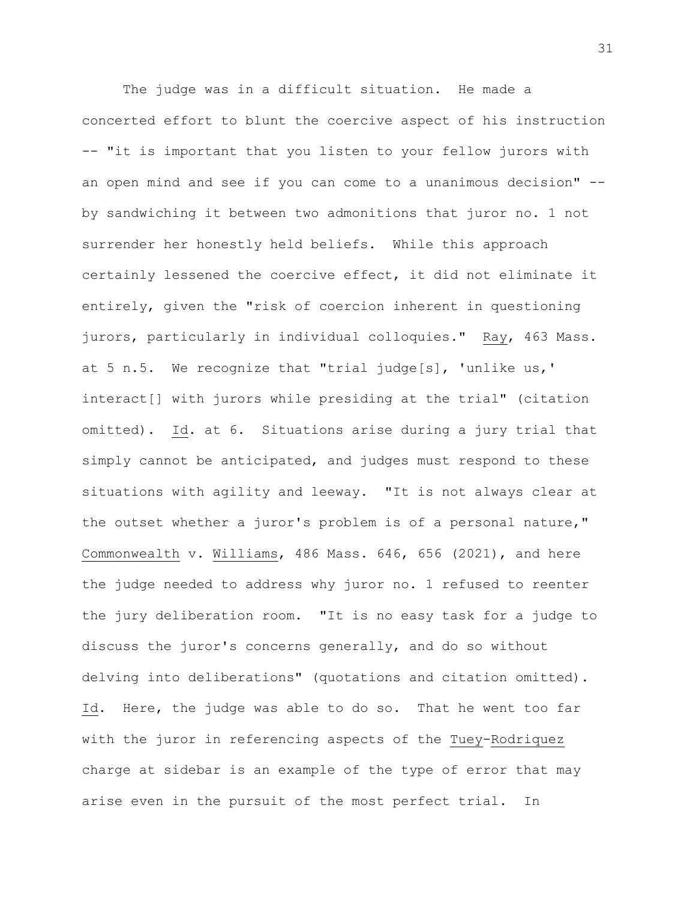The judge was in a difficult situation. He made a concerted effort to blunt the coercive aspect of his instruction -- "it is important that you listen to your fellow jurors with an open mind and see if you can come to a unanimous decision" -- by sandwiching it between two admonitions that juror no. 1 not surrender her honestly held beliefs. While this approach certainly lessened the coercive effect, it did not eliminate it entirely, given the "risk of coercion inherent in questioning jurors, particularly in individual colloquies." Ray, 463 Mass. at 5 n.5. We recognize that "trial judge[s], 'unlike us,' interact[] with jurors while presiding at the trial" (citation omitted). Id. at 6. Situations arise during a jury trial that simply cannot be anticipated, and judges must respond to these situations with agility and leeway. "It is not always clear at the outset whether a juror's problem is of a personal nature," Commonwealth v. Williams, 486 Mass. 646, 656 (2021), and here the judge needed to address why juror no. 1 refused to reenter the jury deliberation room. "It is no easy task for a judge to discuss the juror's concerns generally, and do so without delving into deliberations" (quotations and citation omitted). Id. Here, the judge was able to do so. That he went too far with the juror in referencing aspects of the Tuey-Rodriquez charge at sidebar is an example of the type of error that may arise even in the pursuit of the most perfect trial. In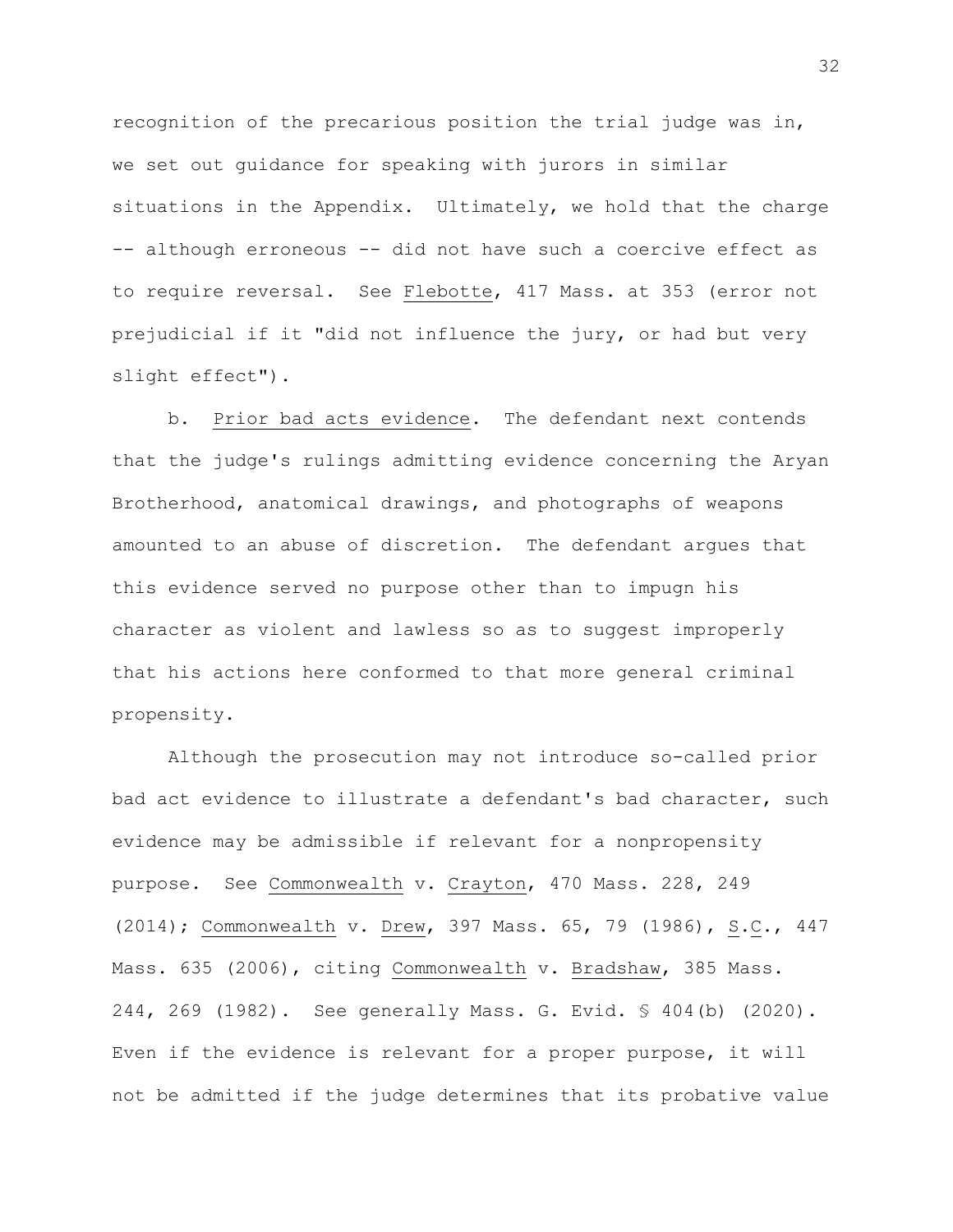recognition of the precarious position the trial judge was in, we set out guidance for speaking with jurors in similar situations in the Appendix. Ultimately, we hold that the charge -- although erroneous -- did not have such a coercive effect as to require reversal. See Flebotte, 417 Mass. at 353 (error not prejudicial if it "did not influence the jury, or had but very slight effect").

b. Prior bad acts evidence. The defendant next contends that the judge's rulings admitting evidence concerning the Aryan Brotherhood, anatomical drawings, and photographs of weapons amounted to an abuse of discretion. The defendant argues that this evidence served no purpose other than to impugn his character as violent and lawless so as to suggest improperly that his actions here conformed to that more general criminal propensity.

Although the prosecution may not introduce so-called prior bad act evidence to illustrate a defendant's bad character, such evidence may be admissible if relevant for a nonpropensity purpose. See Commonwealth v. Crayton, 470 Mass. 228, 249 (2014); Commonwealth v. Drew, 397 Mass. 65, 79 (1986), S.C., 447 Mass. 635 (2006), citing Commonwealth v. Bradshaw, 385 Mass. 244, 269 (1982). See generally Mass. G. Evid. § 404(b) (2020). Even if the evidence is relevant for a proper purpose, it will not be admitted if the judge determines that its probative value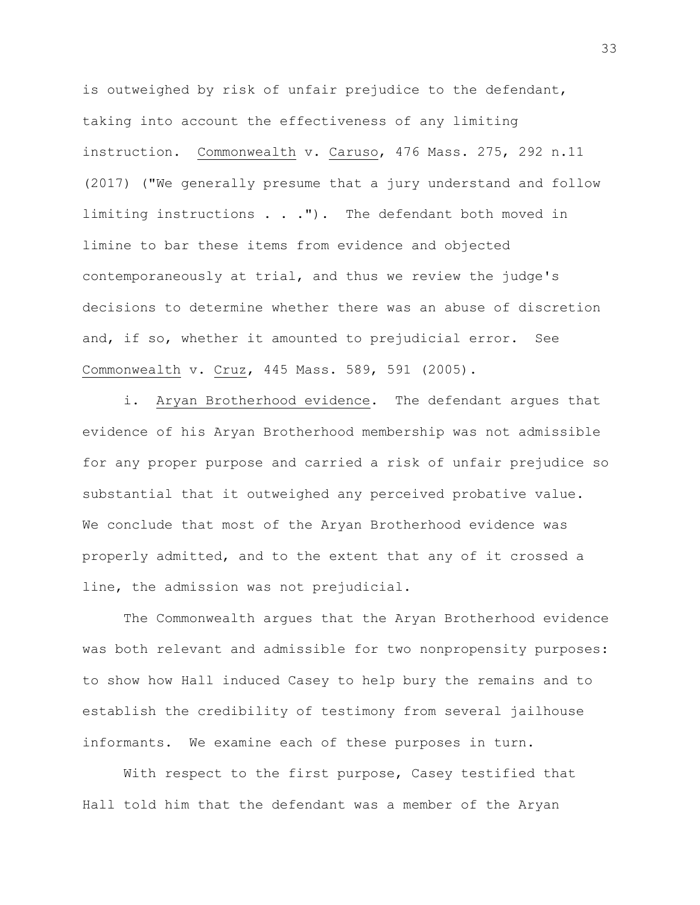is outweighed by risk of unfair prejudice to the defendant, taking into account the effectiveness of any limiting instruction. Commonwealth v. Caruso, 476 Mass. 275, 292 n.11 (2017) ("We generally presume that a jury understand and follow limiting instructions . . ."). The defendant both moved in limine to bar these items from evidence and objected contemporaneously at trial, and thus we review the judge's decisions to determine whether there was an abuse of discretion and, if so, whether it amounted to prejudicial error. See Commonwealth v. Cruz, 445 Mass. 589, 591 (2005).

i. Aryan Brotherhood evidence. The defendant argues that evidence of his Aryan Brotherhood membership was not admissible for any proper purpose and carried a risk of unfair prejudice so substantial that it outweighed any perceived probative value. We conclude that most of the Aryan Brotherhood evidence was properly admitted, and to the extent that any of it crossed a line, the admission was not prejudicial.

The Commonwealth argues that the Aryan Brotherhood evidence was both relevant and admissible for two nonpropensity purposes: to show how Hall induced Casey to help bury the remains and to establish the credibility of testimony from several jailhouse informants. We examine each of these purposes in turn.

With respect to the first purpose, Casey testified that Hall told him that the defendant was a member of the Aryan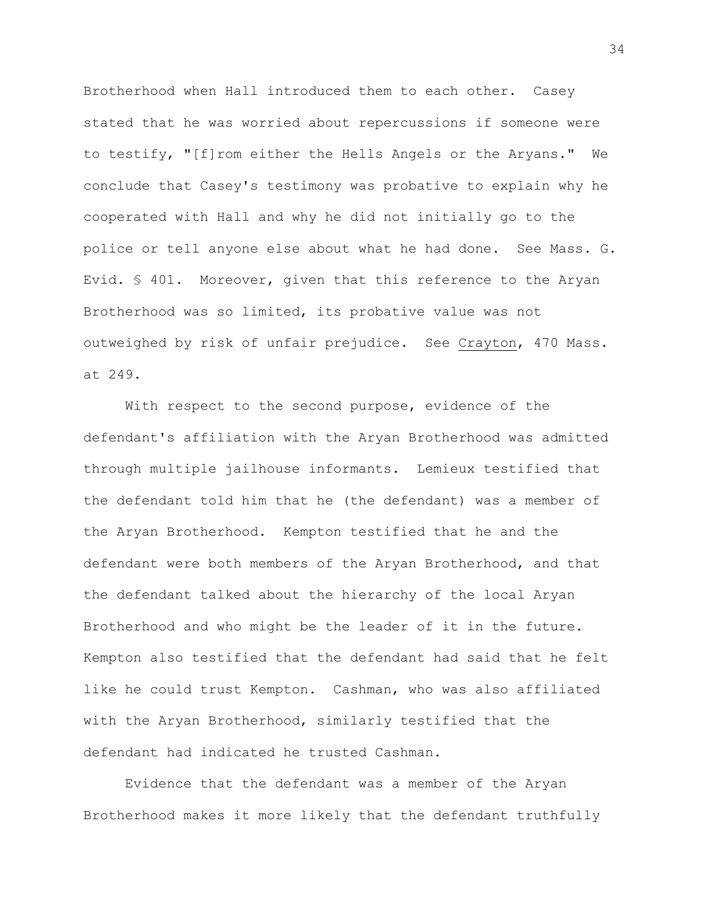Brotherhood when Hall introduced them to each other. Casey stated that he was worried about repercussions if someone were to testify, "[f]rom either the Hells Angels or the Aryans." We conclude that Casey's testimony was probative to explain why he cooperated with Hall and why he did not initially go to the police or tell anyone else about what he had done. See Mass. G. Evid. § 401. Moreover, given that this reference to the Aryan Brotherhood was so limited, its probative value was not outweighed by risk of unfair prejudice. See Crayton, 470 Mass. at 249.

With respect to the second purpose, evidence of the defendant's affiliation with the Aryan Brotherhood was admitted through multiple jailhouse informants. Lemieux testified that the defendant told him that he (the defendant) was a member of the Aryan Brotherhood. Kempton testified that he and the defendant were both members of the Aryan Brotherhood, and that the defendant talked about the hierarchy of the local Aryan Brotherhood and who might be the leader of it in the future. Kempton also testified that the defendant had said that he felt like he could trust Kempton. Cashman, who was also affiliated with the Aryan Brotherhood, similarly testified that the defendant had indicated he trusted Cashman.

Evidence that the defendant was a member of the Aryan Brotherhood makes it more likely that the defendant truthfully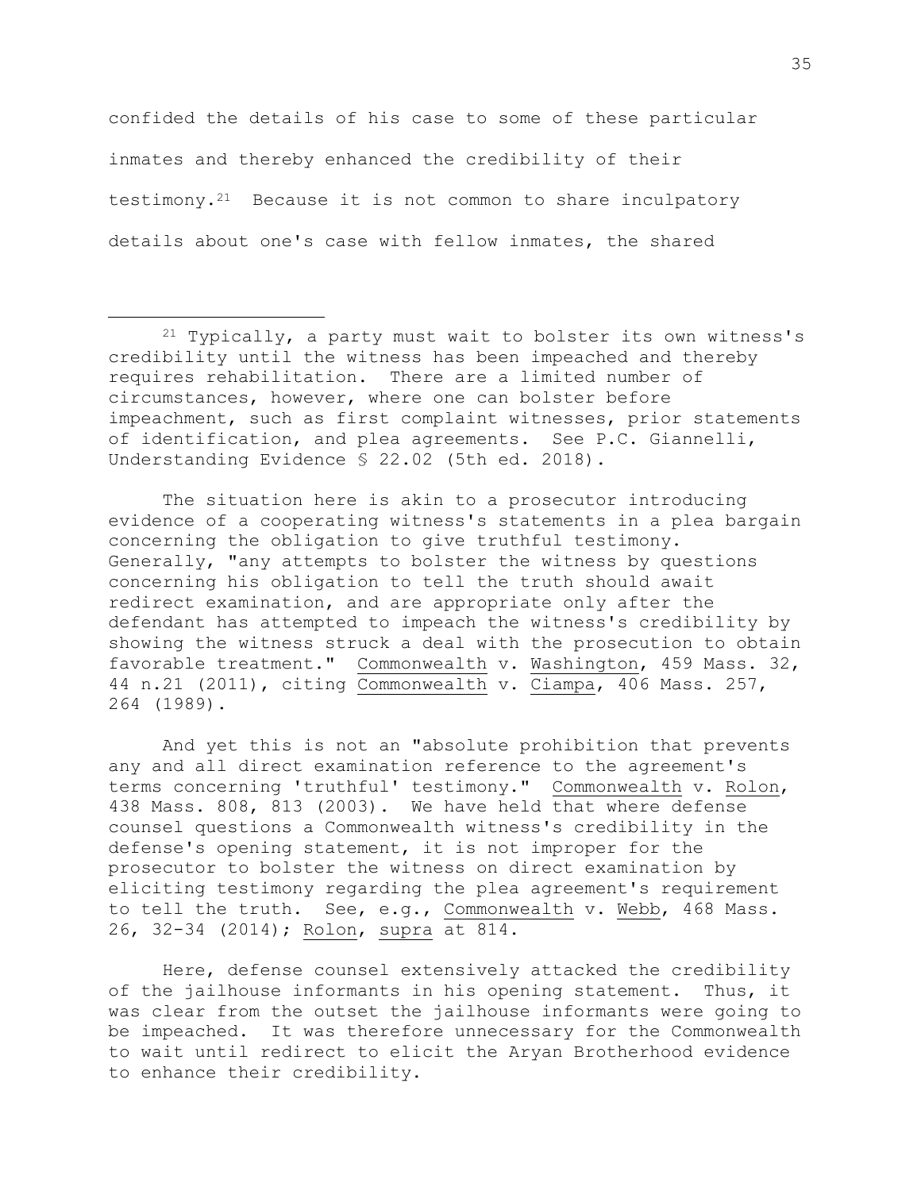confided the details of his case to some of these particular inmates and thereby enhanced the credibility of their testimony.[21] Because it is not common to share inculpatory details about one's case with fellow inmates, the shared

---

[21] Typically, a party must wait to bolster its own witness's credibility until the witness has been impeached and thereby requires rehabilitation. There are a limited number of circumstances, however, where one can bolster before impeachment, such as first complaint witnesses, prior statements of identification, and plea agreements. See P.C. Giannelli, Understanding Evidence § 22.02 (5th ed. 2018).

The situation here is akin to a prosecutor introducing evidence of a cooperating witness's statements in a plea bargain concerning the obligation to give truthful testimony. Generally, "any attempts to bolster the witness by questions concerning his obligation to tell the truth should await redirect examination, and are appropriate only after the defendant has attempted to impeach the witness's credibility by showing the witness struck a deal with the prosecution to obtain favorable treatment." Commonwealth v. Washington, 459 Mass. 32, 44 n.21 (2011), citing Commonwealth v. Ciampa, 406 Mass. 257, 264 (1989).

And yet this is not an "absolute prohibition that prevents any and all direct examination reference to the agreement's terms concerning 'truthful' testimony." Commonwealth v. Rolon, 438 Mass. 808, 813 (2003). We have held that where defense counsel questions a Commonwealth witness's credibility in the defense's opening statement, it is not improper for the prosecutor to bolster the witness on direct examination by eliciting testimony regarding the plea agreement's requirement to tell the truth. See, e.g., Commonwealth v. Webb, 468 Mass. 26, 32-34 (2014); Rolon, supra at 814.

Here, defense counsel extensively attacked the credibility of the jailhouse informants in his opening statement. Thus, it was clear from the outset the jailhouse informants were going to be impeached. It was therefore unnecessary for the Commonwealth to wait until redirect to elicit the Aryan Brotherhood evidence to enhance their credibility.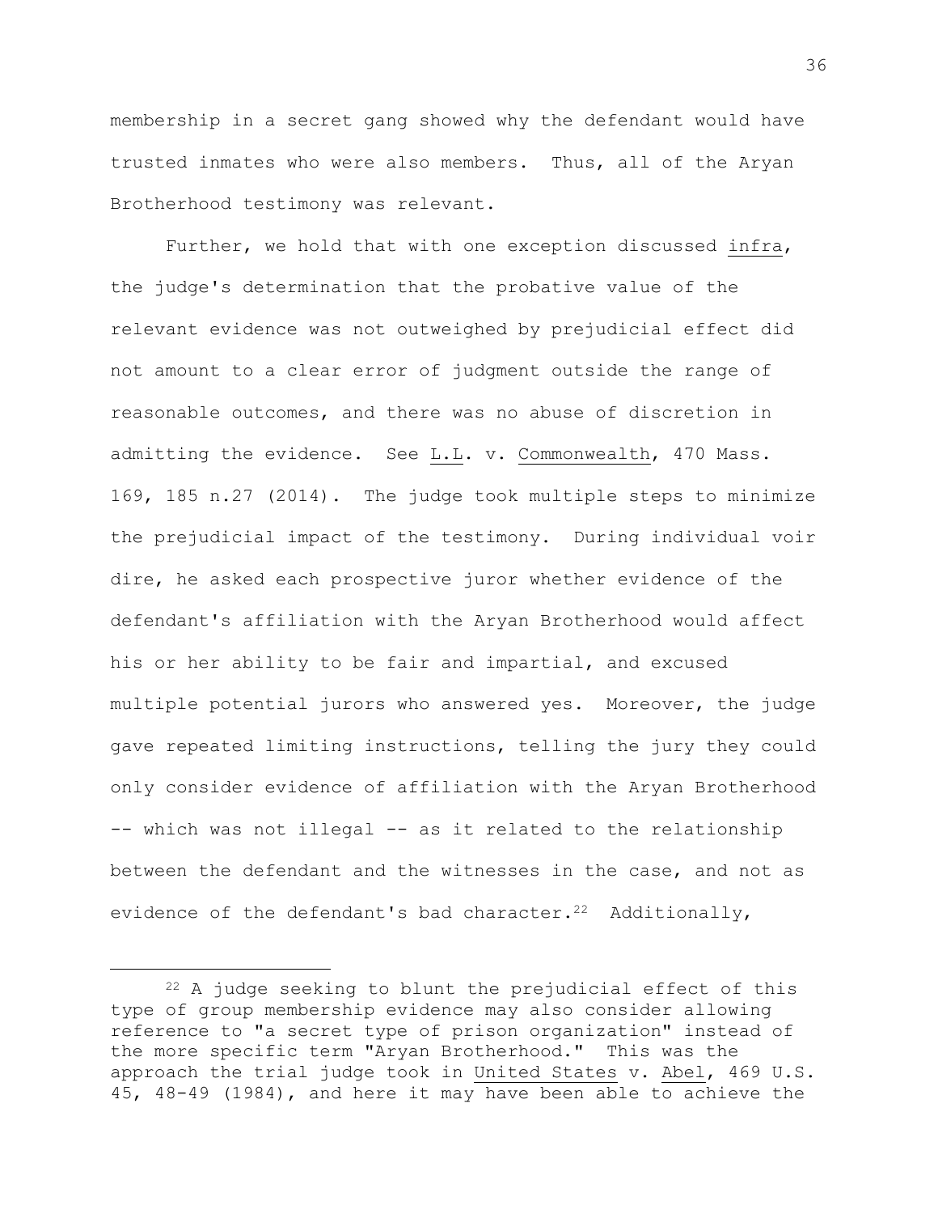membership in a secret gang showed why the defendant would have trusted inmates who were also members. Thus, all of the Aryan Brotherhood testimony was relevant.

Further, we hold that with one exception discussed infra, the judge's determination that the probative value of the relevant evidence was not outweighed by prejudicial effect did not amount to a clear error of judgment outside the range of reasonable outcomes, and there was no abuse of discretion in admitting the evidence. See L.L. v. Commonwealth, 470 Mass. 169, 185 n.27 (2014). The judge took multiple steps to minimize the prejudicial impact of the testimony. During individual voir dire, he asked each prospective juror whether evidence of the defendant's affiliation with the Aryan Brotherhood would affect his or her ability to be fair and impartial, and excused multiple potential jurors who answered yes. Moreover, the judge gave repeated limiting instructions, telling the jury they could only consider evidence of affiliation with the Aryan Brotherhood -- which was not illegal -- as it related to the relationship between the defendant and the witnesses in the case, and not as evidence of the defendant's bad character.[22] Additionally,

---

[22] A judge seeking to blunt the prejudicial effect of this type of group membership evidence may also consider allowing reference to "a secret type of prison organization" instead of the more specific term "Aryan Brotherhood." This was the approach the trial judge took in United States v. Abel, 469 U.S. 45, 48-49 (1984), and here it may have been able to achieve the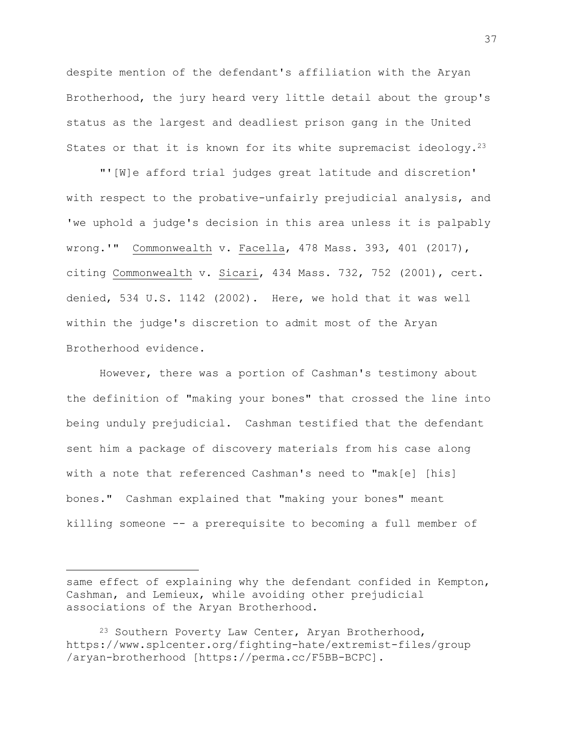despite mention of the defendant's affiliation with the Aryan Brotherhood, the jury heard very little detail about the group's status as the largest and deadliest prison gang in the United States or that it is known for its white supremacist ideology.[23]

"'[W]e afford trial judges great latitude and discretion' with respect to the probative-unfairly prejudicial analysis, and 'we uphold a judge's decision in this area unless it is palpably wrong.'" Commonwealth v. Facella, 478 Mass. 393, 401 (2017), citing Commonwealth v. Sicari, 434 Mass. 732, 752 (2001), cert. denied, 534 U.S. 1142 (2002). Here, we hold that it was well within the judge's discretion to admit most of the Aryan Brotherhood evidence.

However, there was a portion of Cashman's testimony about the definition of "making your bones" that crossed the line into being unduly prejudicial. Cashman testified that the defendant sent him a package of discovery materials from his case along with a note that referenced Cashman's need to "mak[e] [his] bones." Cashman explained that "making your bones" meant killing someone -- a prerequisite to becoming a full member of

---

same effect of explaining why the defendant confided in Kempton, Cashman, and Lemieux, while avoiding other prejudicial associations of the Aryan Brotherhood.

[23] Southern Poverty Law Center, Aryan Brotherhood, https://www.splcenter.org/fighting-hate/extremist-files/group/aryan-brotherhood [https://perma.cc/F5BB-BCPC].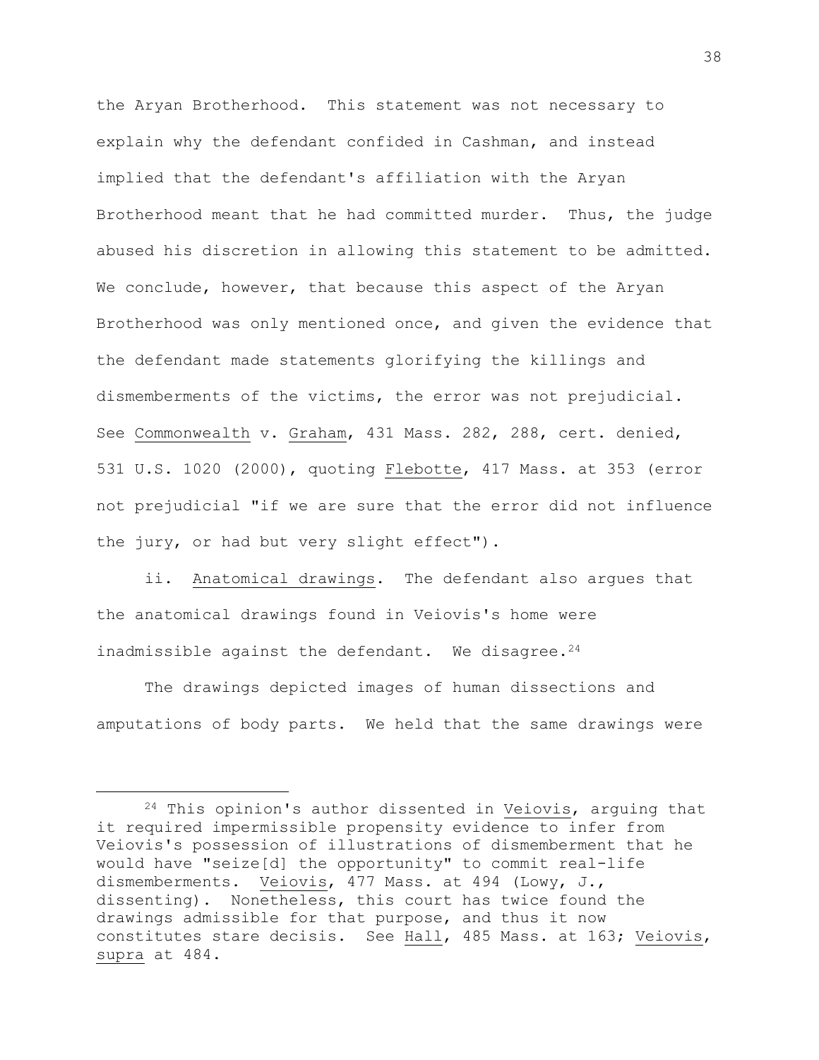the Aryan Brotherhood. This statement was not necessary to explain why the defendant confided in Cashman, and instead implied that the defendant's affiliation with the Aryan Brotherhood meant that he had committed murder. Thus, the judge abused his discretion in allowing this statement to be admitted. We conclude, however, that because this aspect of the Aryan Brotherhood was only mentioned once, and given the evidence that the defendant made statements glorifying the killings and dismemberments of the victims, the error was not prejudicial. See Commonwealth v. Graham, 431 Mass. 282, 288, cert. denied, 531 U.S. 1020 (2000), quoting Flebotte, 417 Mass. at 353 (error not prejudicial "if we are sure that the error did not influence the jury, or had but very slight effect").

ii. Anatomical drawings. The defendant also argues that the anatomical drawings found in Veiovis's home were inadmissible against the defendant. We disagree.[24]

The drawings depicted images of human dissections and amputations of body parts. We held that the same drawings were

---

[24] This opinion's author dissented in Veiovis, arguing that it required impermissible propensity evidence to infer from Veiovis's possession of illustrations of dismemberment that he would have "seize[d] the opportunity" to commit real-life dismemberments. Veiovis, 477 Mass. at 494 (Lowy, J., dissenting). Nonetheless, this court has twice found the drawings admissible for that purpose, and thus it now constitutes stare decisis. See Hall, 485 Mass. at 163; Veiovis, supra at 484.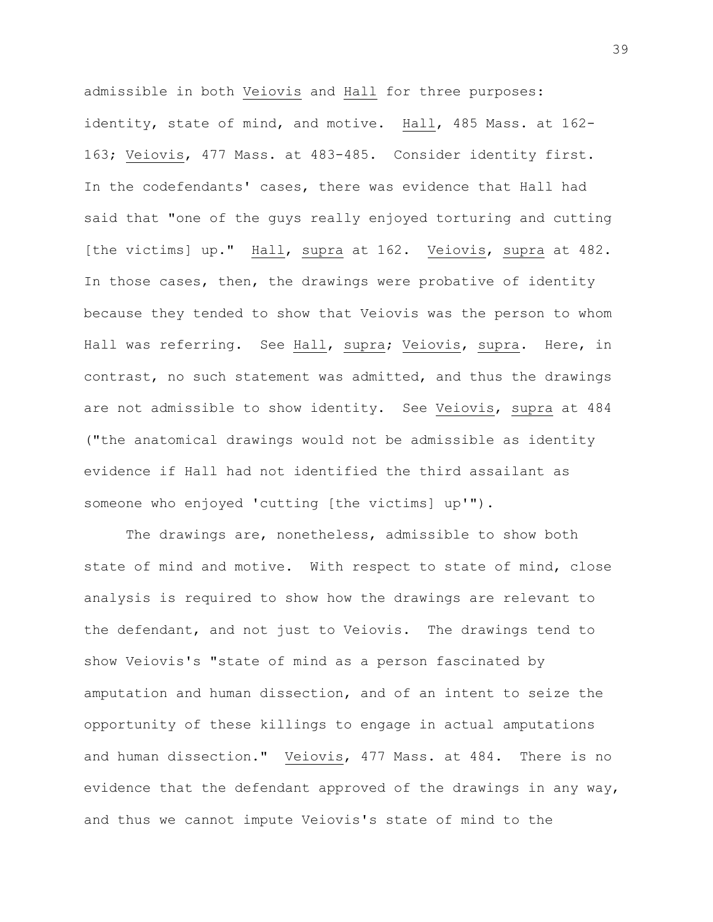admissible in both _Veiovis_ and _Hall_ for three purposes: identity, state of mind, and motive. _Hall_, 485 Mass. at 162-163; _Veiovis_, 477 Mass. at 483-485. Consider identity first. In the codefendants' cases, there was evidence that Hall had said that "one of the guys really enjoyed torturing and cutting [the victims] up." _Hall_, _supra_ at 162. _Veiovis_, _supra_ at 482. In those cases, then, the drawings were probative of identity because they tended to show that Veiovis was the person to whom Hall was referring. See _Hall_, _supra_; _Veiovis_, _supra_. Here, in contrast, no such statement was admitted, and thus the drawings are not admissible to show identity. See _Veiovis_, _supra_ at 484 ("the anatomical drawings would not be admissible as identity evidence if Hall had not identified the third assailant as someone who enjoyed 'cutting [the victims] up'").

The drawings are, nonetheless, admissible to show both state of mind and motive. With respect to state of mind, close analysis is required to show how the drawings are relevant to the defendant, and not just to Veiovis. The drawings tend to show Veiovis's "state of mind as a person fascinated by amputation and human dissection, and of an intent to seize the opportunity of these killings to engage in actual amputations and human dissection." _Veiovis_, 477 Mass. at 484. There is no evidence that the defendant approved of the drawings in any way, and thus we cannot impute Veiovis's state of mind to the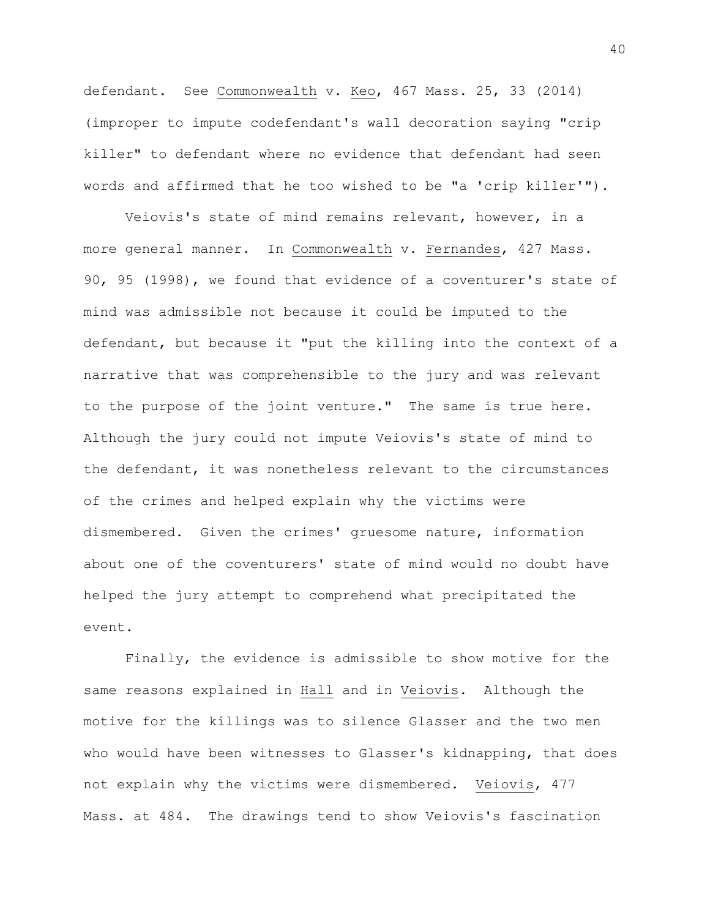defendant. See Commonwealth v. Keo, 467 Mass. 25, 33 (2014) (improper to impute codefendant's wall decoration saying "crip killer" to defendant where no evidence that defendant had seen words and affirmed that he too wished to be "a 'crip killer'").

Veiovis's state of mind remains relevant, however, in a more general manner. In Commonwealth v. Fernandes, 427 Mass. 90, 95 (1998), we found that evidence of a coventurer's state of mind was admissible not because it could be imputed to the defendant, but because it "put the killing into the context of a narrative that was comprehensible to the jury and was relevant to the purpose of the joint venture." The same is true here. Although the jury could not impute Veiovis's state of mind to the defendant, it was nonetheless relevant to the circumstances of the crimes and helped explain why the victims were dismembered. Given the crimes' gruesome nature, information about one of the coventurers' state of mind would no doubt have helped the jury attempt to comprehend what precipitated the event.

Finally, the evidence is admissible to show motive for the same reasons explained in Hall and in Veiovis. Although the motive for the killings was to silence Glasser and the two men who would have been witnesses to Glasser's kidnapping, that does not explain why the victims were dismembered. Veiovis, 477 Mass. at 484. The drawings tend to show Veiovis's fascination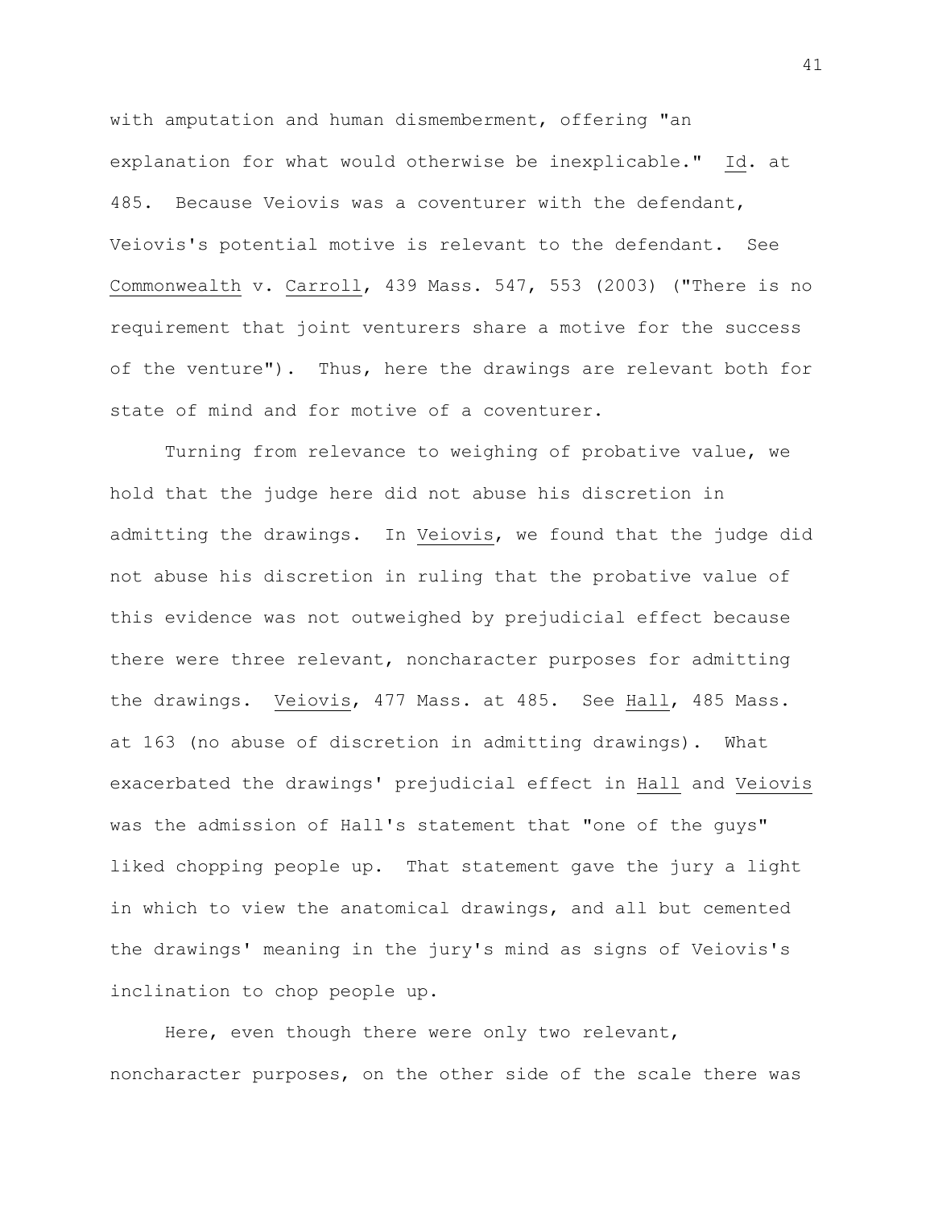with amputation and human dismemberment, offering "an explanation for what would otherwise be inexplicable." Id. at 485. Because Veiovis was a coventurer with the defendant, Veiovis's potential motive is relevant to the defendant. See Commonwealth v. Carroll, 439 Mass. 547, 553 (2003) ("There is no requirement that joint venturers share a motive for the success of the venture"). Thus, here the drawings are relevant both for state of mind and for motive of a coventurer.

Turning from relevance to weighing of probative value, we hold that the judge here did not abuse his discretion in admitting the drawings. In Veiovis, we found that the judge did not abuse his discretion in ruling that the probative value of this evidence was not outweighed by prejudicial effect because there were three relevant, noncharacter purposes for admitting the drawings. Veiovis, 477 Mass. at 485. See Hall, 485 Mass. at 163 (no abuse of discretion in admitting drawings). What exacerbated the drawings' prejudicial effect in Hall and Veiovis was the admission of Hall's statement that "one of the guys" liked chopping people up. That statement gave the jury a light in which to view the anatomical drawings, and all but cemented the drawings' meaning in the jury's mind as signs of Veiovis's inclination to chop people up.

Here, even though there were only two relevant, noncharacter purposes, on the other side of the scale there was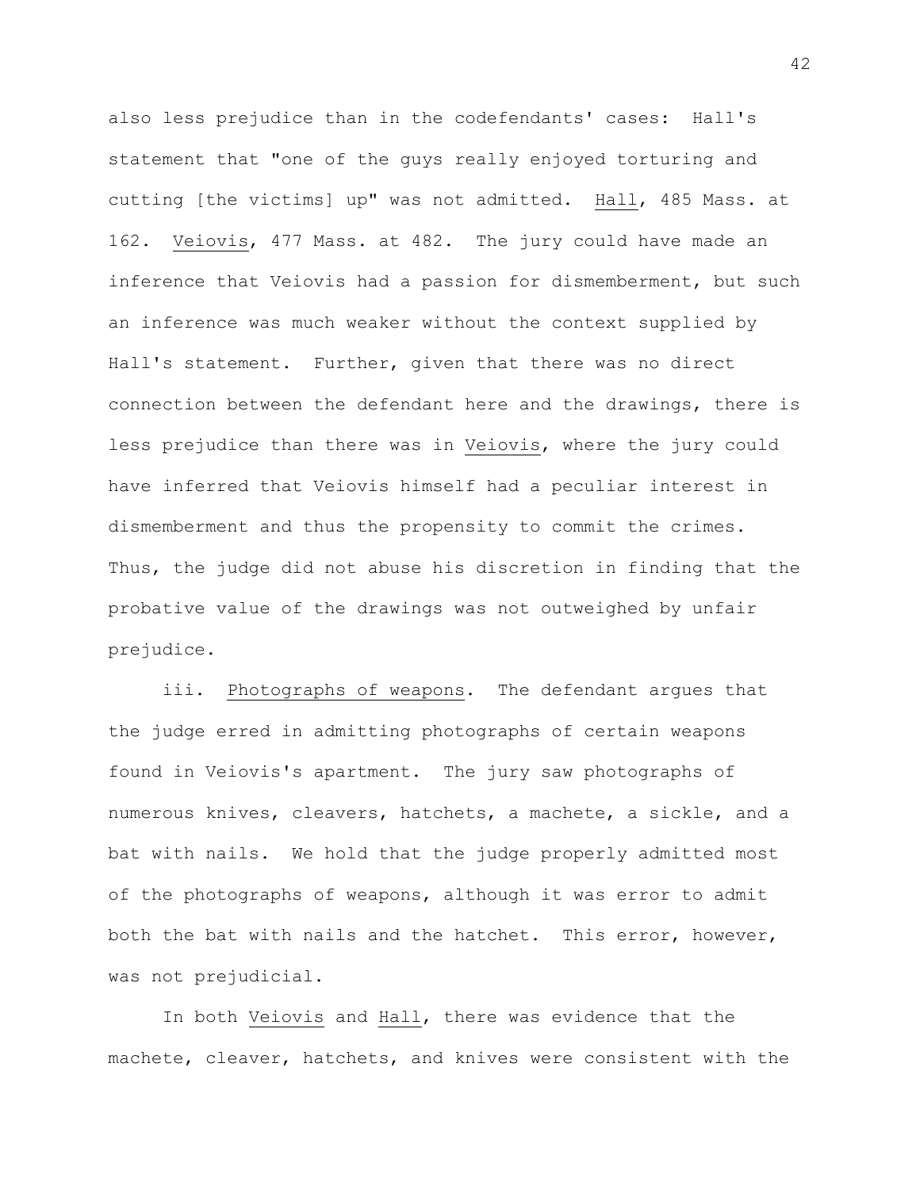also less prejudice than in the codefendants' cases: Hall's statement that "one of the guys really enjoyed torturing and cutting [the victims] up" was not admitted. Hall, 485 Mass. at 162. Veiovis, 477 Mass. at 482. The jury could have made an inference that Veiovis had a passion for dismemberment, but such an inference was much weaker without the context supplied by Hall's statement. Further, given that there was no direct connection between the defendant here and the drawings, there is less prejudice than there was in Veiovis, where the jury could have inferred that Veiovis himself had a peculiar interest in dismemberment and thus the propensity to commit the crimes. Thus, the judge did not abuse his discretion in finding that the probative value of the drawings was not outweighed by unfair prejudice.

iii. Photographs of weapons. The defendant argues that the judge erred in admitting photographs of certain weapons found in Veiovis's apartment. The jury saw photographs of numerous knives, cleavers, hatchets, a machete, a sickle, and a bat with nails. We hold that the judge properly admitted most of the photographs of weapons, although it was error to admit both the bat with nails and the hatchet. This error, however, was not prejudicial.

In both Veiovis and Hall, there was evidence that the machete, cleaver, hatchets, and knives were consistent with the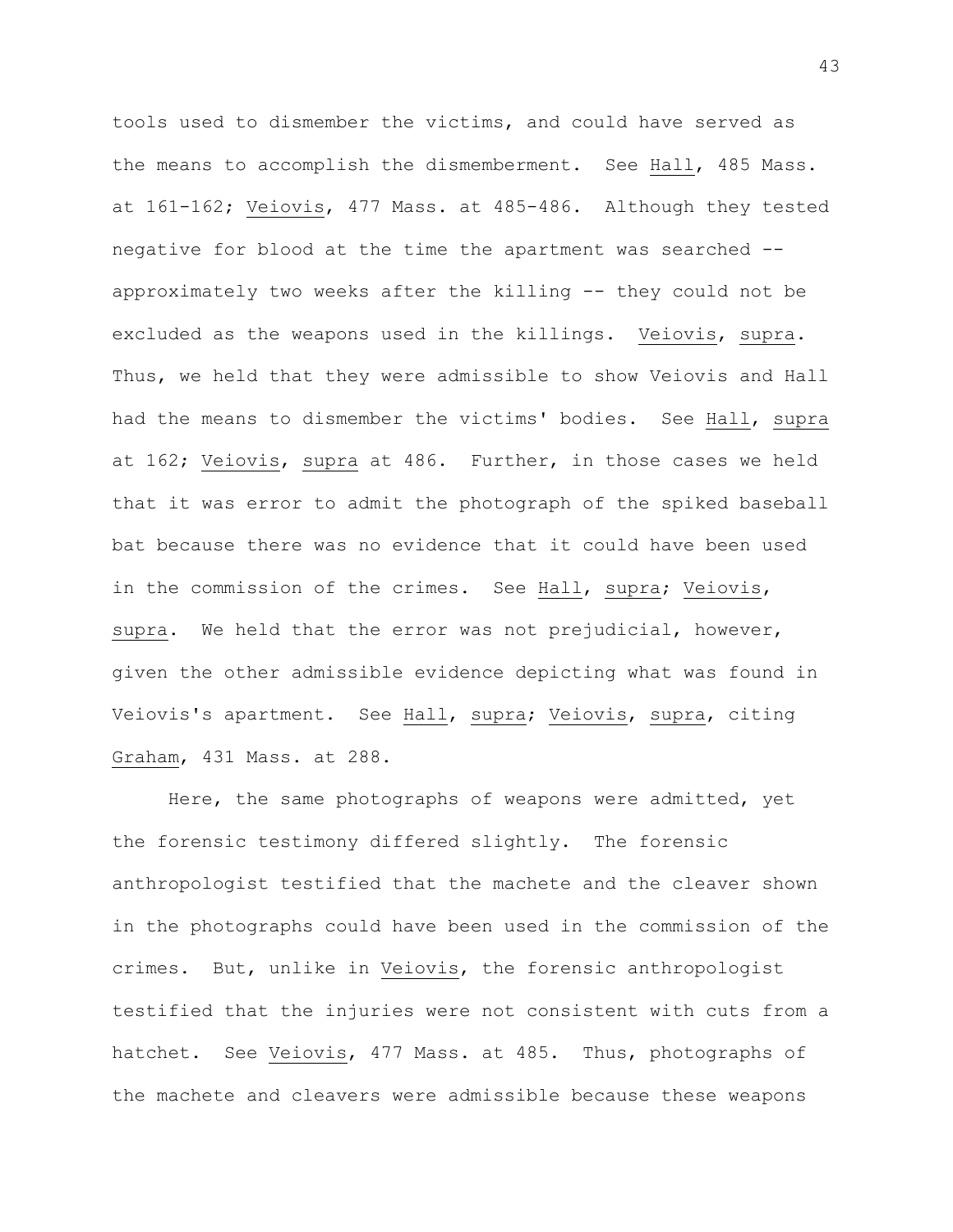tools used to dismember the victims, and could have served as the means to accomplish the dismemberment. See _Hall_, 485 Mass. at 161-162; _Veiovis_, 477 Mass. at 485-486. Although they tested negative for blood at the time the apartment was searched -- approximately two weeks after the killing -- they could not be excluded as the weapons used in the killings. _Veiovis_, _supra_. Thus, we held that they were admissible to show Veiovis and Hall had the means to dismember the victims' bodies. See _Hall_, _supra_ at 162; _Veiovis_, _supra_ at 486. Further, in those cases we held that it was error to admit the photograph of the spiked baseball bat because there was no evidence that it could have been used in the commission of the crimes. See _Hall_, _supra_; _Veiovis_, _supra_. We held that the error was not prejudicial, however, given the other admissible evidence depicting what was found in Veiovis's apartment. See _Hall_, _supra_; _Veiovis_, _supra_, citing _Graham_, 431 Mass. at 288.

Here, the same photographs of weapons were admitted, yet the forensic testimony differed slightly. The forensic anthropologist testified that the machete and the cleaver shown in the photographs could have been used in the commission of the crimes. But, unlike in _Veiovis_, the forensic anthropologist testified that the injuries were not consistent with cuts from a hatchet. See _Veiovis_, 477 Mass. at 485. Thus, photographs of the machete and cleavers were admissible because these weapons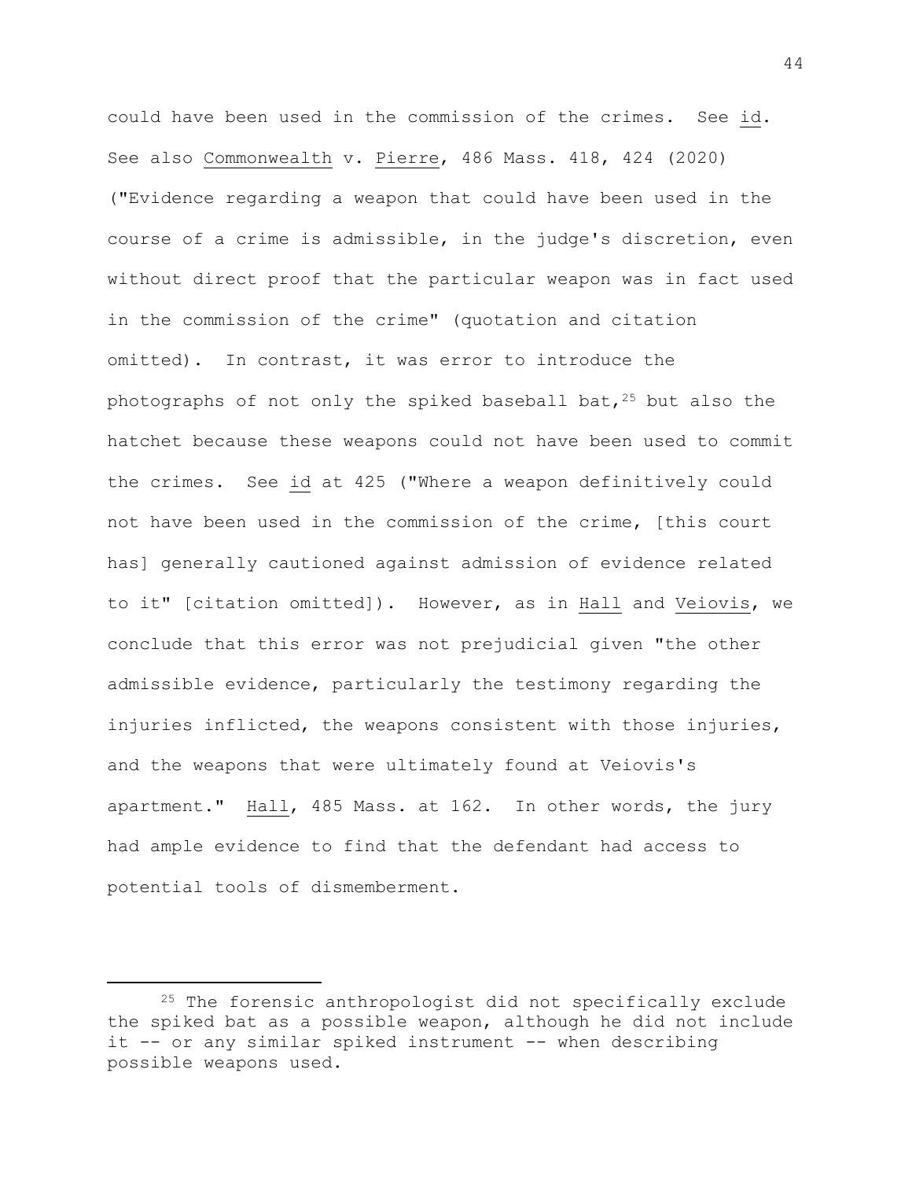could have been used in the commission of the crimes. See id. See also Commonwealth v. Pierre, 486 Mass. 418, 424 (2020) ("Evidence regarding a weapon that could have been used in the course of a crime is admissible, in the judge's discretion, even without direct proof that the particular weapon was in fact used in the commission of the crime" (quotation and citation omitted). In contrast, it was error to introduce the photographs of not only the spiked baseball bat,[25] but also the hatchet because these weapons could not have been used to commit the crimes. See id at 425 ("Where a weapon definitively could not have been used in the commission of the crime, [this court has] generally cautioned against admission of evidence related to it" [citation omitted]). However, as in Hall and Veiovis, we conclude that this error was not prejudicial given "the other admissible evidence, particularly the testimony regarding the injuries inflicted, the weapons consistent with those injuries, and the weapons that were ultimately found at Veiovis's apartment." Hall, 485 Mass. at 162. In other words, the jury had ample evidence to find that the defendant had access to potential tools of dismemberment.

---

[25] The forensic anthropologist did not specifically exclude the spiked bat as a possible weapon, although he did not include it -- or any similar spiked instrument -- when describing possible weapons used.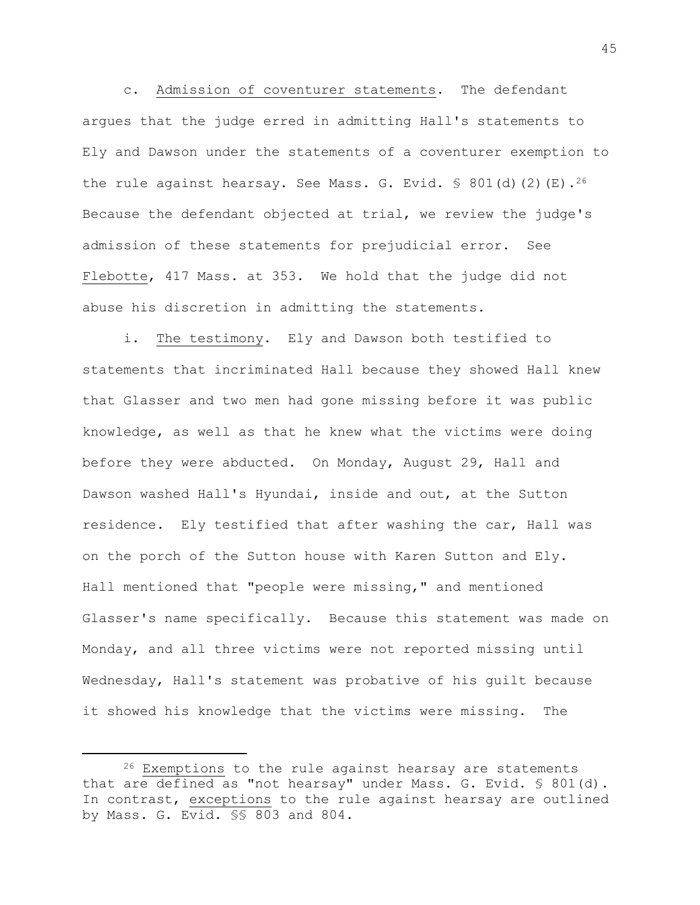c. Admission of coventurer statements. The defendant argues that the judge erred in admitting Hall's statements to Ely and Dawson under the statements of a coventurer exemption to the rule against hearsay. See Mass. G. Evid. § 801(d)(2)(E).[26] Because the defendant objected at trial, we review the judge's admission of these statements for prejudicial error. See Flebotte, 417 Mass. at 353. We hold that the judge did not abuse his discretion in admitting the statements.

i. The testimony. Ely and Dawson both testified to statements that incriminated Hall because they showed Hall knew that Glasser and two men had gone missing before it was public knowledge, as well as that he knew what the victims were doing before they were abducted. On Monday, August 29, Hall and Dawson washed Hall's Hyundai, inside and out, at the Sutton residence. Ely testified that after washing the car, Hall was on the porch of the Sutton house with Karen Sutton and Ely. Hall mentioned that "people were missing," and mentioned Glasser's name specifically. Because this statement was made on Monday, and all three victims were not reported missing until Wednesday, Hall's statement was probative of his guilt because it showed his knowledge that the victims were missing. The

---

[26] Exemptions to the rule against hearsay are statements that are defined as "not hearsay" under Mass. G. Evid. § 801(d). In contrast, exceptions to the rule against hearsay are outlined by Mass. G. Evid. §§ 803 and 804.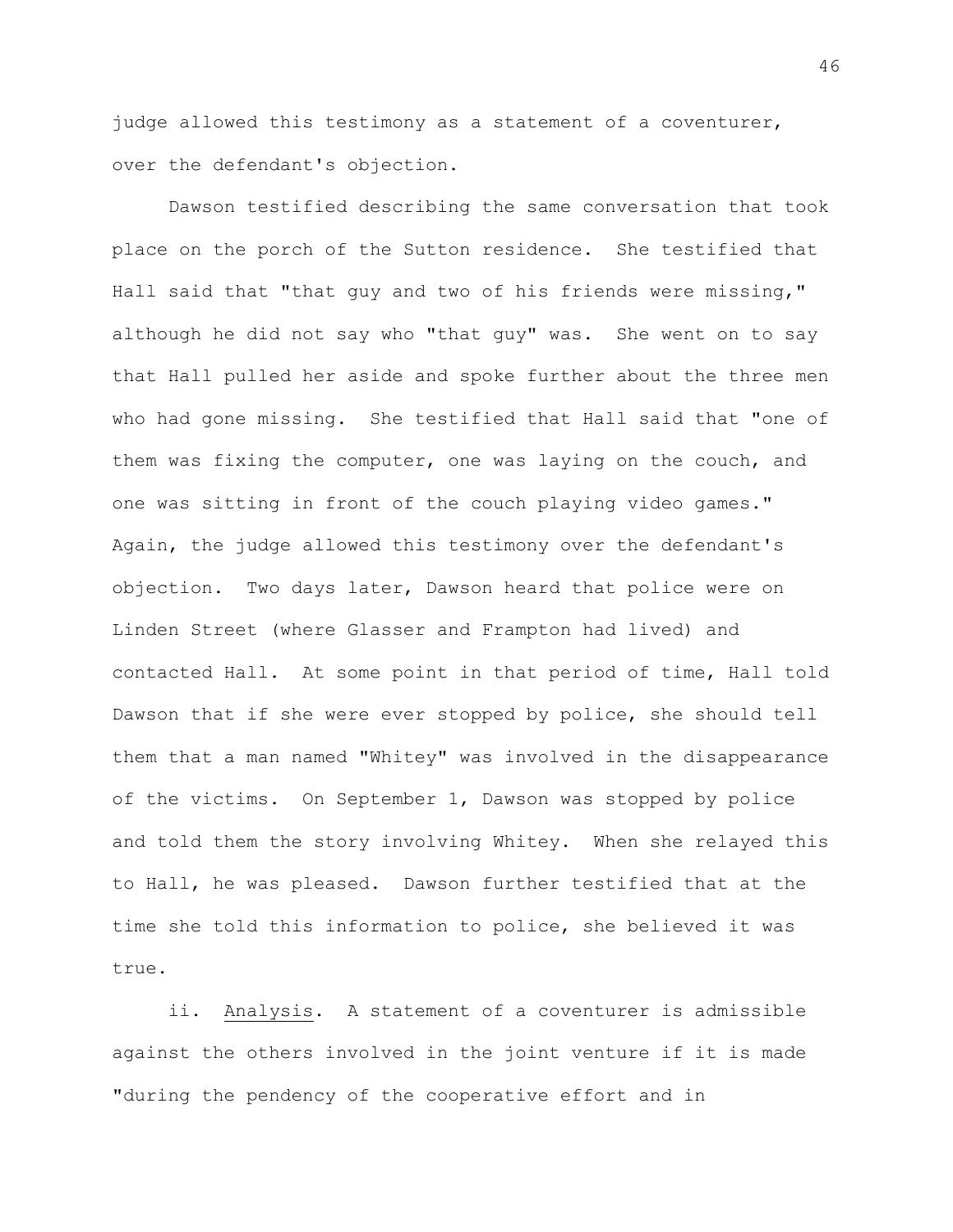judge allowed this testimony as a statement of a coventurer, over the defendant's objection.

Dawson testified describing the same conversation that took place on the porch of the Sutton residence. She testified that Hall said that "that guy and two of his friends were missing," although he did not say who "that guy" was. She went on to say that Hall pulled her aside and spoke further about the three men who had gone missing. She testified that Hall said that "one of them was fixing the computer, one was laying on the couch, and one was sitting in front of the couch playing video games." Again, the judge allowed this testimony over the defendant's objection. Two days later, Dawson heard that police were on Linden Street (where Glasser and Frampton had lived) and contacted Hall. At some point in that period of time, Hall told Dawson that if she were ever stopped by police, she should tell them that a man named "Whitey" was involved in the disappearance of the victims. On September 1, Dawson was stopped by police and told them the story involving Whitey. When she relayed this to Hall, he was pleased. Dawson further testified that at the time she told this information to police, she believed it was true.

ii. Analysis. A statement of a coventurer is admissible against the others involved in the joint venture if it is made "during the pendency of the cooperative effort and in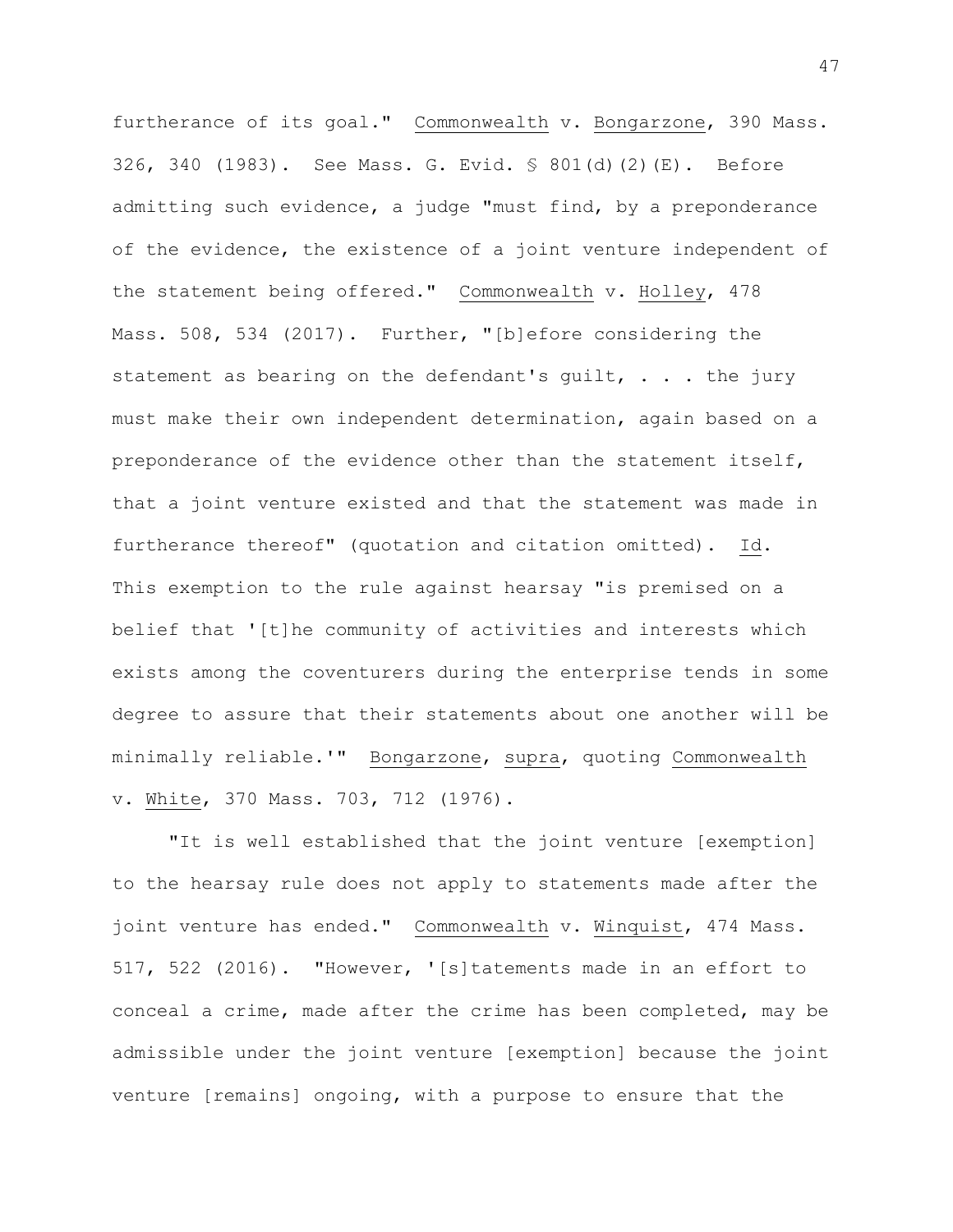furtherance of its goal." Commonwealth v. Bongarzone, 390 Mass. 326, 340 (1983). See Mass. G. Evid. § 801(d)(2)(E). Before admitting such evidence, a judge "must find, by a preponderance of the evidence, the existence of a joint venture independent of the statement being offered." Commonwealth v. Holley, 478 Mass. 508, 534 (2017). Further, "[b]efore considering the statement as bearing on the defendant's guilt, . . . the jury must make their own independent determination, again based on a preponderance of the evidence other than the statement itself, that a joint venture existed and that the statement was made in furtherance thereof" (quotation and citation omitted). Id. This exemption to the rule against hearsay "is premised on a belief that '[t]he community of activities and interests which exists among the coventurers during the enterprise tends in some degree to assure that their statements about one another will be minimally reliable.'" Bongarzone, supra, quoting Commonwealth v. White, 370 Mass. 703, 712 (1976).

"It is well established that the joint venture [exemption] to the hearsay rule does not apply to statements made after the joint venture has ended." Commonwealth v. Winquist, 474 Mass. 517, 522 (2016). "However, '[s]tatements made in an effort to conceal a crime, made after the crime has been completed, may be admissible under the joint venture [exemption] because the joint venture [remains] ongoing, with a purpose to ensure that the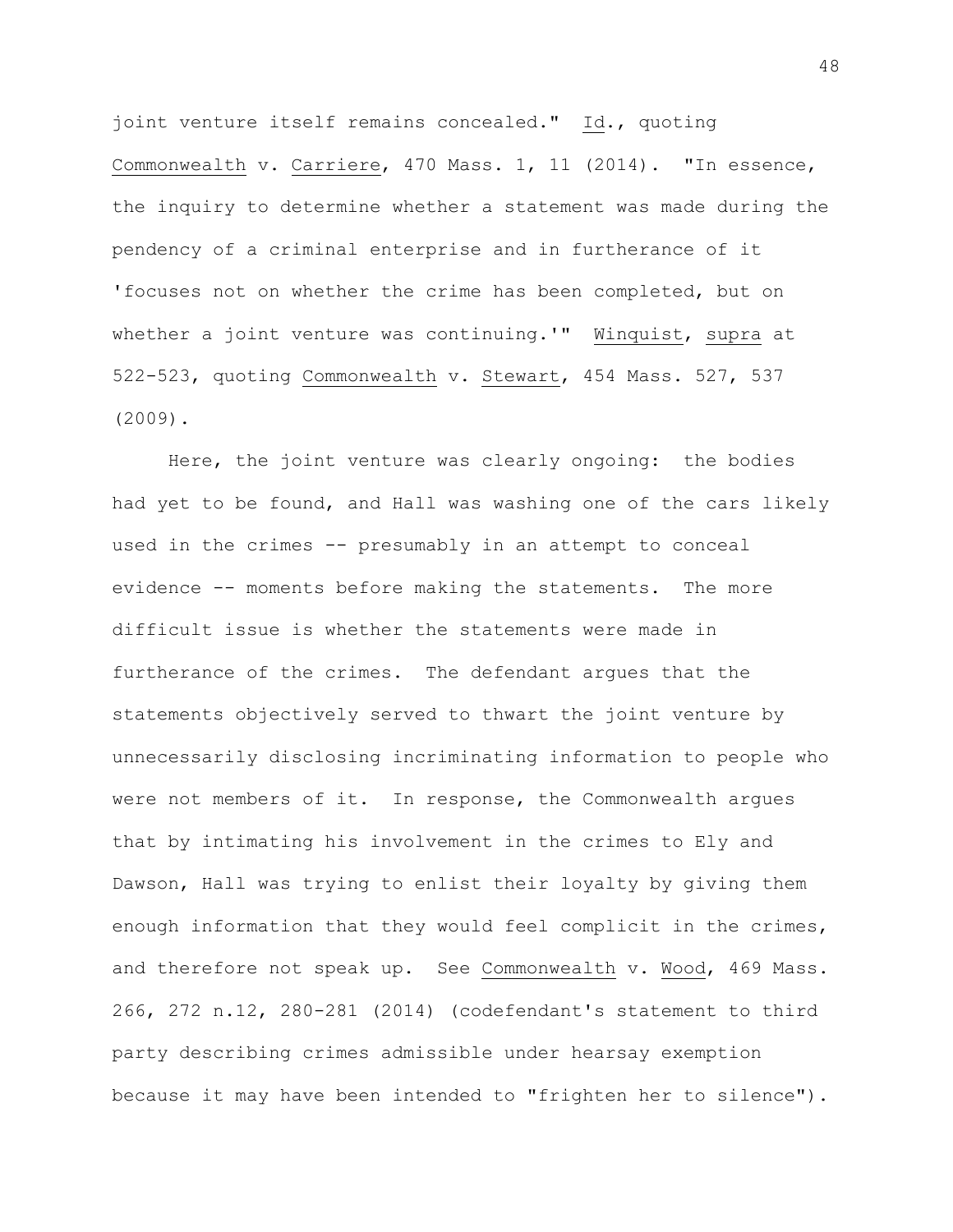joint venture itself remains concealed." Id., quoting Commonwealth v. Carriere, 470 Mass. 1, 11 (2014). "In essence, the inquiry to determine whether a statement was made during the pendency of a criminal enterprise and in furtherance of it 'focuses not on whether the crime has been completed, but on whether a joint venture was continuing.'" Winquist, supra at 522-523, quoting Commonwealth v. Stewart, 454 Mass. 527, 537 (2009).

Here, the joint venture was clearly ongoing: the bodies had yet to be found, and Hall was washing one of the cars likely used in the crimes -- presumably in an attempt to conceal evidence -- moments before making the statements. The more difficult issue is whether the statements were made in furtherance of the crimes. The defendant argues that the statements objectively served to thwart the joint venture by unnecessarily disclosing incriminating information to people who were not members of it. In response, the Commonwealth argues that by intimating his involvement in the crimes to Ely and Dawson, Hall was trying to enlist their loyalty by giving them enough information that they would feel complicit in the crimes, and therefore not speak up. See Commonwealth v. Wood, 469 Mass. 266, 272 n.12, 280-281 (2014) (codefendant's statement to third party describing crimes admissible under hearsay exemption because it may have been intended to "frighten her to silence").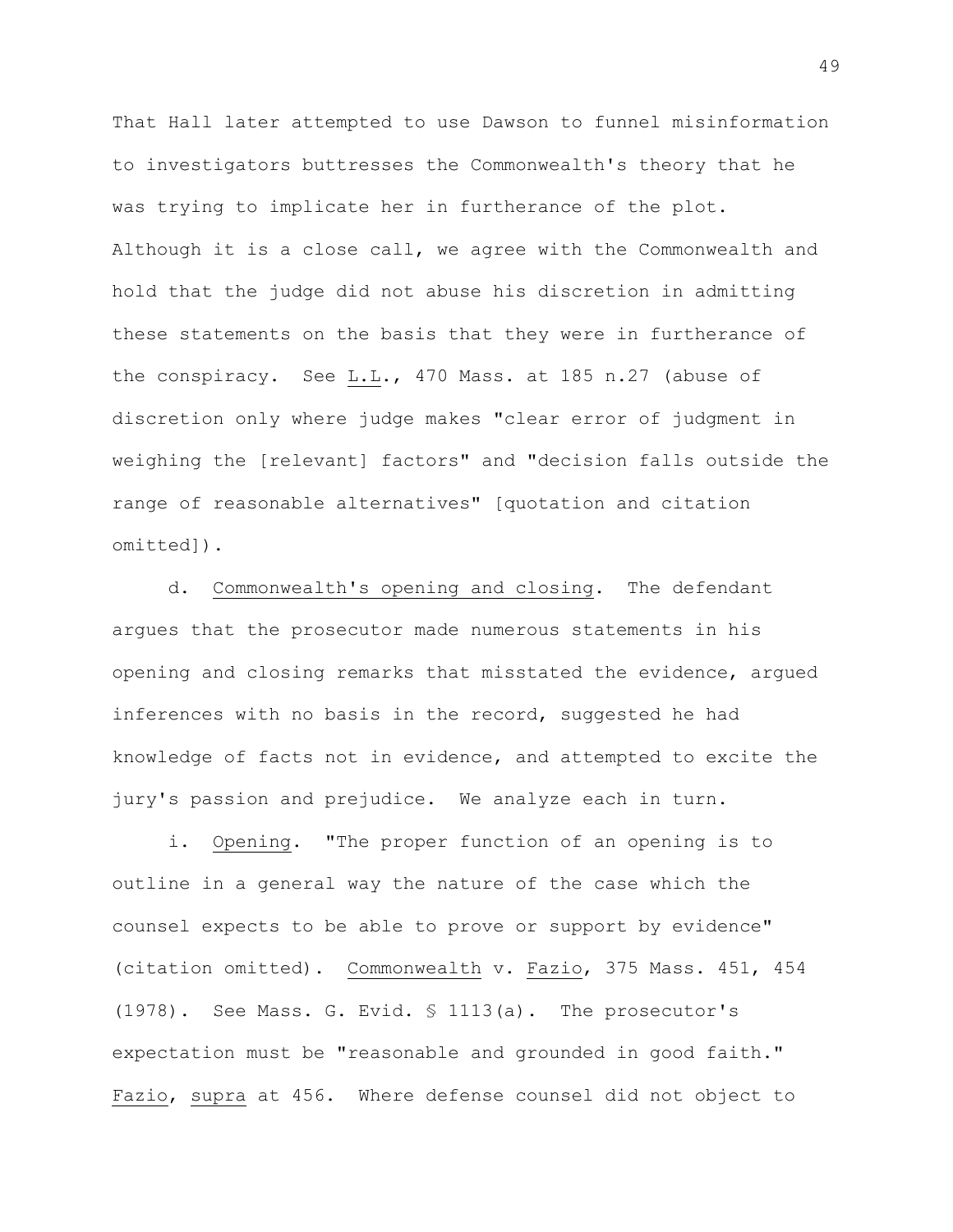That Hall later attempted to use Dawson to funnel misinformation to investigators buttresses the Commonwealth's theory that he was trying to implicate her in furtherance of the plot. Although it is a close call, we agree with the Commonwealth and hold that the judge did not abuse his discretion in admitting these statements on the basis that they were in furtherance of the conspiracy. See L.L., 470 Mass. at 185 n.27 (abuse of discretion only where judge makes "clear error of judgment in weighing the [relevant] factors" and "decision falls outside the range of reasonable alternatives" [quotation and citation omitted]).

d. Commonwealth's opening and closing. The defendant argues that the prosecutor made numerous statements in his opening and closing remarks that misstated the evidence, argued inferences with no basis in the record, suggested he had knowledge of facts not in evidence, and attempted to excite the jury's passion and prejudice. We analyze each in turn.

i. Opening. "The proper function of an opening is to outline in a general way the nature of the case which the counsel expects to be able to prove or support by evidence" (citation omitted). Commonwealth v. Fazio, 375 Mass. 451, 454 (1978). See Mass. G. Evid. § 1113(a). The prosecutor's expectation must be "reasonable and grounded in good faith." Fazio, supra at 456. Where defense counsel did not object to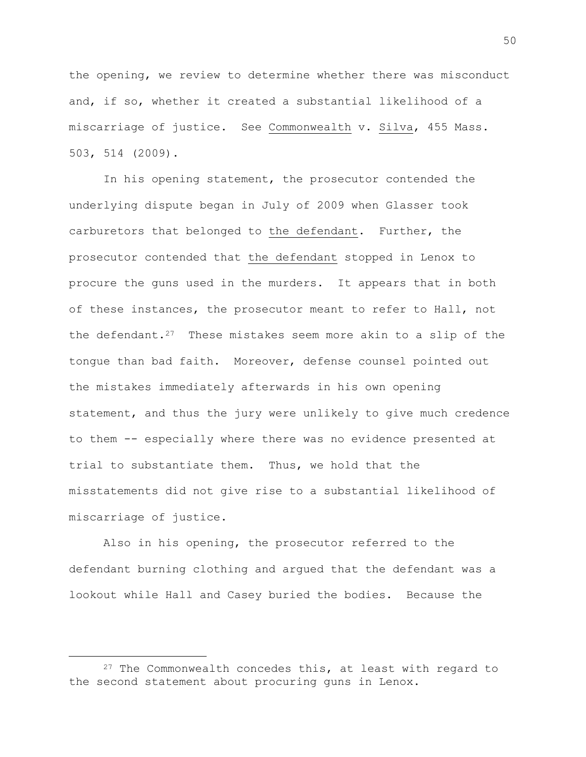the opening, we review to determine whether there was misconduct and, if so, whether it created a substantial likelihood of a miscarriage of justice. See Commonwealth v. Silva, 455 Mass. 503, 514 (2009).

In his opening statement, the prosecutor contended the underlying dispute began in July of 2009 when Glasser took carburetors that belonged to the defendant. Further, the prosecutor contended that the defendant stopped in Lenox to procure the guns used in the murders. It appears that in both of these instances, the prosecutor meant to refer to Hall, not the defendant.[27] These mistakes seem more akin to a slip of the tongue than bad faith. Moreover, defense counsel pointed out the mistakes immediately afterwards in his own opening statement, and thus the jury were unlikely to give much credence to them -- especially where there was no evidence presented at trial to substantiate them. Thus, we hold that the misstatements did not give rise to a substantial likelihood of miscarriage of justice.

Also in his opening, the prosecutor referred to the defendant burning clothing and argued that the defendant was a lookout while Hall and Casey buried the bodies. Because the

[27] The Commonwealth concedes this, at least with regard to the second statement about procuring guns in Lenox.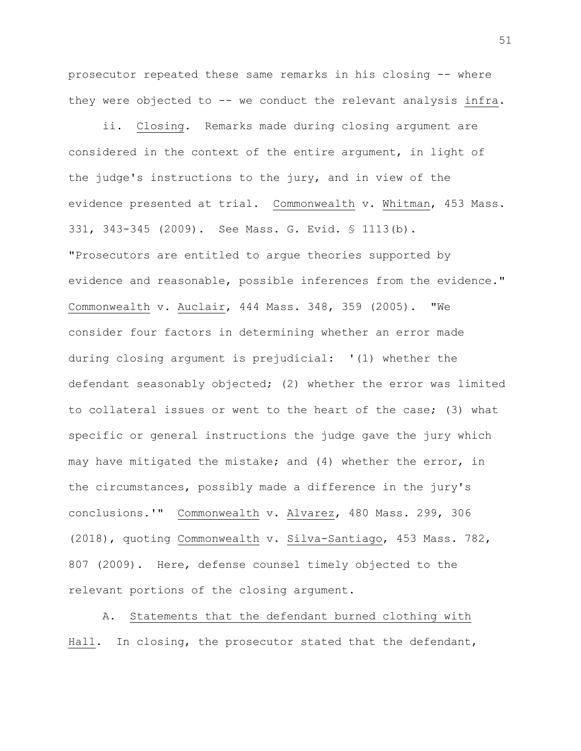prosecutor repeated these same remarks in his closing -- where they were objected to -- we conduct the relevant analysis _infra_.

ii. _Closing_. Remarks made during closing argument are considered in the context of the entire argument, in light of the judge's instructions to the jury, and in view of the evidence presented at trial. _Commonwealth_ v. _Whitman_, 453 Mass. 331, 343-345 (2009). See Mass. G. Evid. § 1113(b). "Prosecutors are entitled to argue theories supported by evidence and reasonable, possible inferences from the evidence." _Commonwealth_ v. _Auclair_, 444 Mass. 348, 359 (2005). "We consider four factors in determining whether an error made during closing argument is prejudicial: '(1) whether the defendant seasonably objected; (2) whether the error was limited to collateral issues or went to the heart of the case; (3) what specific or general instructions the judge gave the jury which may have mitigated the mistake; and (4) whether the error, in the circumstances, possibly made a difference in the jury's conclusions.'" _Commonwealth_ v. _Alvarez_, 480 Mass. 299, 306 (2018), quoting _Commonwealth_ v. _Silva-Santiago_, 453 Mass. 782, 807 (2009). Here, defense counsel timely objected to the relevant portions of the closing argument.

A. _Statements that the defendant burned clothing with Hall_. In closing, the prosecutor stated that the defendant,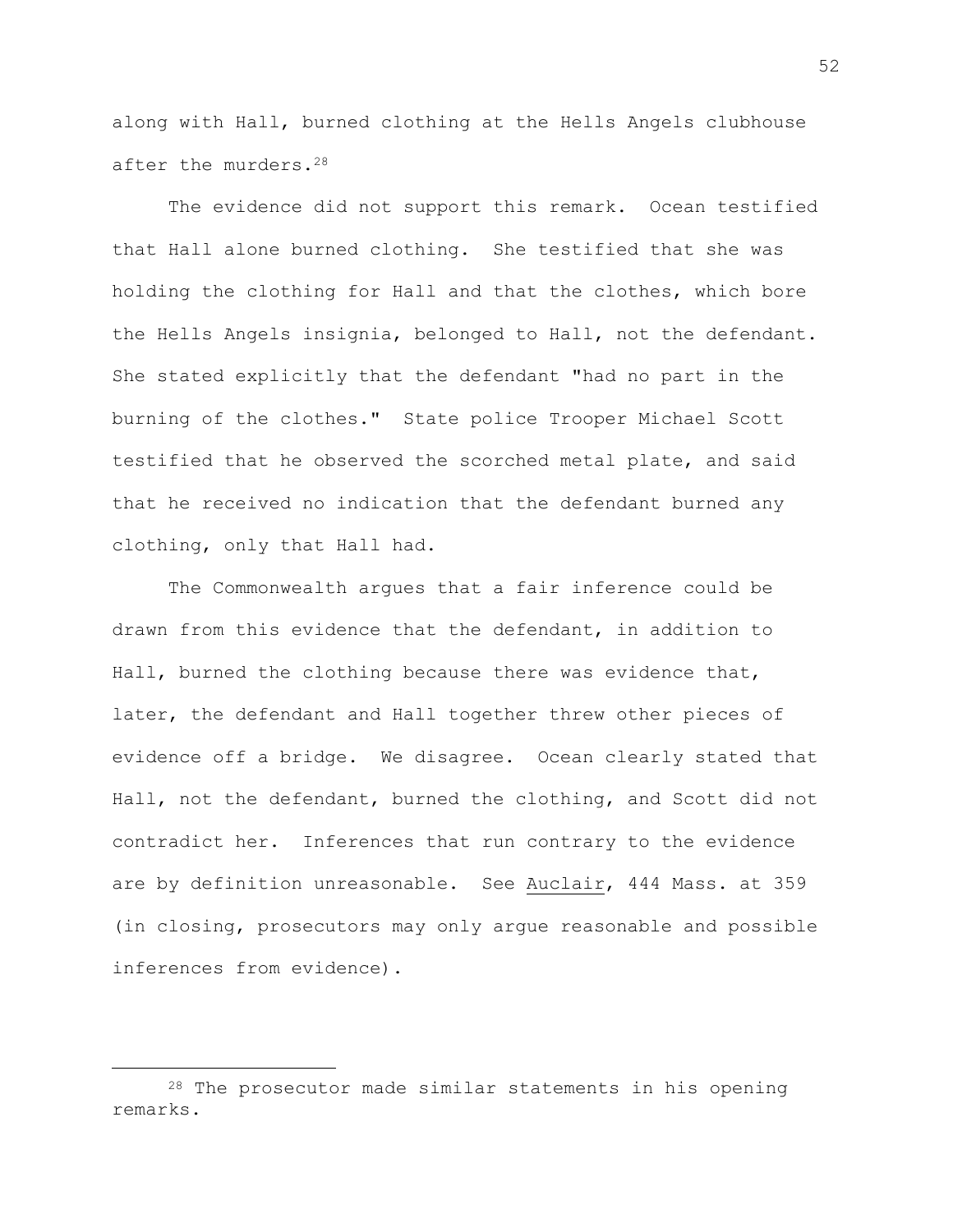along with Hall, burned clothing at the Hells Angels clubhouse after the murders.[28]

The evidence did not support this remark. Ocean testified that Hall alone burned clothing. She testified that she was holding the clothing for Hall and that the clothes, which bore the Hells Angels insignia, belonged to Hall, not the defendant. She stated explicitly that the defendant "had no part in the burning of the clothes." State police Trooper Michael Scott testified that he observed the scorched metal plate, and said that he received no indication that the defendant burned any clothing, only that Hall had.

The Commonwealth argues that a fair inference could be drawn from this evidence that the defendant, in addition to Hall, burned the clothing because there was evidence that, later, the defendant and Hall together threw other pieces of evidence off a bridge. We disagree. Ocean clearly stated that Hall, not the defendant, burned the clothing, and Scott did not contradict her. Inferences that run contrary to the evidence are by definition unreasonable. See Auclair, 444 Mass. at 359 (in closing, prosecutors may only argue reasonable and possible inferences from evidence).

---

[28] The prosecutor made similar statements in his opening remarks.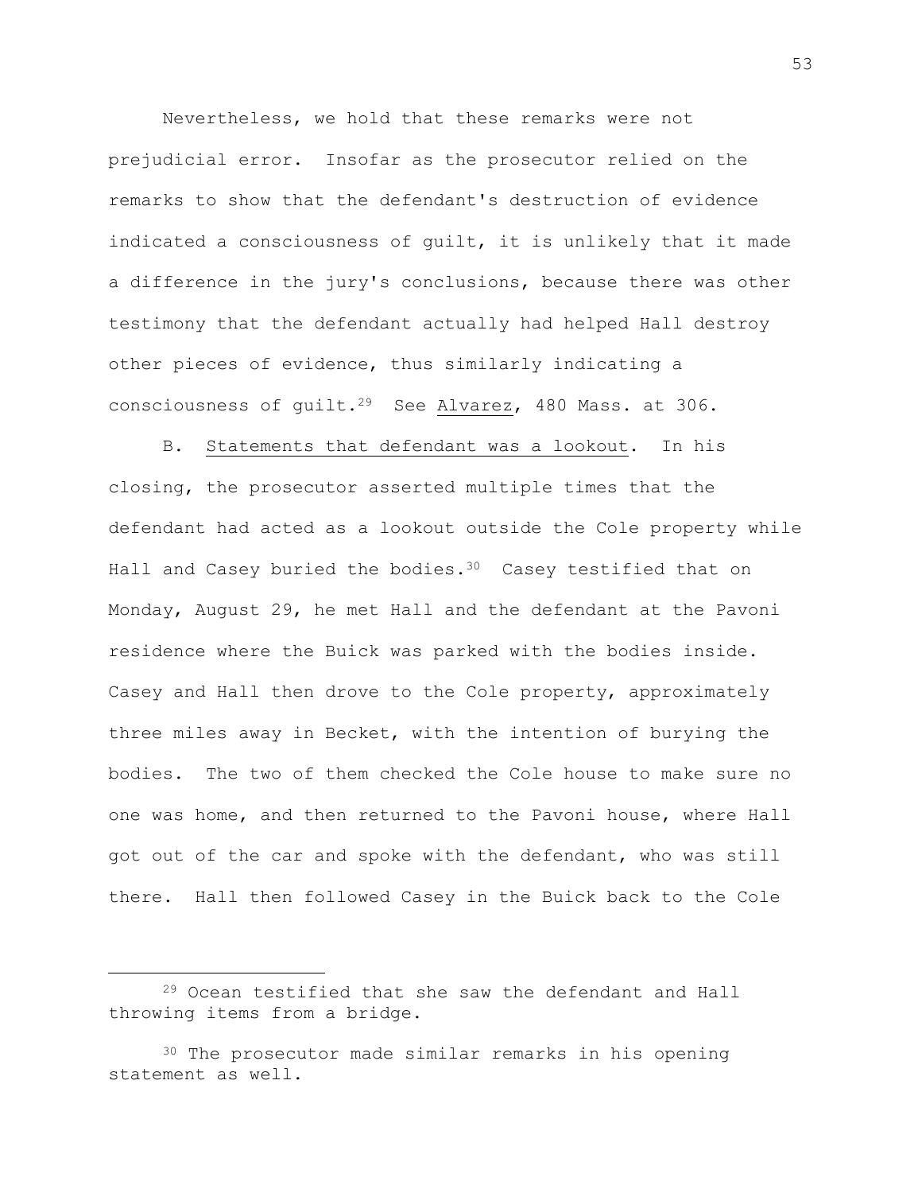Nevertheless, we hold that these remarks were not prejudicial error. Insofar as the prosecutor relied on the remarks to show that the defendant's destruction of evidence indicated a consciousness of guilt, it is unlikely that it made a difference in the jury's conclusions, because there was other testimony that the defendant actually had helped Hall destroy other pieces of evidence, thus similarly indicating a consciousness of guilt.[29] See Alvarez, 480 Mass. at 306.

B. Statements that defendant was a lookout. In his closing, the prosecutor asserted multiple times that the defendant had acted as a lookout outside the Cole property while Hall and Casey buried the bodies.[30] Casey testified that on Monday, August 29, he met Hall and the defendant at the Pavoni residence where the Buick was parked with the bodies inside. Casey and Hall then drove to the Cole property, approximately three miles away in Becket, with the intention of burying the bodies. The two of them checked the Cole house to make sure no one was home, and then returned to the Pavoni house, where Hall got out of the car and spoke with the defendant, who was still there. Hall then followed Casey in the Buick back to the Cole

---

[29] Ocean testified that she saw the defendant and Hall throwing items from a bridge.

[30] The prosecutor made similar remarks in his opening statement as well.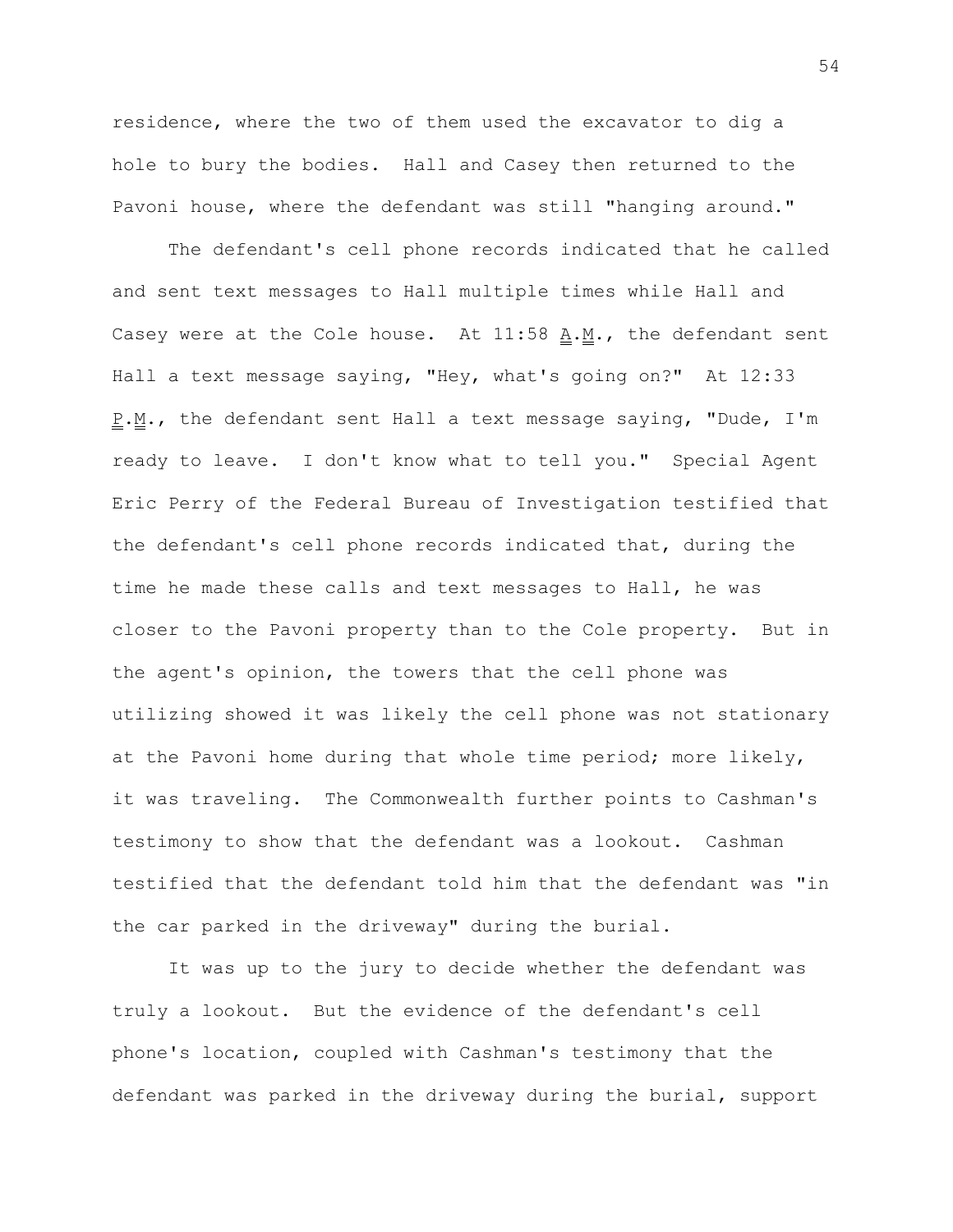residence, where the two of them used the excavator to dig a hole to bury the bodies. Hall and Casey then returned to the Pavoni house, where the defendant was still "hanging around."

The defendant's cell phone records indicated that he called and sent text messages to Hall multiple times while Hall and Casey were at the Cole house. At 11:58 A.M., the defendant sent Hall a text message saying, "Hey, what's going on?" At 12:33 P.M., the defendant sent Hall a text message saying, "Dude, I'm ready to leave. I don't know what to tell you." Special Agent Eric Perry of the Federal Bureau of Investigation testified that the defendant's cell phone records indicated that, during the time he made these calls and text messages to Hall, he was closer to the Pavoni property than to the Cole property. But in the agent's opinion, the towers that the cell phone was utilizing showed it was likely the cell phone was not stationary at the Pavoni home during that whole time period; more likely, it was traveling. The Commonwealth further points to Cashman's testimony to show that the defendant was a lookout. Cashman testified that the defendant told him that the defendant was "in the car parked in the driveway" during the burial.

It was up to the jury to decide whether the defendant was truly a lookout. But the evidence of the defendant's cell phone's location, coupled with Cashman's testimony that the defendant was parked in the driveway during the burial, support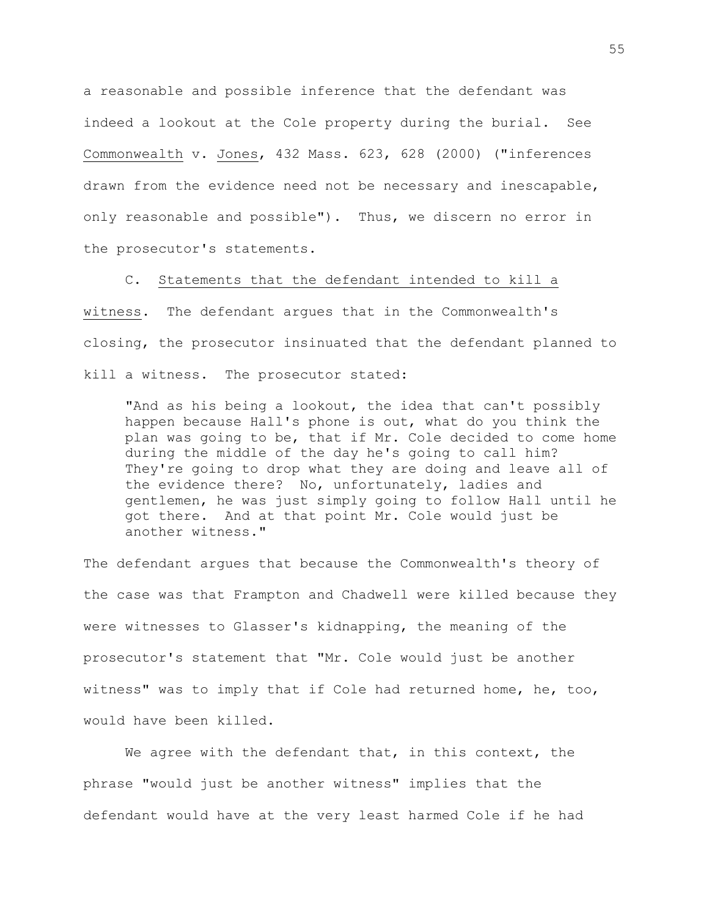a reasonable and possible inference that the defendant was indeed a lookout at the Cole property during the burial. See Commonwealth v. Jones, 432 Mass. 623, 628 (2000) ("inferences drawn from the evidence need not be necessary and inescapable, only reasonable and possible"). Thus, we discern no error in the prosecutor's statements.

C. Statements that the defendant intended to kill a witness. The defendant argues that in the Commonwealth's closing, the prosecutor insinuated that the defendant planned to kill a witness. The prosecutor stated:

> "And as his being a lookout, the idea that can't possibly happen because Hall's phone is out, what do you think the plan was going to be, that if Mr. Cole decided to come home during the middle of the day he's going to call him? They're going to drop what they are doing and leave all of the evidence there? No, unfortunately, ladies and gentlemen, he was just simply going to follow Hall until he got there. And at that point Mr. Cole would just be another witness."

The defendant argues that because the Commonwealth's theory of the case was that Frampton and Chadwell were killed because they were witnesses to Glasser's kidnapping, the meaning of the prosecutor's statement that "Mr. Cole would just be another witness" was to imply that if Cole had returned home, he, too, would have been killed.

We agree with the defendant that, in this context, the phrase "would just be another witness" implies that the defendant would have at the very least harmed Cole if he had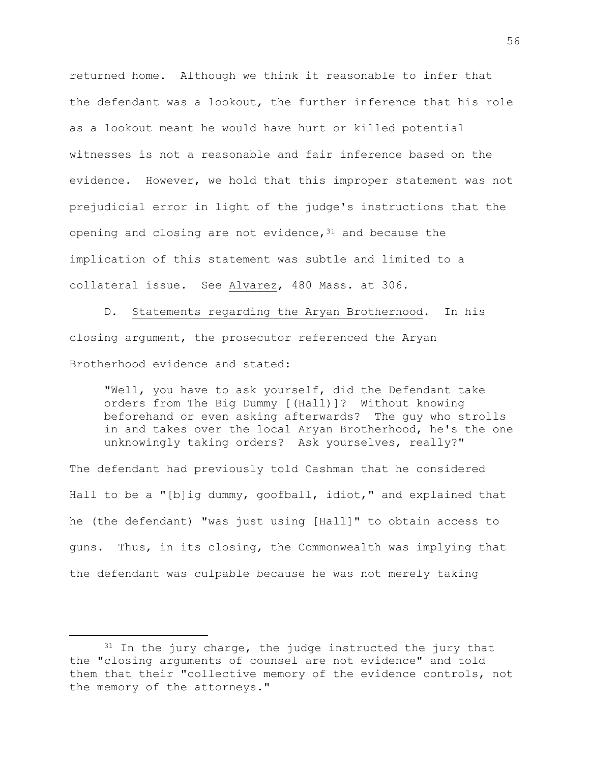returned home. Although we think it reasonable to infer that the defendant was a lookout, the further inference that his role as a lookout meant he would have hurt or killed potential witnesses is not a reasonable and fair inference based on the evidence. However, we hold that this improper statement was not prejudicial error in light of the judge's instructions that the opening and closing are not evidence,[31] and because the implication of this statement was subtle and limited to a collateral issue. See Alvarez, 480 Mass. at 306.

D. Statements regarding the Aryan Brotherhood. In his closing argument, the prosecutor referenced the Aryan Brotherhood evidence and stated:

> "Well, you have to ask yourself, did the Defendant take orders from The Big Dummy [(Hall)]? Without knowing beforehand or even asking afterwards? The guy who strolls in and takes over the local Aryan Brotherhood, he's the one unknowingly taking orders? Ask yourselves, really?"

The defendant had previously told Cashman that he considered Hall to be a "[b]ig dummy, goofball, idiot," and explained that he (the defendant) "was just using [Hall]" to obtain access to guns. Thus, in its closing, the Commonwealth was implying that the defendant was culpable because he was not merely taking

---

[31] In the jury charge, the judge instructed the jury that the "closing arguments of counsel are not evidence" and told them that their "collective memory of the evidence controls, not the memory of the attorneys."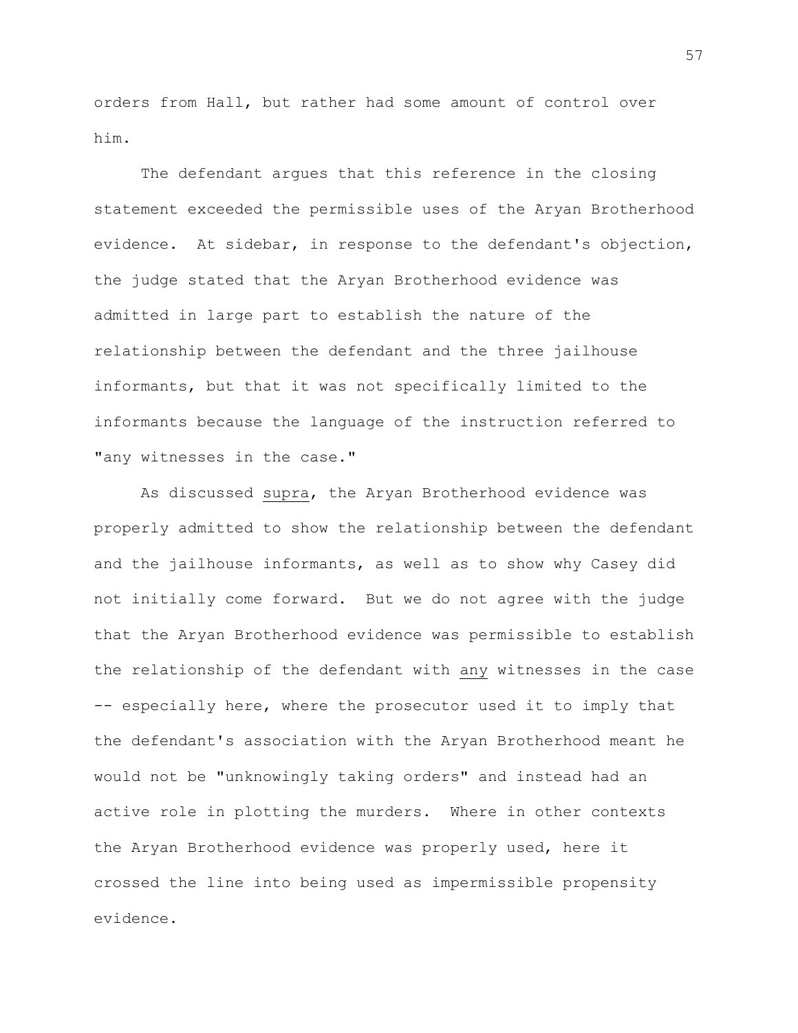orders from Hall, but rather had some amount of control over him.

The defendant argues that this reference in the closing statement exceeded the permissible uses of the Aryan Brotherhood evidence. At sidebar, in response to the defendant's objection, the judge stated that the Aryan Brotherhood evidence was admitted in large part to establish the nature of the relationship between the defendant and the three jailhouse informants, but that it was not specifically limited to the informants because the language of the instruction referred to "any witnesses in the case."

As discussed supra, the Aryan Brotherhood evidence was properly admitted to show the relationship between the defendant and the jailhouse informants, as well as to show why Casey did not initially come forward. But we do not agree with the judge that the Aryan Brotherhood evidence was permissible to establish the relationship of the defendant with any witnesses in the case -- especially here, where the prosecutor used it to imply that the defendant's association with the Aryan Brotherhood meant he would not be "unknowingly taking orders" and instead had an active role in plotting the murders. Where in other contexts the Aryan Brotherhood evidence was properly used, here it crossed the line into being used as impermissible propensity evidence.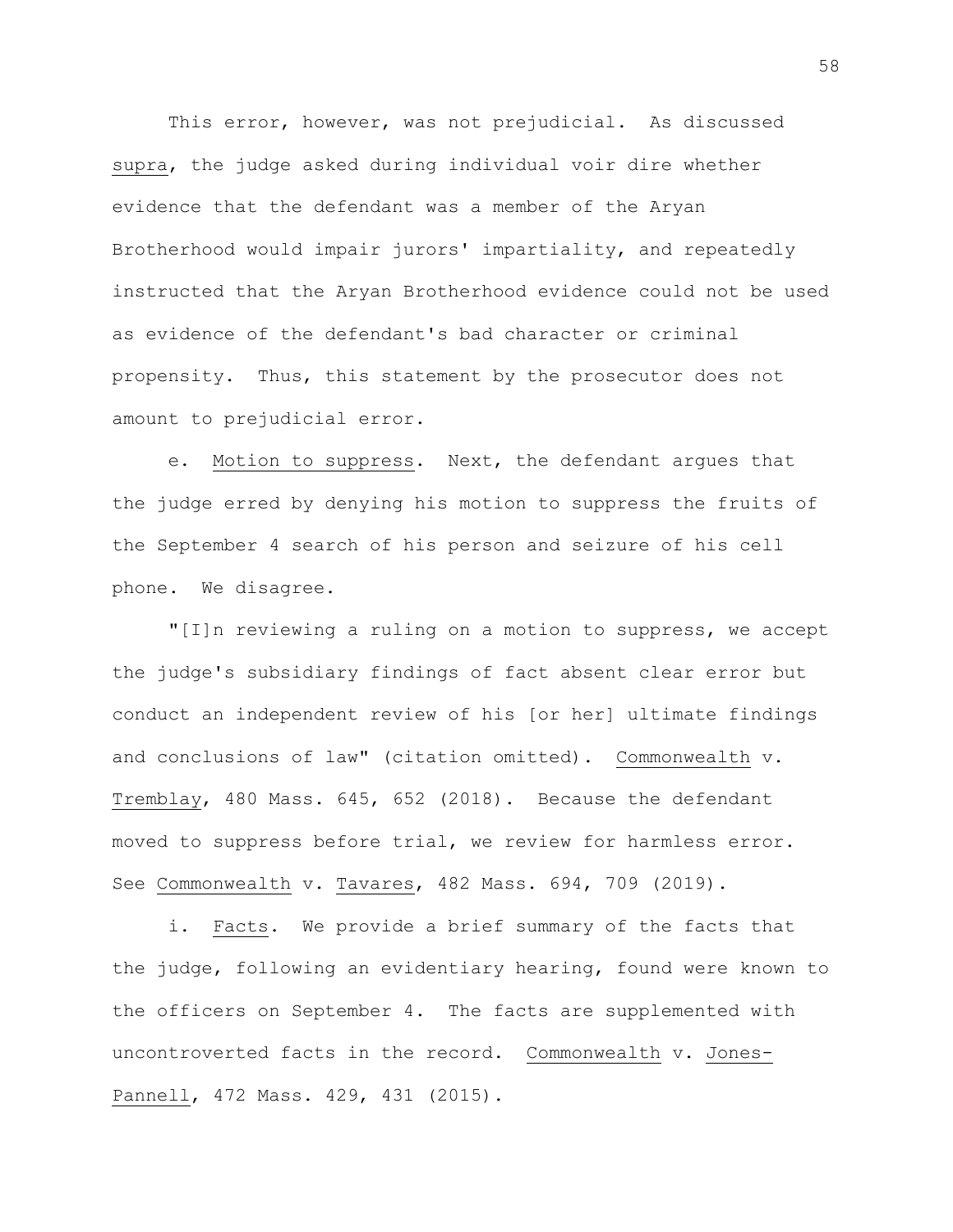This error, however, was not prejudicial. As discussed supra, the judge asked during individual voir dire whether evidence that the defendant was a member of the Aryan Brotherhood would impair jurors' impartiality, and repeatedly instructed that the Aryan Brotherhood evidence could not be used as evidence of the defendant's bad character or criminal propensity. Thus, this statement by the prosecutor does not amount to prejudicial error.

e. Motion to suppress. Next, the defendant argues that the judge erred by denying his motion to suppress the fruits of the September 4 search of his person and seizure of his cell phone. We disagree.

"[I]n reviewing a ruling on a motion to suppress, we accept the judge's subsidiary findings of fact absent clear error but conduct an independent review of his [or her] ultimate findings and conclusions of law" (citation omitted). Commonwealth v. Tremblay, 480 Mass. 645, 652 (2018). Because the defendant moved to suppress before trial, we review for harmless error. See Commonwealth v. Tavares, 482 Mass. 694, 709 (2019).

i. Facts. We provide a brief summary of the facts that the judge, following an evidentiary hearing, found were known to the officers on September 4. The facts are supplemented with uncontroverted facts in the record. Commonwealth v. Jones-Pannell, 472 Mass. 429, 431 (2015).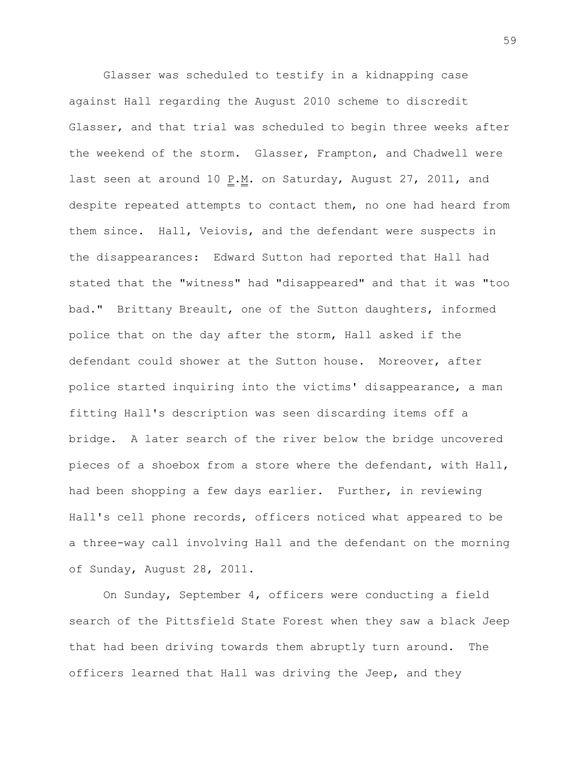Glasser was scheduled to testify in a kidnapping case against Hall regarding the August 2010 scheme to discredit Glasser, and that trial was scheduled to begin three weeks after the weekend of the storm. Glasser, Frampton, and Chadwell were last seen at around 10 P.M. on Saturday, August 27, 2011, and despite repeated attempts to contact them, no one had heard from them since. Hall, Veiovis, and the defendant were suspects in the disappearances: Edward Sutton had reported that Hall had stated that the "witness" had "disappeared" and that it was "too bad." Brittany Breault, one of the Sutton daughters, informed police that on the day after the storm, Hall asked if the defendant could shower at the Sutton house. Moreover, after police started inquiring into the victims' disappearance, a man fitting Hall's description was seen discarding items off a bridge. A later search of the river below the bridge uncovered pieces of a shoebox from a store where the defendant, with Hall, had been shopping a few days earlier. Further, in reviewing Hall's cell phone records, officers noticed what appeared to be a three-way call involving Hall and the defendant on the morning of Sunday, August 28, 2011.

On Sunday, September 4, officers were conducting a field search of the Pittsfield State Forest when they saw a black Jeep that had been driving towards them abruptly turn around. The officers learned that Hall was driving the Jeep, and they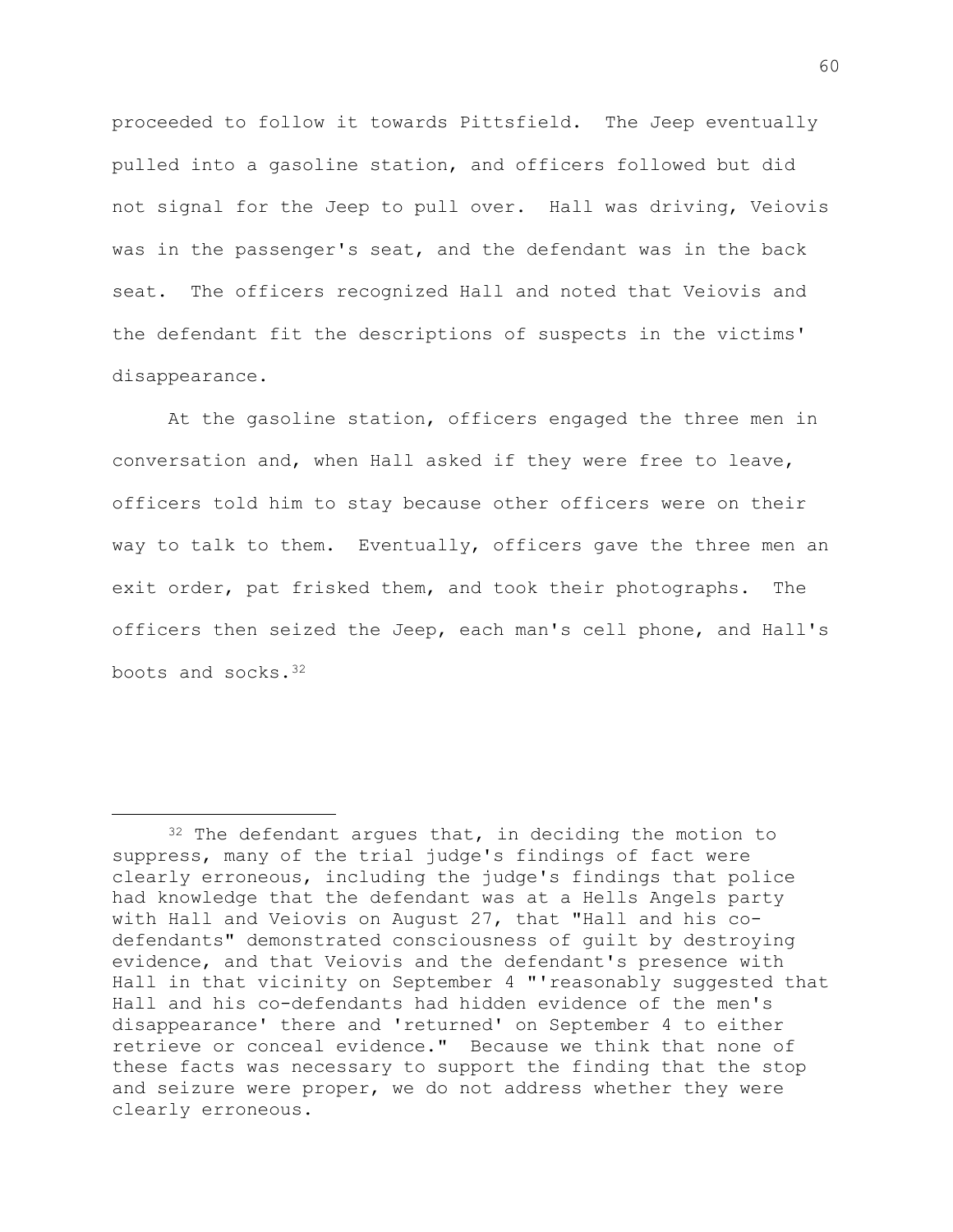proceeded to follow it towards Pittsfield. The Jeep eventually pulled into a gasoline station, and officers followed but did not signal for the Jeep to pull over. Hall was driving, Veiovis was in the passenger's seat, and the defendant was in the back seat. The officers recognized Hall and noted that Veiovis and the defendant fit the descriptions of suspects in the victims' disappearance.

At the gasoline station, officers engaged the three men in conversation and, when Hall asked if they were free to leave, officers told him to stay because other officers were on their way to talk to them. Eventually, officers gave the three men an exit order, pat frisked them, and took their photographs. The officers then seized the Jeep, each man's cell phone, and Hall's boots and socks.[32]

---

[32] The defendant argues that, in deciding the motion to suppress, many of the trial judge's findings of fact were clearly erroneous, including the judge's findings that police had knowledge that the defendant was at a Hells Angels party with Hall and Veiovis on August 27, that "Hall and his co-defendants" demonstrated consciousness of guilt by destroying evidence, and that Veiovis and the defendant's presence with Hall in that vicinity on September 4 "'reasonably suggested that Hall and his co-defendants had hidden evidence of the men's disappearance' there and 'returned' on September 4 to either retrieve or conceal evidence." Because we think that none of these facts was necessary to support the finding that the stop and seizure were proper, we do not address whether they were clearly erroneous.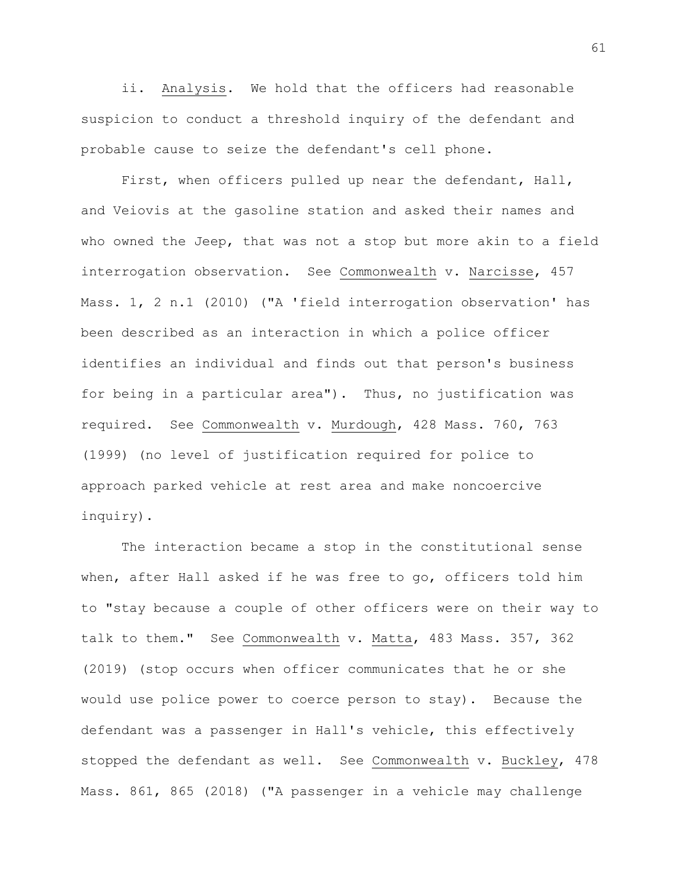ii. Analysis. We hold that the officers had reasonable suspicion to conduct a threshold inquiry of the defendant and probable cause to seize the defendant's cell phone.

First, when officers pulled up near the defendant, Hall, and Veiovis at the gasoline station and asked their names and who owned the Jeep, that was not a stop but more akin to a field interrogation observation. See Commonwealth v. Narcisse, 457 Mass. 1, 2 n.1 (2010) ("A 'field interrogation observation' has been described as an interaction in which a police officer identifies an individual and finds out that person's business for being in a particular area"). Thus, no justification was required. See Commonwealth v. Murdough, 428 Mass. 760, 763 (1999) (no level of justification required for police to approach parked vehicle at rest area and make noncoercive inquiry).

The interaction became a stop in the constitutional sense when, after Hall asked if he was free to go, officers told him to "stay because a couple of other officers were on their way to talk to them." See Commonwealth v. Matta, 483 Mass. 357, 362 (2019) (stop occurs when officer communicates that he or she would use police power to coerce person to stay). Because the defendant was a passenger in Hall's vehicle, this effectively stopped the defendant as well. See Commonwealth v. Buckley, 478 Mass. 861, 865 (2018) ("A passenger in a vehicle may challenge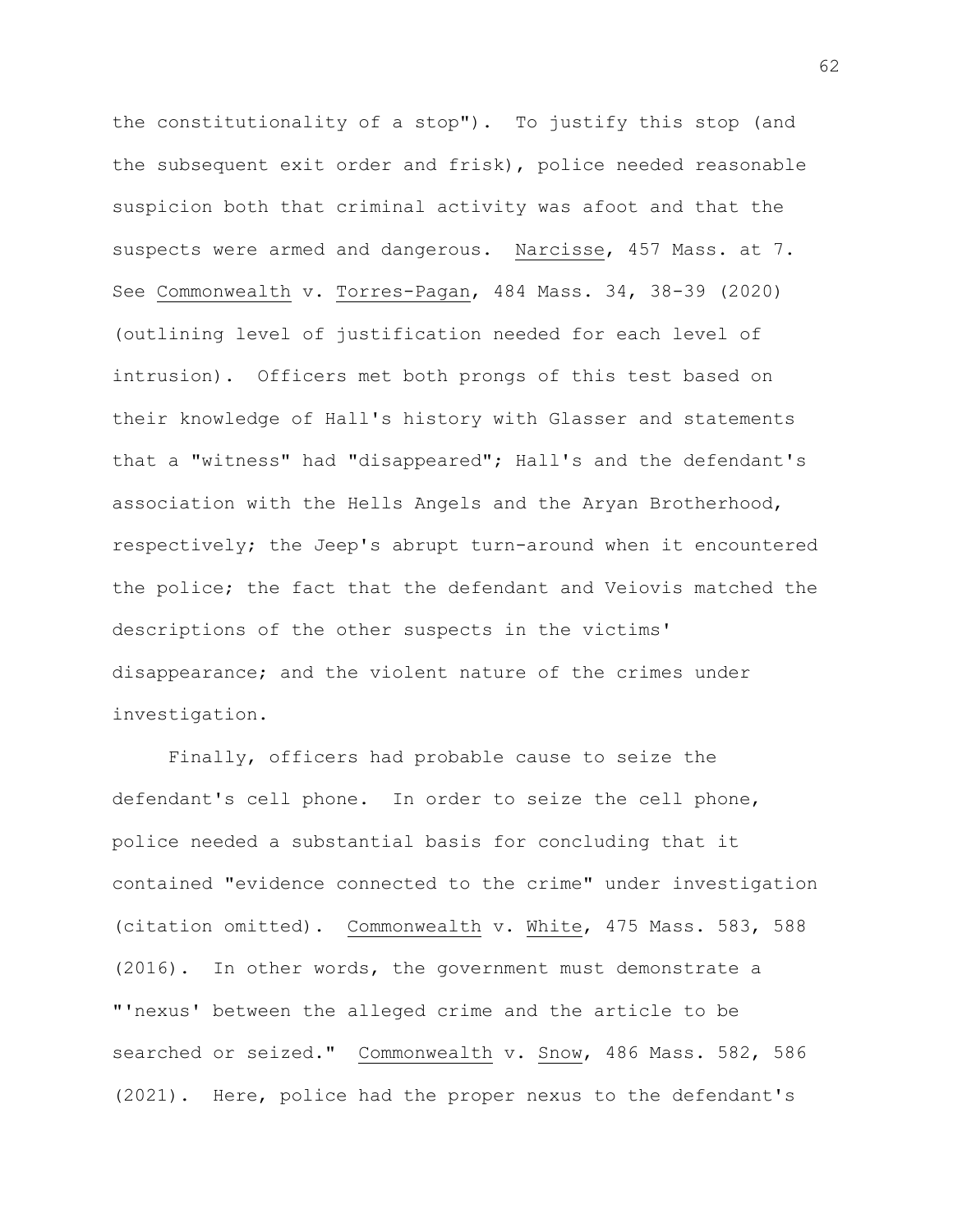the constitutionality of a stop"). To justify this stop (and the subsequent exit order and frisk), police needed reasonable suspicion both that criminal activity was afoot and that the suspects were armed and dangerous. Narcisse, 457 Mass. at 7. See Commonwealth v. Torres-Pagan, 484 Mass. 34, 38-39 (2020) (outlining level of justification needed for each level of intrusion). Officers met both prongs of this test based on their knowledge of Hall's history with Glasser and statements that a "witness" had "disappeared"; Hall's and the defendant's association with the Hells Angels and the Aryan Brotherhood, respectively; the Jeep's abrupt turn-around when it encountered the police; the fact that the defendant and Veiovis matched the descriptions of the other suspects in the victims' disappearance; and the violent nature of the crimes under investigation.

Finally, officers had probable cause to seize the defendant's cell phone. In order to seize the cell phone, police needed a substantial basis for concluding that it contained "evidence connected to the crime" under investigation (citation omitted). Commonwealth v. White, 475 Mass. 583, 588 (2016). In other words, the government must demonstrate a "'nexus' between the alleged crime and the article to be searched or seized." Commonwealth v. Snow, 486 Mass. 582, 586 (2021). Here, police had the proper nexus to the defendant's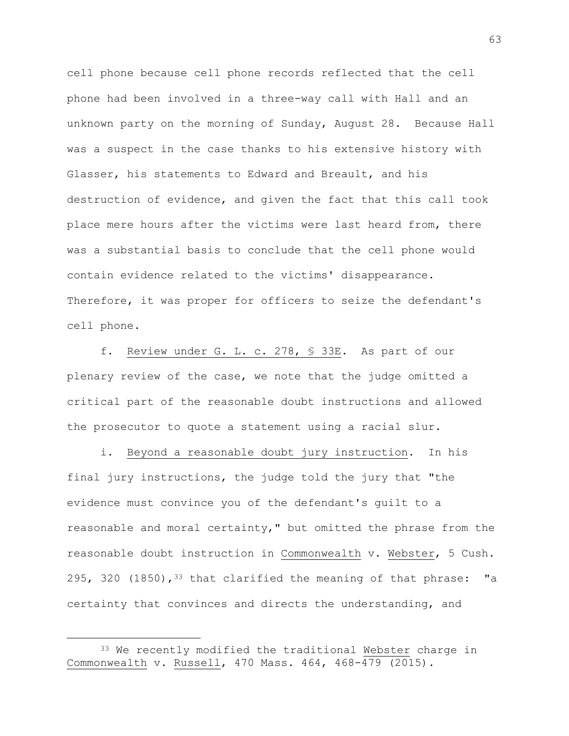cell phone because cell phone records reflected that the cell phone had been involved in a three-way call with Hall and an unknown party on the morning of Sunday, August 28. Because Hall was a suspect in the case thanks to his extensive history with Glasser, his statements to Edward and Breault, and his destruction of evidence, and given the fact that this call took place mere hours after the victims were last heard from, there was a substantial basis to conclude that the cell phone would contain evidence related to the victims' disappearance. Therefore, it was proper for officers to seize the defendant's cell phone.

f. Review under G. L. c. 278, § 33E. As part of our plenary review of the case, we note that the judge omitted a critical part of the reasonable doubt instructions and allowed the prosecutor to quote a statement using a racial slur.

i. Beyond a reasonable doubt jury instruction. In his final jury instructions, the judge told the jury that "the evidence must convince you of the defendant's guilt to a reasonable and moral certainty," but omitted the phrase from the reasonable doubt instruction in Commonwealth v. Webster, 5 Cush. 295, 320 (1850),[33] that clarified the meaning of that phrase: "a certainty that convinces and directs the understanding, and

---

[33] We recently modified the traditional Webster charge in Commonwealth v. Russell, 470 Mass. 464, 468-479 (2015).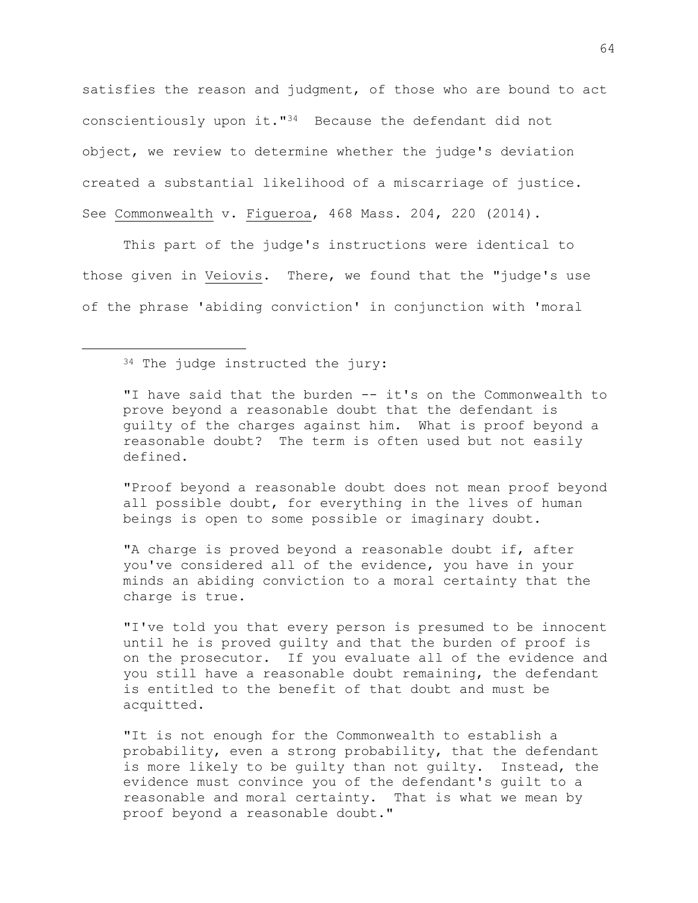satisfies the reason and judgment, of those who are bound to act conscientiously upon it."[34] Because the defendant did not object, we review to determine whether the judge's deviation created a substantial likelihood of a miscarriage of justice. See Commonwealth v. Figueroa, 468 Mass. 204, 220 (2014).

This part of the judge's instructions were identical to those given in Veiovis. There, we found that the "judge's use of the phrase 'abiding conviction' in conjunction with 'moral

---

[34] The judge instructed the jury:

> "I have said that the burden -- it's on the Commonwealth to prove beyond a reasonable doubt that the defendant is guilty of the charges against him. What is proof beyond a reasonable doubt? The term is often used but not easily defined.
>
> "Proof beyond a reasonable doubt does not mean proof beyond all possible doubt, for everything in the lives of human beings is open to some possible or imaginary doubt.
>
> "A charge is proved beyond a reasonable doubt if, after you've considered all of the evidence, you have in your minds an abiding conviction to a moral certainty that the charge is true.
>
> "I've told you that every person is presumed to be innocent until he is proved guilty and that the burden of proof is on the prosecutor. If you evaluate all of the evidence and you still have a reasonable doubt remaining, the defendant is entitled to the benefit of that doubt and must be acquitted.
>
> "It is not enough for the Commonwealth to establish a probability, even a strong probability, that the defendant is more likely to be guilty than not guilty. Instead, the evidence must convince you of the defendant's guilt to a reasonable and moral certainty. That is what we mean by proof beyond a reasonable doubt."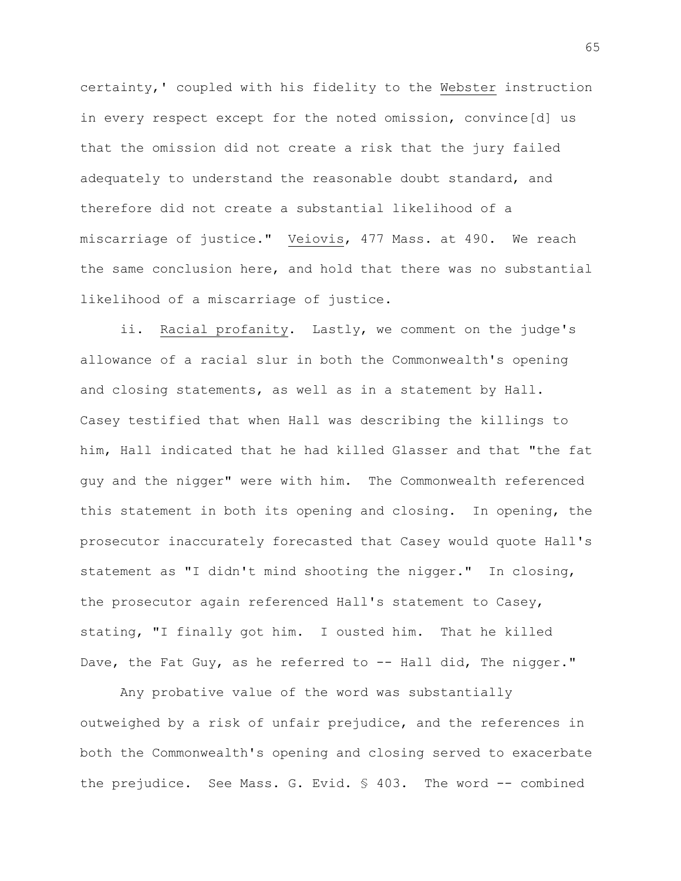certainty,' coupled with his fidelity to the Webster instruction in every respect except for the noted omission, convince[d] us that the omission did not create a risk that the jury failed adequately to understand the reasonable doubt standard, and therefore did not create a substantial likelihood of a miscarriage of justice." Veiovis, 477 Mass. at 490. We reach the same conclusion here, and hold that there was no substantial likelihood of a miscarriage of justice.

ii. Racial profanity. Lastly, we comment on the judge's allowance of a racial slur in both the Commonwealth's opening and closing statements, as well as in a statement by Hall. Casey testified that when Hall was describing the killings to him, Hall indicated that he had killed Glasser and that "the fat guy and the nigger" were with him. The Commonwealth referenced this statement in both its opening and closing. In opening, the prosecutor inaccurately forecasted that Casey would quote Hall's statement as "I didn't mind shooting the nigger." In closing, the prosecutor again referenced Hall's statement to Casey, stating, "I finally got him. I ousted him. That he killed Dave, the Fat Guy, as he referred to -- Hall did, The nigger."

Any probative value of the word was substantially outweighed by a risk of unfair prejudice, and the references in both the Commonwealth's opening and closing served to exacerbate the prejudice. See Mass. G. Evid. § 403. The word -- combined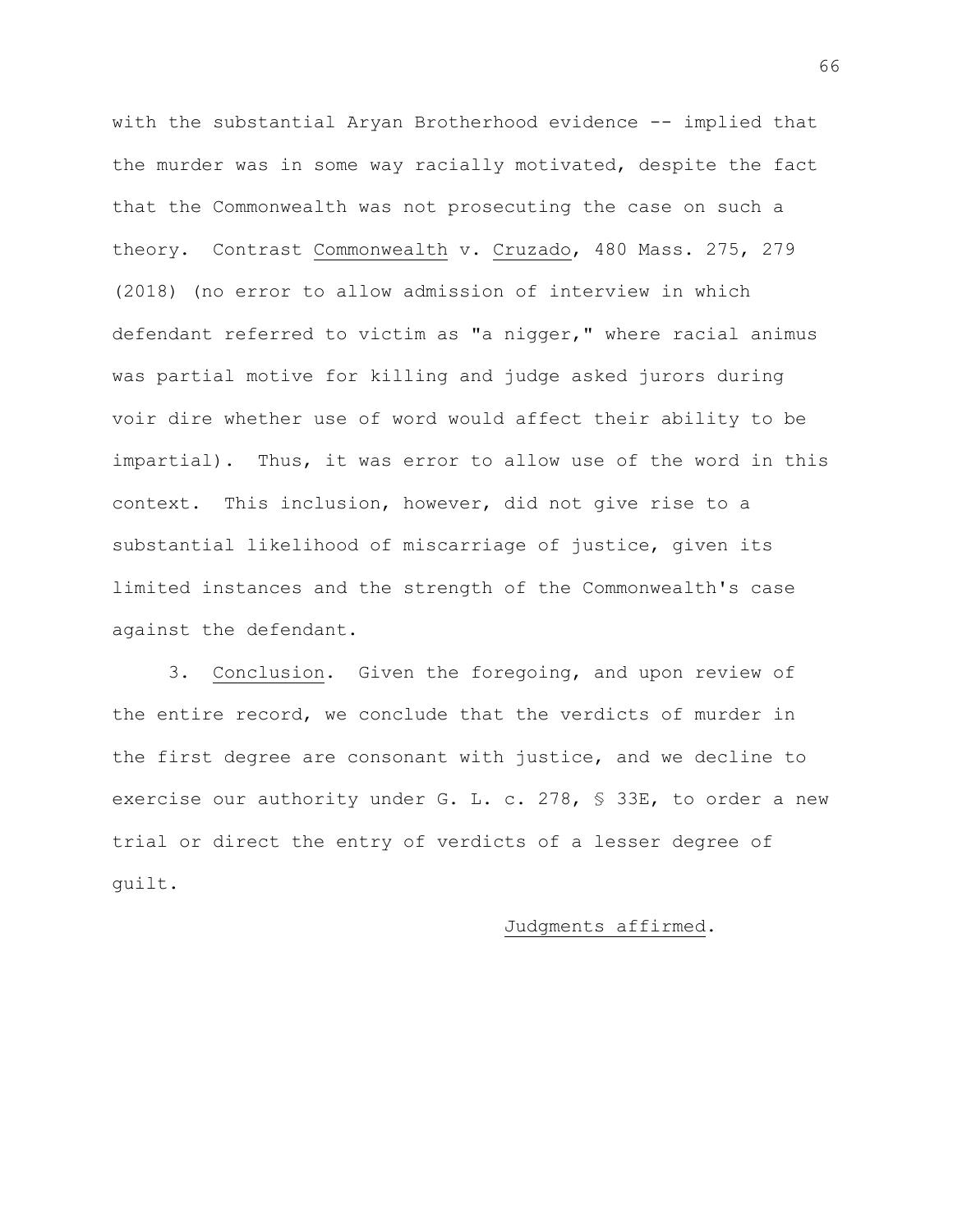with the substantial Aryan Brotherhood evidence -- implied that the murder was in some way racially motivated, despite the fact that the Commonwealth was not prosecuting the case on such a theory. Contrast Commonwealth v. Cruzado, 480 Mass. 275, 279 (2018) (no error to allow admission of interview in which defendant referred to victim as "a nigger," where racial animus was partial motive for killing and judge asked jurors during voir dire whether use of word would affect their ability to be impartial). Thus, it was error to allow use of the word in this context. This inclusion, however, did not give rise to a substantial likelihood of miscarriage of justice, given its limited instances and the strength of the Commonwealth's case against the defendant.

3. Conclusion. Given the foregoing, and upon review of the entire record, we conclude that the verdicts of murder in the first degree are consonant with justice, and we decline to exercise our authority under G. L. c. 278, § 33E, to order a new trial or direct the entry of verdicts of a lesser degree of guilt.

Judgments affirmed.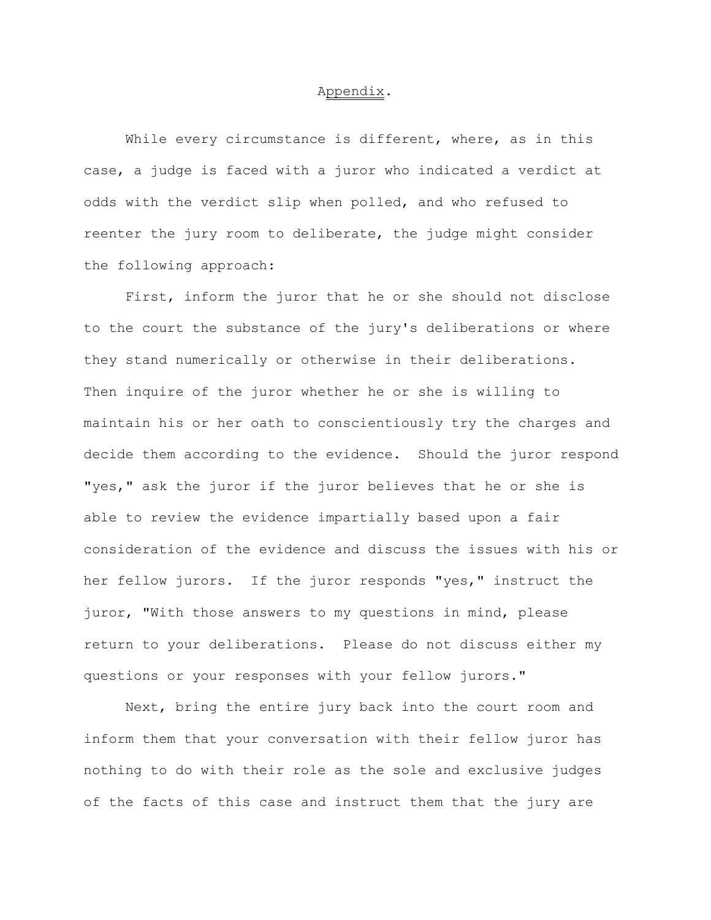# Appendix.

While every circumstance is different, where, as in this case, a judge is faced with a juror who indicated a verdict at odds with the verdict slip when polled, and who refused to reenter the jury room to deliberate, the judge might consider the following approach:

First, inform the juror that he or she should not disclose to the court the substance of the jury's deliberations or where they stand numerically or otherwise in their deliberations. Then inquire of the juror whether he or she is willing to maintain his or her oath to conscientiously try the charges and decide them according to the evidence. Should the juror respond "yes," ask the juror if the juror believes that he or she is able to review the evidence impartially based upon a fair consideration of the evidence and discuss the issues with his or her fellow jurors. If the juror responds "yes," instruct the juror, "With those answers to my questions in mind, please return to your deliberations. Please do not discuss either my questions or your responses with your fellow jurors."

Next, bring the entire jury back into the court room and inform them that your conversation with their fellow juror has nothing to do with their role as the sole and exclusive judges of the facts of this case and instruct them that the jury are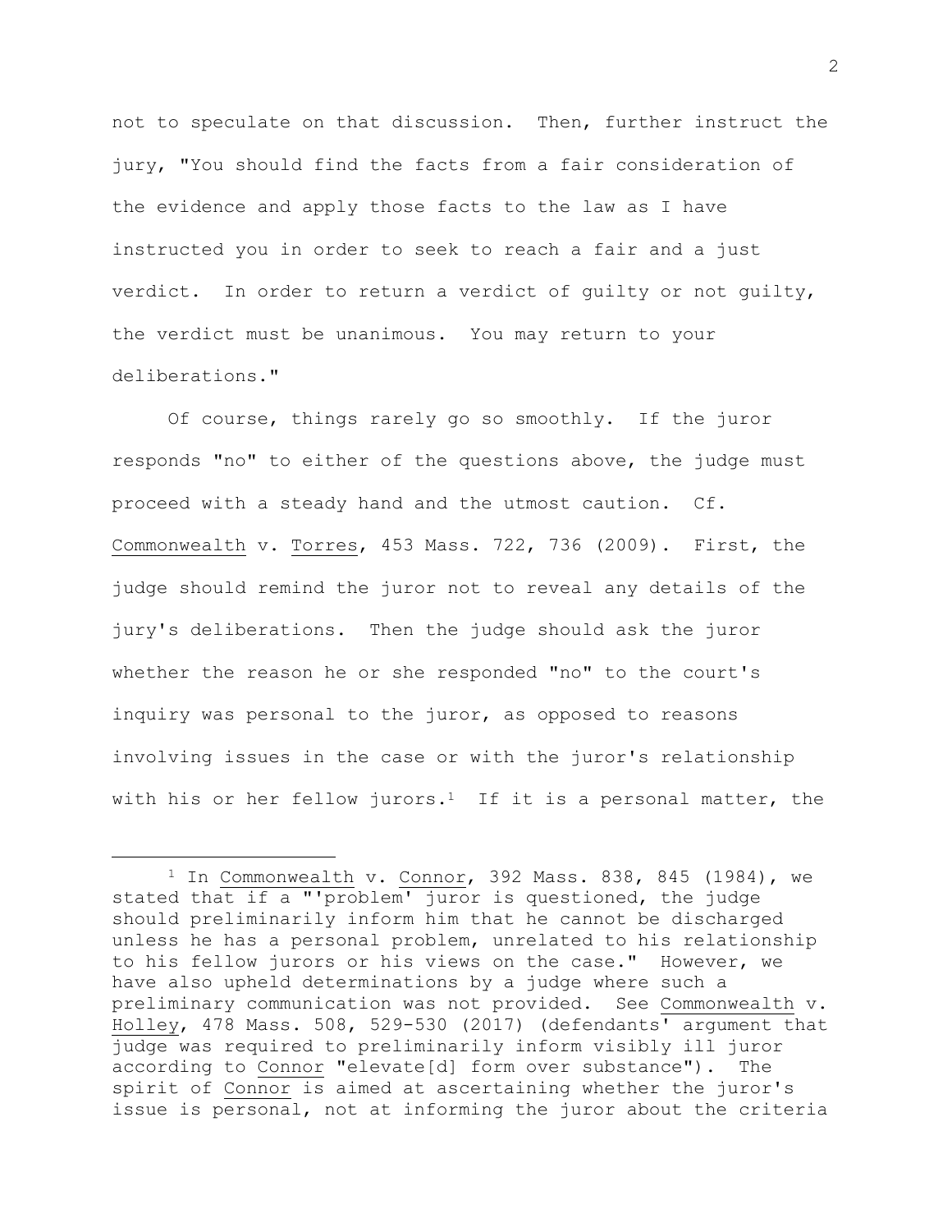not to speculate on that discussion. Then, further instruct the jury, "You should find the facts from a fair consideration of the evidence and apply those facts to the law as I have instructed you in order to seek to reach a fair and a just verdict. In order to return a verdict of guilty or not guilty, the verdict must be unanimous. You may return to your deliberations."

Of course, things rarely go so smoothly. If the juror responds "no" to either of the questions above, the judge must proceed with a steady hand and the utmost caution. Cf. Commonwealth v. Torres, 453 Mass. 722, 736 (2009). First, the judge should remind the juror not to reveal any details of the jury's deliberations. Then the judge should ask the juror whether the reason he or she responded "no" to the court's inquiry was personal to the juror, as opposed to reasons involving issues in the case or with the juror's relationship with his or her fellow jurors.[1] If it is a personal matter, the

[1] In Commonwealth v. Connor, 392 Mass. 838, 845 (1984), we stated that if a "'problem' juror is questioned, the judge should preliminarily inform him that he cannot be discharged unless he has a personal problem, unrelated to his relationship to his fellow jurors or his views on the case." However, we have also upheld determinations by a judge where such a preliminary communication was not provided. See Commonwealth v. Holley, 478 Mass. 508, 529-530 (2017) (defendants' argument that judge was required to preliminarily inform visibly ill juror according to Connor "elevate[d] form over substance"). The spirit of Connor is aimed at ascertaining whether the juror's issue is personal, not at informing the juror about the criteria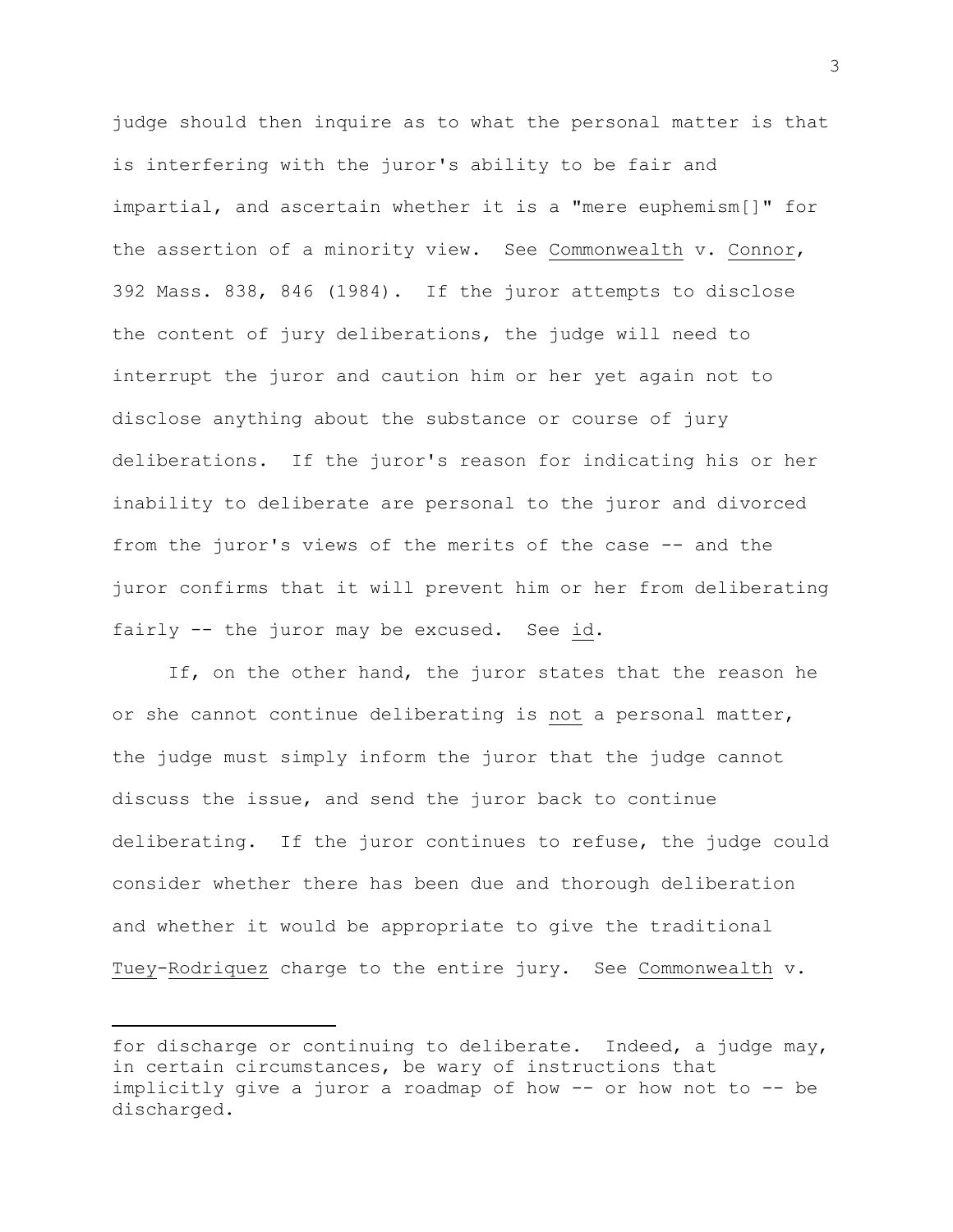judge should then inquire as to what the personal matter is that is interfering with the juror's ability to be fair and impartial, and ascertain whether it is a "mere euphemism[]" for the assertion of a minority view. See Commonwealth v. Connor, 392 Mass. 838, 846 (1984). If the juror attempts to disclose the content of jury deliberations, the judge will need to interrupt the juror and caution him or her yet again not to disclose anything about the substance or course of jury deliberations. If the juror's reason for indicating his or her inability to deliberate are personal to the juror and divorced from the juror's views of the merits of the case -- and the juror confirms that it will prevent him or her from deliberating fairly -- the juror may be excused. See id.

If, on the other hand, the juror states that the reason he or she cannot continue deliberating is not a personal matter, the judge must simply inform the juror that the judge cannot discuss the issue, and send the juror back to continue deliberating. If the juror continues to refuse, the judge could consider whether there has been due and thorough deliberation and whether it would be appropriate to give the traditional Tuey-Rodriquez charge to the entire jury. See Commonwealth v.

---

for discharge or continuing to deliberate. Indeed, a judge may, in certain circumstances, be wary of instructions that implicitly give a juror a roadmap of how -- or how not to -- be discharged.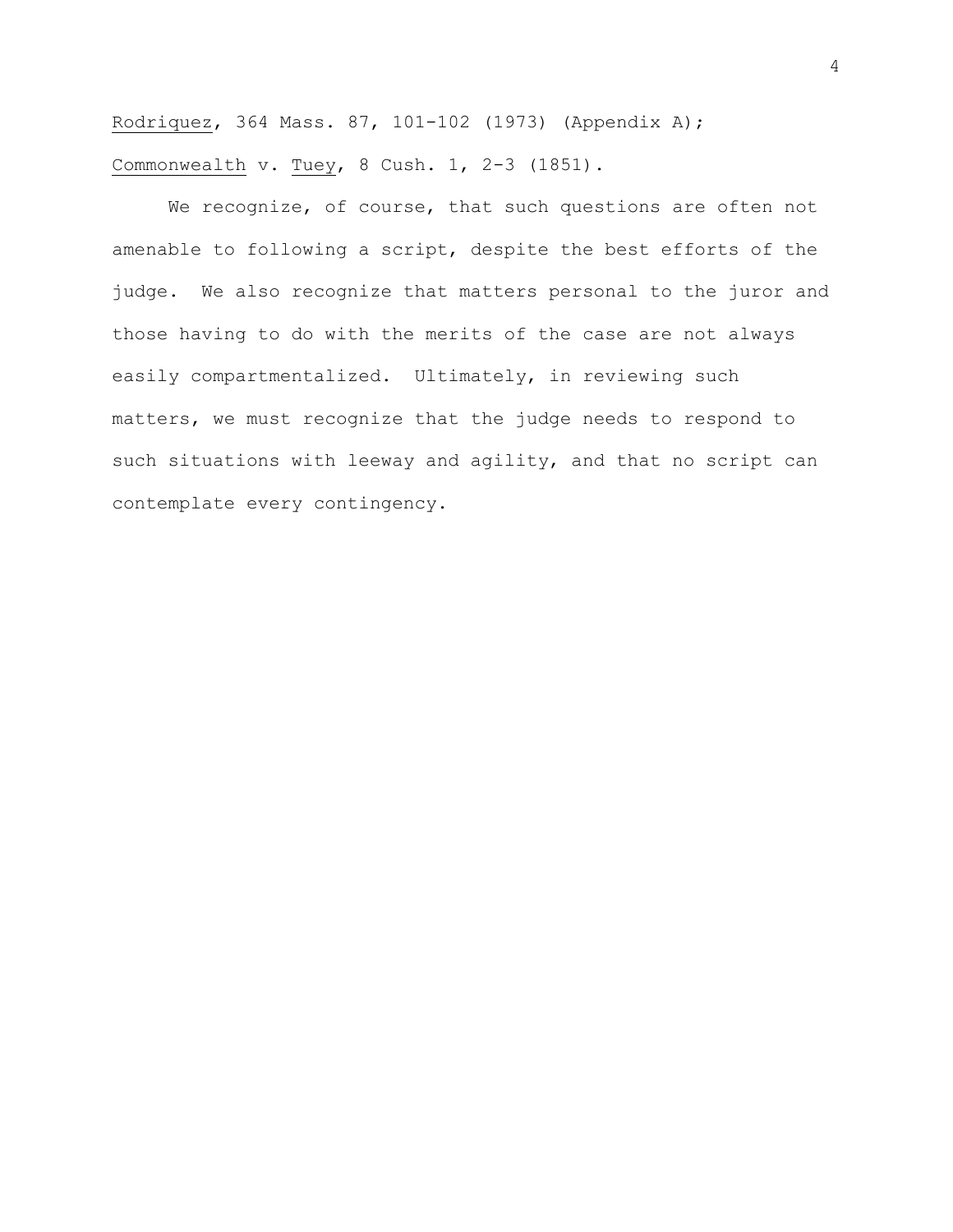Rodriquez, 364 Mass. 87, 101-102 (1973) (Appendix A); Commonwealth v. Tuey, 8 Cush. 1, 2-3 (1851).

We recognize, of course, that such questions are often not amenable to following a script, despite the best efforts of the judge. We also recognize that matters personal to the juror and those having to do with the merits of the case are not always easily compartmentalized. Ultimately, in reviewing such matters, we must recognize that the judge needs to respond to such situations with leeway and agility, and that no script can contemplate every contingency.